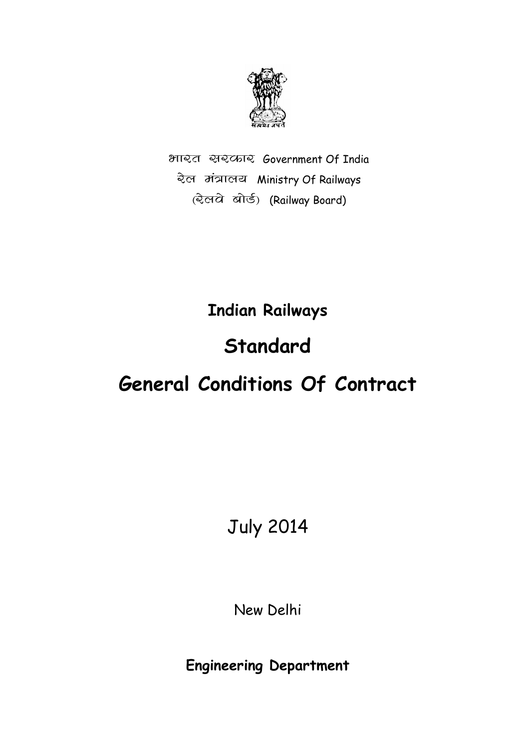भारत सरकार Government Of India

रेल मंत्रालय Ministry Of Railways

(रेलवे बोर्ड) (Railway Board)

**Indian Railways**

# Standard

# General Conditions Of Contract

July 2014

New Delhi

**Engineering Department**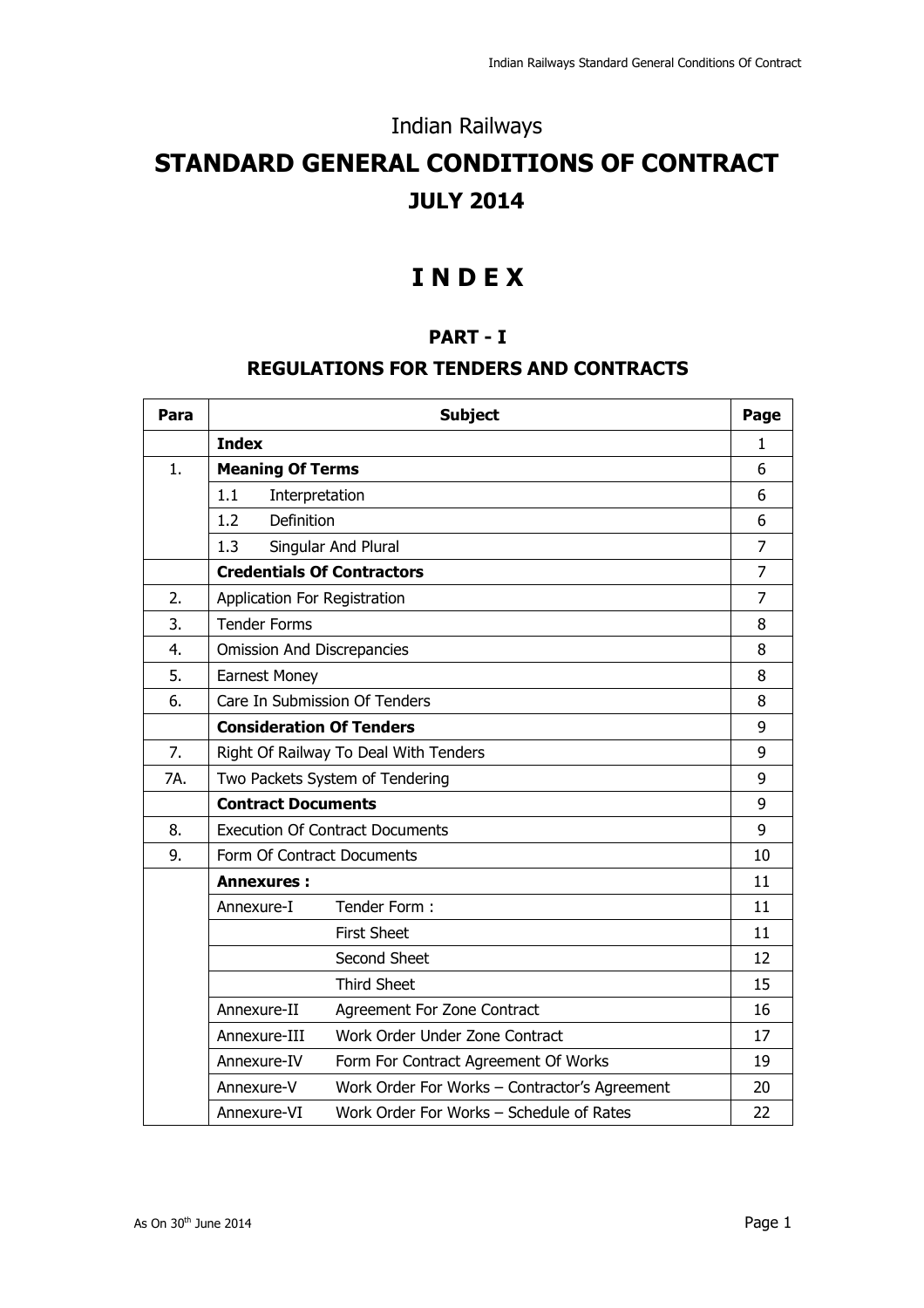Indian Railways

# STANDARD GENERAL CONDITIONS OF CONTRACT

## JULY 2014

# I N D E X

## PART - I

## REGULATIONS FOR TENDERS AND CONTRACTS

| Para | Subject | | Page |
|---|---|---|---|
| | **Index** | | 1 |
| 1. | **Meaning Of Terms** | | 6 |
| | 1.1 Interpretation | | 6 |
| | 1.2 Definition | | 6 |
| | 1.3 Singular And Plural | | 7 |
| | **Credentials Of Contractors** | | 7 |
| 2. | Application For Registration | | 7 |
| 3. | Tender Forms | | 8 |
| 4. | Omission And Discrepancies | | 8 |
| 5. | Earnest Money | | 8 |
| 6. | Care In Submission Of Tenders | | 8 |
| | **Consideration Of Tenders** | | 9 |
| 7. | Right Of Railway To Deal With Tenders | | 9 |
| 7A. | Two Packets System of Tendering | | 9 |
| | **Contract Documents** | | 9 |
| 8. | Execution Of Contract Documents | | 9 |
| 9. | Form Of Contract Documents | | 10 |
| | **Annexures :** | | 11 |
| | Annexure-I | Tender Form : | 11 |
| | | First Sheet | 11 |
| | | Second Sheet | 12 |
| | | Third Sheet | 15 |
| | Annexure-II | Agreement For Zone Contract | 16 |
| | Annexure-III | Work Order Under Zone Contract | 17 |
| | Annexure-IV | Form For Contract Agreement Of Works | 19 |
| | Annexure-V | Work Order For Works – Contractor's Agreement | 20 |
| | Annexure-VI | Work Order For Works – Schedule of Rates | 22 |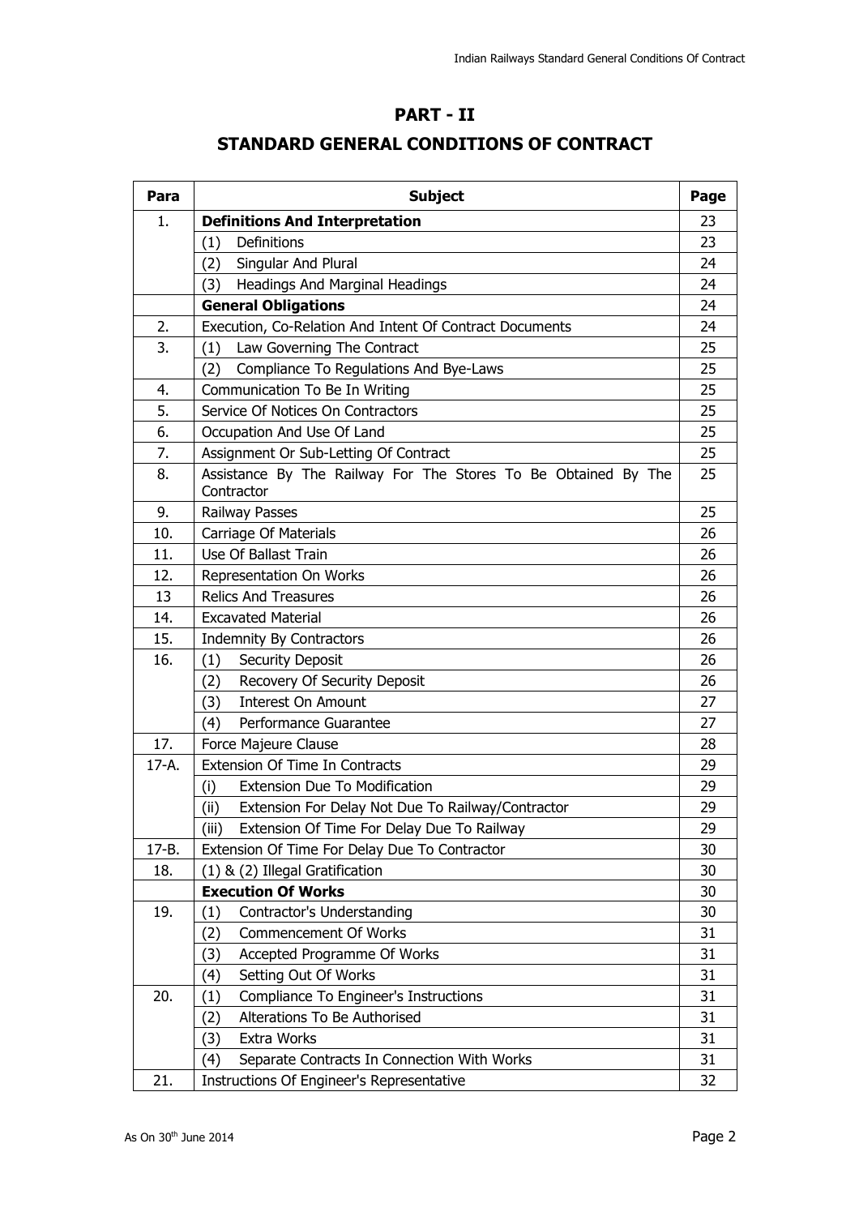# PART - II

## STANDARD GENERAL CONDITIONS OF CONTRACT

| Para | Subject | Page |
|---|---|---|
| 1. | **Definitions And Interpretation** | 23 |
| | (1) Definitions | 23 |
| | (2) Singular And Plural | 24 |
| | (3) Headings And Marginal Headings | 24 |
| | **General Obligations** | 24 |
| 2. | Execution, Co-Relation And Intent Of Contract Documents | 24 |
| 3. | (1) Law Governing The Contract | 25 |
| | (2) Compliance To Regulations And Bye-Laws | 25 |
| 4. | Communication To Be In Writing | 25 |
| 5. | Service Of Notices On Contractors | 25 |
| 6. | Occupation And Use Of Land | 25 |
| 7. | Assignment Or Sub-Letting Of Contract | 25 |
| 8. | Assistance By The Railway For The Stores To Be Obtained By The Contractor | 25 |
| 9. | Railway Passes | 25 |
| 10. | Carriage Of Materials | 26 |
| 11. | Use Of Ballast Train | 26 |
| 12. | Representation On Works | 26 |
| 13 | Relics And Treasures | 26 |
| 14. | Excavated Material | 26 |
| 15. | Indemnity By Contractors | 26 |
| 16. | (1) Security Deposit | 26 |
| | (2) Recovery Of Security Deposit | 26 |
| | (3) Interest On Amount | 27 |
| | (4) Performance Guarantee | 27 |
| 17. | Force Majeure Clause | 28 |
| 17-A. | Extension Of Time In Contracts | 29 |
| | (i) Extension Due To Modification | 29 |
| | (ii) Extension For Delay Not Due To Railway/Contractor | 29 |
| | (iii) Extension Of Time For Delay Due To Railway | 29 |
| 17-B. | Extension Of Time For Delay Due To Contractor | 30 |
| 18. | (1) & (2) Illegal Gratification | 30 |
| | **Execution Of Works** | 30 |
| 19. | (1) Contractor's Understanding | 30 |
| | (2) Commencement Of Works | 31 |
| | (3) Accepted Programme Of Works | 31 |
| | (4) Setting Out Of Works | 31 |
| 20. | (1) Compliance To Engineer's Instructions | 31 |
| | (2) Alterations To Be Authorised | 31 |
| | (3) Extra Works | 31 |
| | (4) Separate Contracts In Connection With Works | 31 |
| 21. | Instructions Of Engineer's Representative | 32 |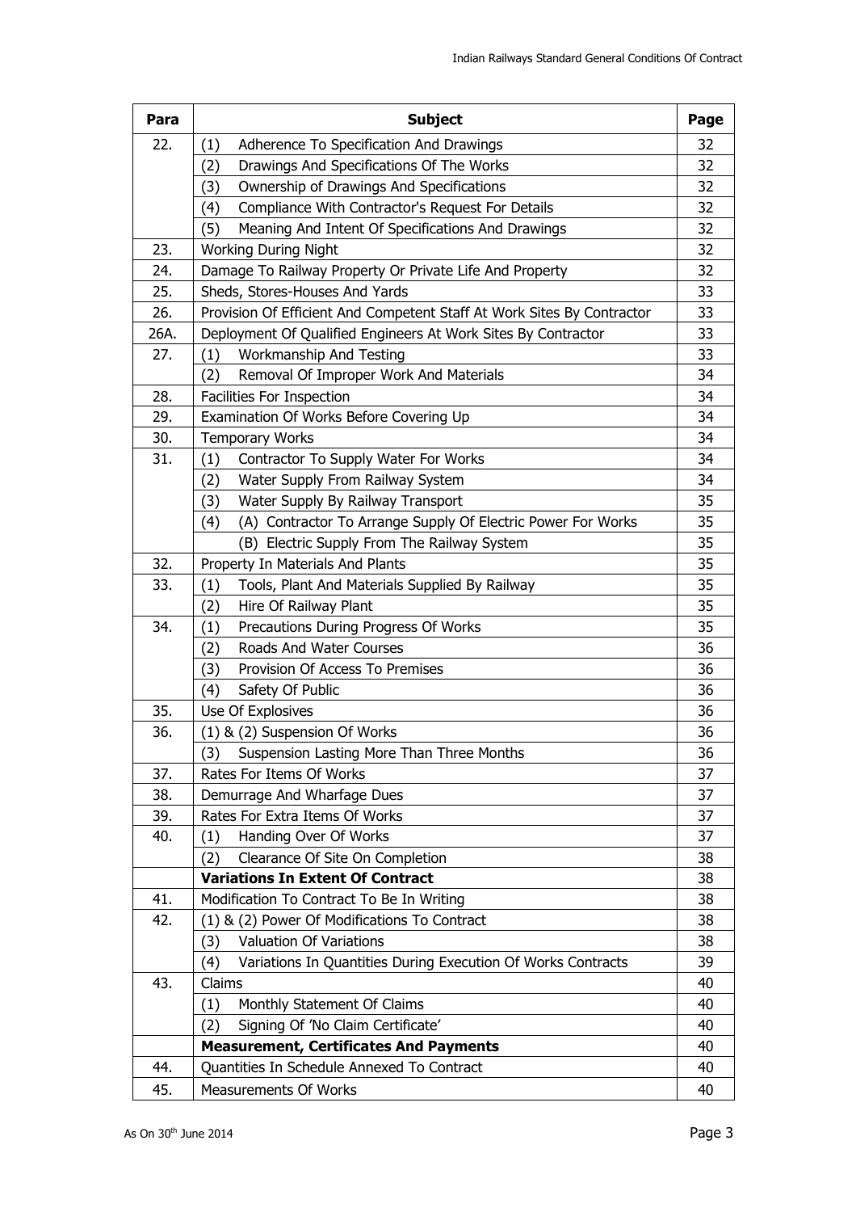| Para | Subject | Page |
|---|---|---|
| 22. | (1) Adherence To Specification And Drawings | 32 |
| | (2) Drawings And Specifications Of The Works | 32 |
| | (3) Ownership of Drawings And Specifications | 32 |
| | (4) Compliance With Contractor's Request For Details | 32 |
| | (5) Meaning And Intent Of Specifications And Drawings | 32 |
| 23. | Working During Night | 32 |
| 24. | Damage To Railway Property Or Private Life And Property | 32 |
| 25. | Sheds, Stores-Houses And Yards | 33 |
| 26. | Provision Of Efficient And Competent Staff At Work Sites By Contractor | 33 |
| 26A. | Deployment Of Qualified Engineers At Work Sites By Contractor | 33 |
| 27. | (1) Workmanship And Testing | 33 |
| | (2) Removal Of Improper Work And Materials | 34 |
| 28. | Facilities For Inspection | 34 |
| 29. | Examination Of Works Before Covering Up | 34 |
| 30. | Temporary Works | 34 |
| 31. | (1) Contractor To Supply Water For Works | 34 |
| | (2) Water Supply From Railway System | 34 |
| | (3) Water Supply By Railway Transport | 35 |
| | (4) (A) Contractor To Arrange Supply Of Electric Power For Works | 35 |
| | (B) Electric Supply From The Railway System | 35 |
| 32. | Property In Materials And Plants | 35 |
| 33. | (1) Tools, Plant And Materials Supplied By Railway | 35 |
| | (2) Hire Of Railway Plant | 35 |
| 34. | (1) Precautions During Progress Of Works | 35 |
| | (2) Roads And Water Courses | 36 |
| | (3) Provision Of Access To Premises | 36 |
| | (4) Safety Of Public | 36 |
| 35. | Use Of Explosives | 36 |
| 36. | (1) & (2) Suspension Of Works | 36 |
| | (3) Suspension Lasting More Than Three Months | 36 |
| 37. | Rates For Items Of Works | 37 |
| 38. | Demurrage And Wharfage Dues | 37 |
| 39. | Rates For Extra Items Of Works | 37 |
| 40. | (1) Handing Over Of Works | 37 |
| | (2) Clearance Of Site On Completion | 38 |
| | **Variations In Extent Of Contract** | 38 |
| 41. | Modification To Contract To Be In Writing | 38 |
| 42. | (1) & (2) Power Of Modifications To Contract | 38 |
| | (3) Valuation Of Variations | 38 |
| | (4) Variations In Quantities During Execution Of Works Contracts | 39 |
| 43. | Claims | 40 |
| | (1) Monthly Statement Of Claims | 40 |
| | (2) Signing Of 'No Claim Certificate' | 40 |
| | **Measurement, Certificates And Payments** | 40 |
| 44. | Quantities In Schedule Annexed To Contract | 40 |
| 45. | Measurements Of Works | 40 |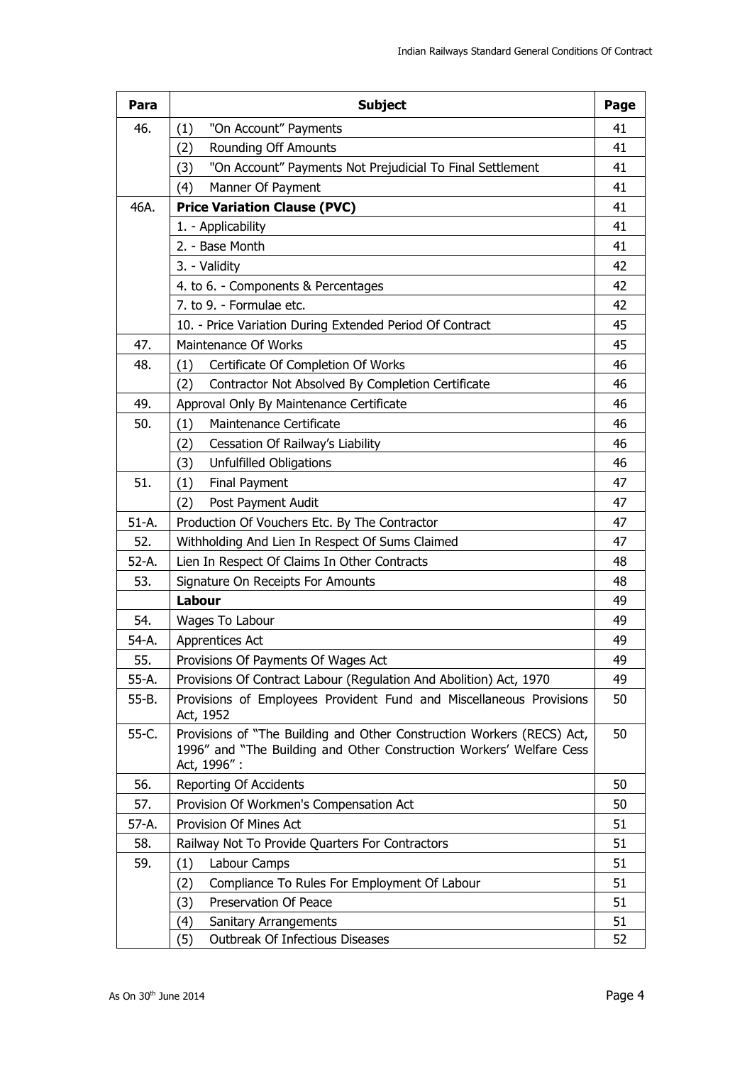| Para | Subject | Page |
|---|---|---|
| 46. | (1) "On Account" Payments | 41 |
| | (2) Rounding Off Amounts | 41 |
| | (3) "On Account" Payments Not Prejudicial To Final Settlement | 41 |
| | (4) Manner Of Payment | 41 |
| 46A. | **Price Variation Clause (PVC)** | 41 |
| | 1. - Applicability | 41 |
| | 2. - Base Month | 41 |
| | 3. - Validity | 42 |
| | 4. to 6. - Components & Percentages | 42 |
| | 7. to 9. - Formulae etc. | 42 |
| | 10. - Price Variation During Extended Period Of Contract | 45 |
| 47. | Maintenance Of Works | 45 |
| 48. | (1) Certificate Of Completion Of Works | 46 |
| | (2) Contractor Not Absolved By Completion Certificate | 46 |
| 49. | Approval Only By Maintenance Certificate | 46 |
| 50. | (1) Maintenance Certificate | 46 |
| | (2) Cessation Of Railway's Liability | 46 |
| | (3) Unfulfilled Obligations | 46 |
| 51. | (1) Final Payment | 47 |
| | (2) Post Payment Audit | 47 |
| 51-A. | Production Of Vouchers Etc. By The Contractor | 47 |
| 52. | Withholding And Lien In Respect Of Sums Claimed | 47 |
| 52-A. | Lien In Respect Of Claims In Other Contracts | 48 |
| 53. | Signature On Receipts For Amounts | 48 |
| | **Labour** | 49 |
| 54. | Wages To Labour | 49 |
| 54-A. | Apprentices Act | 49 |
| 55. | Provisions Of Payments Of Wages Act | 49 |
| 55-A. | Provisions Of Contract Labour (Regulation And Abolition) Act, 1970 | 49 |
| 55-B. | Provisions of Employees Provident Fund and Miscellaneous Provisions Act, 1952 | 50 |
| 55-C. | Provisions of "The Building and Other Construction Workers (RECS) Act, 1996" and "The Building and Other Construction Workers' Welfare Cess Act, 1996" : | 50 |
| 56. | Reporting Of Accidents | 50 |
| 57. | Provision Of Workmen's Compensation Act | 50 |
| 57-A. | Provision Of Mines Act | 51 |
| 58. | Railway Not To Provide Quarters For Contractors | 51 |
| 59. | (1) Labour Camps | 51 |
| | (2) Compliance To Rules For Employment Of Labour | 51 |
| | (3) Preservation Of Peace | 51 |
| | (4) Sanitary Arrangements | 51 |
| | (5) Outbreak Of Infectious Diseases | 52 |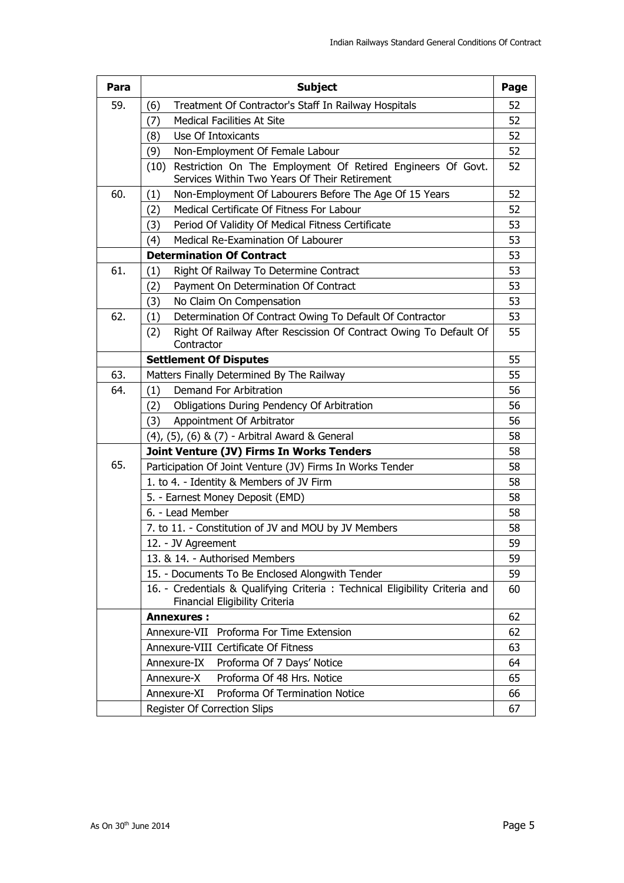| Para | Subject | Page |
|---|---|---|
| 59. | (6) Treatment Of Contractor's Staff In Railway Hospitals | 52 |
| | (7) Medical Facilities At Site | 52 |
| | (8) Use Of Intoxicants | 52 |
| | (9) Non-Employment Of Female Labour | 52 |
| | (10) Restriction On The Employment Of Retired Engineers Of Govt. Services Within Two Years Of Their Retirement | 52 |
| 60. | (1) Non-Employment Of Labourers Before The Age Of 15 Years | 52 |
| | (2) Medical Certificate Of Fitness For Labour | 52 |
| | (3) Period Of Validity Of Medical Fitness Certificate | 53 |
| | (4) Medical Re-Examination Of Labourer | 53 |
| | **Determination Of Contract** | 53 |
| 61. | (1) Right Of Railway To Determine Contract | 53 |
| | (2) Payment On Determination Of Contract | 53 |
| | (3) No Claim On Compensation | 53 |
| 62. | (1) Determination Of Contract Owing To Default Of Contractor | 53 |
| | (2) Right Of Railway After Rescission Of Contract Owing To Default Of Contractor | 55 |
| | **Settlement Of Disputes** | 55 |
| 63. | Matters Finally Determined By The Railway | 55 |
| 64. | (1) Demand For Arbitration | 56 |
| | (2) Obligations During Pendency Of Arbitration | 56 |
| | (3) Appointment Of Arbitrator | 56 |
| | (4), (5), (6) & (7) - Arbitral Award & General | 58 |
| | **Joint Venture (JV) Firms In Works Tenders** | 58 |
| 65. | Participation Of Joint Venture (JV) Firms In Works Tender | 58 |
| | 1. to 4. - Identity & Members of JV Firm | 58 |
| | 5. - Earnest Money Deposit (EMD) | 58 |
| | 6. - Lead Member | 58 |
| | 7. to 11. - Constitution of JV and MOU by JV Members | 58 |
| | 12. - JV Agreement | 59 |
| | 13. & 14. - Authorised Members | 59 |
| | 15. - Documents To Be Enclosed Alongwith Tender | 59 |
| | 16. - Credentials & Qualifying Criteria : Technical Eligibility Criteria and Financial Eligibility Criteria | 60 |
| | **Annexures :** | 62 |
| | Annexure-VII Proforma For Time Extension | 62 |
| | Annexure-VIII Certificate Of Fitness | 63 |
| | Annexure-IX Proforma Of 7 Days' Notice | 64 |
| | Annexure-X Proforma Of 48 Hrs. Notice | 65 |
| | Annexure-XI Proforma Of Termination Notice | 66 |
| | Register Of Correction Slips | 67 |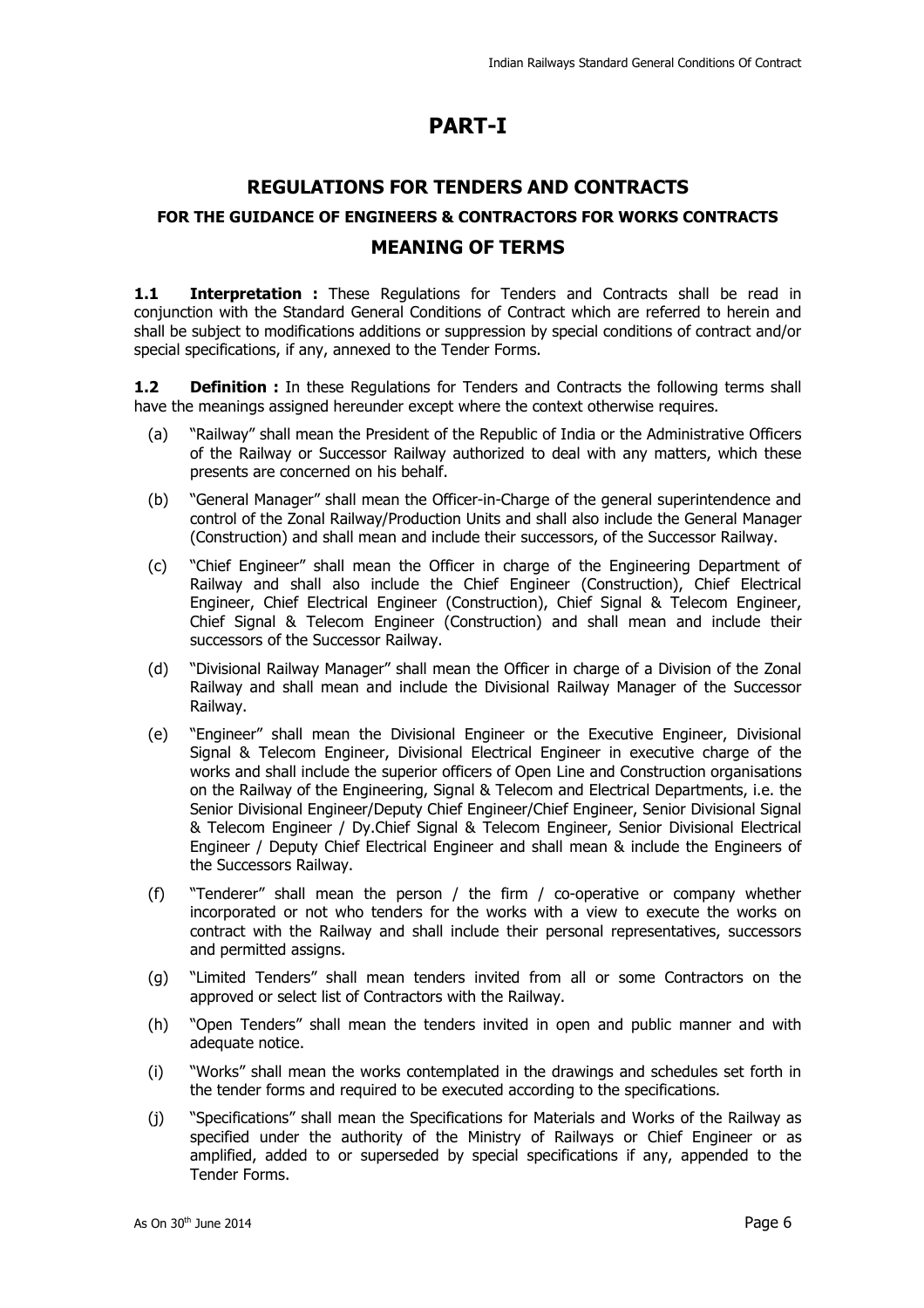# PART-I

## REGULATIONS FOR TENDERS AND CONTRACTS

### FOR THE GUIDANCE OF ENGINEERS & CONTRACTORS FOR WORKS CONTRACTS

## MEANING OF TERMS

**1.1 Interpretation :** These Regulations for Tenders and Contracts shall be read in conjunction with the Standard General Conditions of Contract which are referred to herein and shall be subject to modifications additions or suppression by special conditions of contract and/or special specifications, if any, annexed to the Tender Forms.

**1.2 Definition :** In these Regulations for Tenders and Contracts the following terms shall have the meanings assigned hereunder except where the context otherwise requires.

(a) "Railway" shall mean the President of the Republic of India or the Administrative Officers of the Railway or Successor Railway authorized to deal with any matters, which these presents are concerned on his behalf.

(b) "General Manager" shall mean the Officer-in-Charge of the general superintendence and control of the Zonal Railway/Production Units and shall also include the General Manager (Construction) and shall mean and include their successors, of the Successor Railway.

(c) "Chief Engineer" shall mean the Officer in charge of the Engineering Department of Railway and shall also include the Chief Engineer (Construction), Chief Electrical Engineer, Chief Electrical Engineer (Construction), Chief Signal & Telecom Engineer, Chief Signal & Telecom Engineer (Construction) and shall mean and include their successors of the Successor Railway.

(d) "Divisional Railway Manager" shall mean the Officer in charge of a Division of the Zonal Railway and shall mean and include the Divisional Railway Manager of the Successor Railway.

(e) "Engineer" shall mean the Divisional Engineer or the Executive Engineer, Divisional Signal & Telecom Engineer, Divisional Electrical Engineer in executive charge of the works and shall include the superior officers of Open Line and Construction organisations on the Railway of the Engineering, Signal & Telecom and Electrical Departments, i.e. the Senior Divisional Engineer/Deputy Chief Engineer/Chief Engineer, Senior Divisional Signal & Telecom Engineer / Dy.Chief Signal & Telecom Engineer, Senior Divisional Electrical Engineer / Deputy Chief Electrical Engineer and shall mean & include the Engineers of the Successors Railway.

(f) "Tenderer" shall mean the person / the firm / co-operative or company whether incorporated or not who tenders for the works with a view to execute the works on contract with the Railway and shall include their personal representatives, successors and permitted assigns.

(g) "Limited Tenders" shall mean tenders invited from all or some Contractors on the approved or select list of Contractors with the Railway.

(h) "Open Tenders" shall mean the tenders invited in open and public manner and with adequate notice.

(i) "Works" shall mean the works contemplated in the drawings and schedules set forth in the tender forms and required to be executed according to the specifications.

(j) "Specifications" shall mean the Specifications for Materials and Works of the Railway as specified under the authority of the Ministry of Railways or Chief Engineer or as amplified, added to or superseded by special specifications if any, appended to the Tender Forms.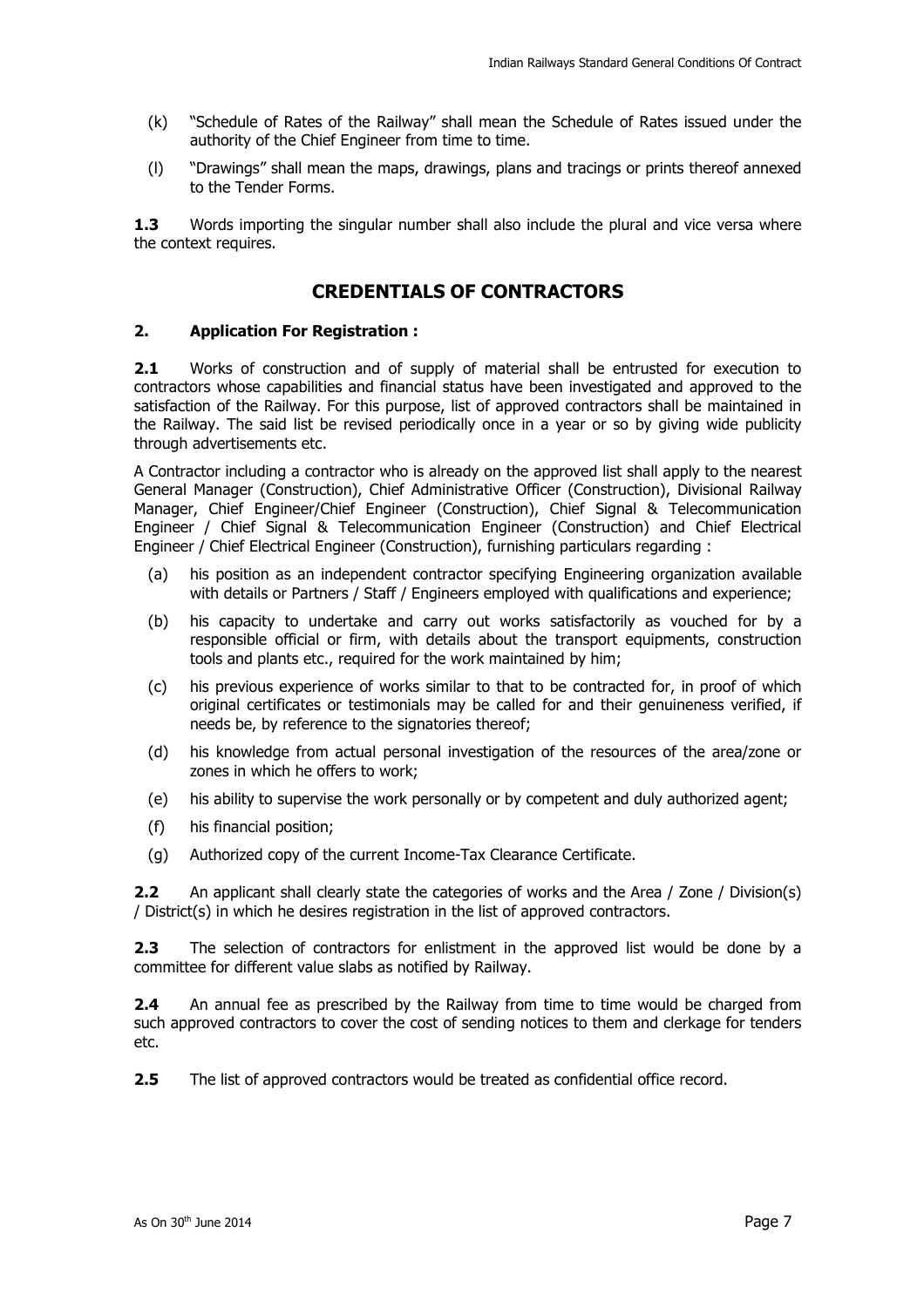(k) "Schedule of Rates of the Railway" shall mean the Schedule of Rates issued under the authority of the Chief Engineer from time to time.

(l) "Drawings" shall mean the maps, drawings, plans and tracings or prints thereof annexed to the Tender Forms.

**1.3** Words importing the singular number shall also include the plural and vice versa where the context requires.

## CREDENTIALS OF CONTRACTORS

### 2. Application For Registration :

**2.1** Works of construction and of supply of material shall be entrusted for execution to contractors whose capabilities and financial status have been investigated and approved to the satisfaction of the Railway. For this purpose, list of approved contractors shall be maintained in the Railway. The said list be revised periodically once in a year or so by giving wide publicity through advertisements etc.

A Contractor including a contractor who is already on the approved list shall apply to the nearest General Manager (Construction), Chief Administrative Officer (Construction), Divisional Railway Manager, Chief Engineer/Chief Engineer (Construction), Chief Signal & Telecommunication Engineer / Chief Signal & Telecommunication Engineer (Construction) and Chief Electrical Engineer / Chief Electrical Engineer (Construction), furnishing particulars regarding :

(a) his position as an independent contractor specifying Engineering organization available with details or Partners / Staff / Engineers employed with qualifications and experience;

(b) his capacity to undertake and carry out works satisfactorily as vouched for by a responsible official or firm, with details about the transport equipments, construction tools and plants etc., required for the work maintained by him;

(c) his previous experience of works similar to that to be contracted for, in proof of which original certificates or testimonials may be called for and their genuineness verified, if needs be, by reference to the signatories thereof;

(d) his knowledge from actual personal investigation of the resources of the area/zone or zones in which he offers to work;

(e) his ability to supervise the work personally or by competent and duly authorized agent;

(f) his financial position;

(g) Authorized copy of the current Income-Tax Clearance Certificate.

**2.2** An applicant shall clearly state the categories of works and the Area / Zone / Division(s) / District(s) in which he desires registration in the list of approved contractors.

**2.3** The selection of contractors for enlistment in the approved list would be done by a committee for different value slabs as notified by Railway.

**2.4** An annual fee as prescribed by the Railway from time to time would be charged from such approved contractors to cover the cost of sending notices to them and clerkage for tenders etc.

**2.5** The list of approved contractors would be treated as confidential office record.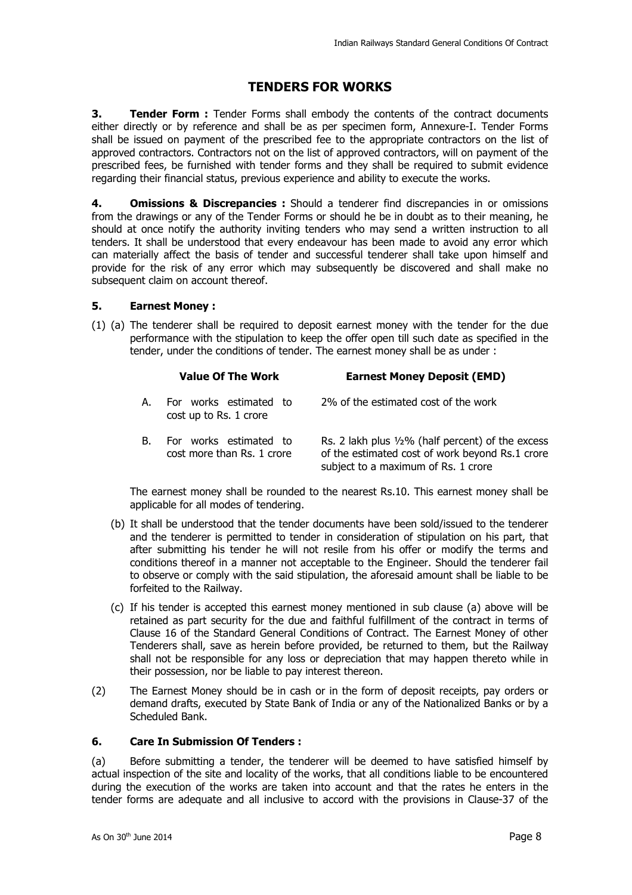## TENDERS FOR WORKS

**3. Tender Form :** Tender Forms shall embody the contents of the contract documents either directly or by reference and shall be as per specimen form, Annexure-I. Tender Forms shall be issued on payment of the prescribed fee to the appropriate contractors on the list of approved contractors. Contractors not on the list of approved contractors, will on payment of the prescribed fees, be furnished with tender forms and they shall be required to submit evidence regarding their financial status, previous experience and ability to execute the works.

**4. Omissions & Discrepancies :** Should a tenderer find discrepancies in or omissions from the drawings or any of the Tender Forms or should he be in doubt as to their meaning, he should at once notify the authority inviting tenders who may send a written instruction to all tenders. It shall be understood that every endeavour has been made to avoid any error which can materially affect the basis of tender and successful tenderer shall take upon himself and provide for the risk of any error which may subsequently be discovered and shall make no subsequent claim on account thereof.

**5. Earnest Money :**

(1) (a) The tenderer shall be required to deposit earnest money with the tender for the due performance with the stipulation to keep the offer open till such date as specified in the tender, under the conditions of tender. The earnest money shall be as under :

| | Value Of The Work | Earnest Money Deposit (EMD) |
|---|---|---|
| A. | For works estimated to cost up to Rs. 1 crore | 2% of the estimated cost of the work |
| B. | For works estimated to cost more than Rs. 1 crore | Rs. 2 lakh plus ½% (half percent) of the excess of the estimated cost of work beyond Rs.1 crore subject to a maximum of Rs. 1 crore |

The earnest money shall be rounded to the nearest Rs.10. This earnest money shall be applicable for all modes of tendering.

(b) It shall be understood that the tender documents have been sold/issued to the tenderer and the tenderer is permitted to tender in consideration of stipulation on his part, that after submitting his tender he will not resile from his offer or modify the terms and conditions thereof in a manner not acceptable to the Engineer. Should the tenderer fail to observe or comply with the said stipulation, the aforesaid amount shall be liable to be forfeited to the Railway.

(c) If his tender is accepted this earnest money mentioned in sub clause (a) above will be retained as part security for the due and faithful fulfillment of the contract in terms of Clause 16 of the Standard General Conditions of Contract. The Earnest Money of other Tenderers shall, save as herein before provided, be returned to them, but the Railway shall not be responsible for any loss or depreciation that may happen thereto while in their possession, nor be liable to pay interest thereon.

(2) The Earnest Money should be in cash or in the form of deposit receipts, pay orders or demand drafts, executed by State Bank of India or any of the Nationalized Banks or by a Scheduled Bank.

**6. Care In Submission Of Tenders :**

(a) Before submitting a tender, the tenderer will be deemed to have satisfied himself by actual inspection of the site and locality of the works, that all conditions liable to be encountered during the execution of the works are taken into account and that the rates he enters in the tender forms are adequate and all inclusive to accord with the provisions in Clause-37 of the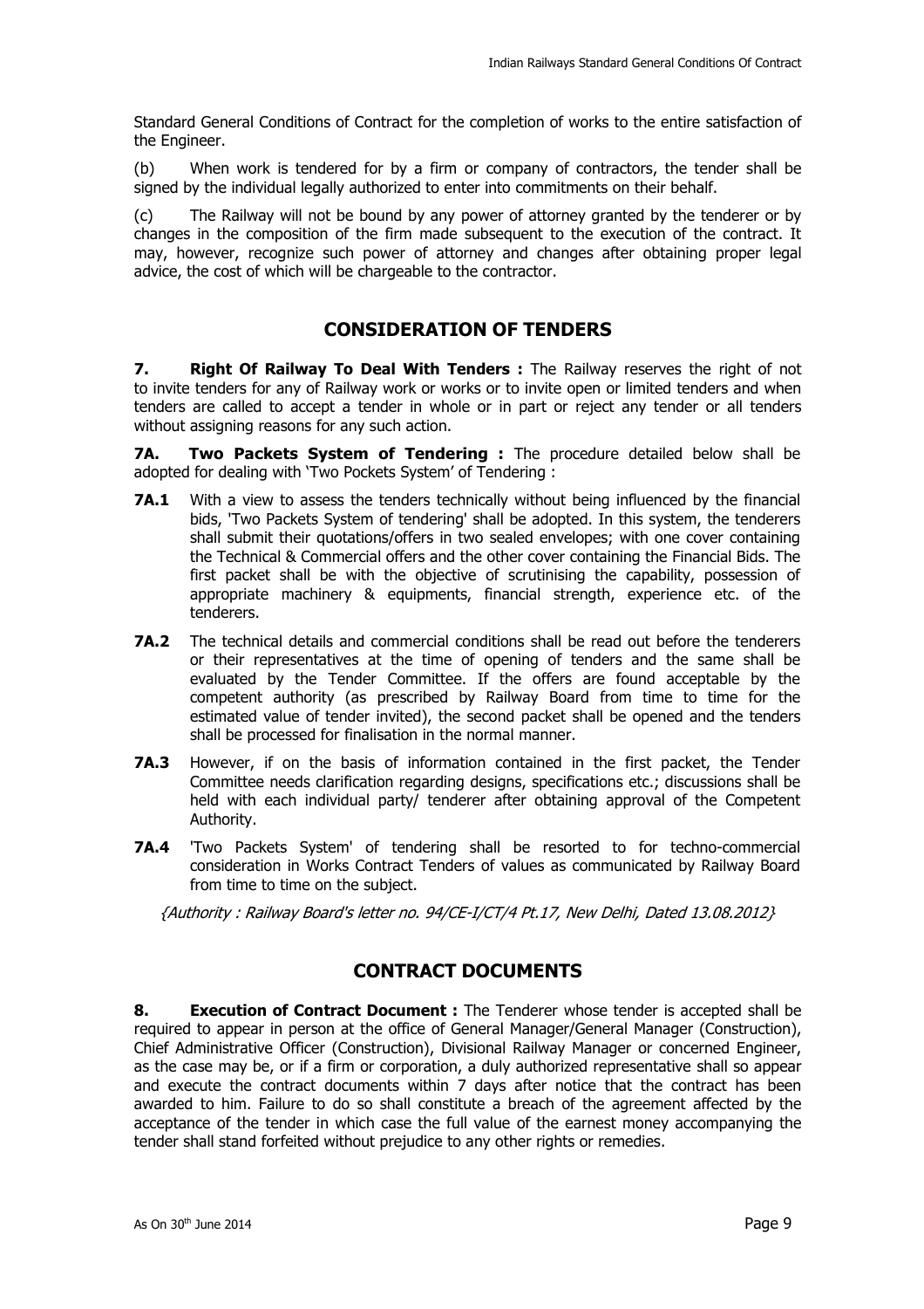Standard General Conditions of Contract for the completion of works to the entire satisfaction of the Engineer.

(b) When work is tendered for by a firm or company of contractors, the tender shall be signed by the individual legally authorized to enter into commitments on their behalf.

(c) The Railway will not be bound by any power of attorney granted by the tenderer or by changes in the composition of the firm made subsequent to the execution of the contract. It may, however, recognize such power of attorney and changes after obtaining proper legal advice, the cost of which will be chargeable to the contractor.

## CONSIDERATION OF TENDERS

**7. Right Of Railway To Deal With Tenders :** The Railway reserves the right of not to invite tenders for any of Railway work or works or to invite open or limited tenders and when tenders are called to accept a tender in whole or in part or reject any tender or all tenders without assigning reasons for any such action.

**7A. Two Packets System of Tendering :** The procedure detailed below shall be adopted for dealing with 'Two Pockets System' of Tendering :

**7A.1** With a view to assess the tenders technically without being influenced by the financial bids, 'Two Packets System of tendering' shall be adopted. In this system, the tenderers shall submit their quotations/offers in two sealed envelopes; with one cover containing the Technical & Commercial offers and the other cover containing the Financial Bids. The first packet shall be with the objective of scrutinising the capability, possession of appropriate machinery & equipments, financial strength, experience etc. of the tenderers.

**7A.2** The technical details and commercial conditions shall be read out before the tenderers or their representatives at the time of opening of tenders and the same shall be evaluated by the Tender Committee. If the offers are found acceptable by the competent authority (as prescribed by Railway Board from time to time for the estimated value of tender invited), the second packet shall be opened and the tenders shall be processed for finalisation in the normal manner.

**7A.3** However, if on the basis of information contained in the first packet, the Tender Committee needs clarification regarding designs, specifications etc.; discussions shall be held with each individual party/ tenderer after obtaining approval of the Competent Authority.

**7A.4** 'Two Packets System' of tendering shall be resorted to for techno-commercial consideration in Works Contract Tenders of values as communicated by Railway Board from time to time on the subject.

*{Authority : Railway Board's letter no. 94/CE-I/CT/4 Pt.17, New Delhi, Dated 13.08.2012}*

## CONTRACT DOCUMENTS

**8. Execution of Contract Document :** The Tenderer whose tender is accepted shall be required to appear in person at the office of General Manager/General Manager (Construction), Chief Administrative Officer (Construction), Divisional Railway Manager or concerned Engineer, as the case may be, or if a firm or corporation, a duly authorized representative shall so appear and execute the contract documents within 7 days after notice that the contract has been awarded to him. Failure to do so shall constitute a breach of the agreement affected by the acceptance of the tender in which case the full value of the earnest money accompanying the tender shall stand forfeited without prejudice to any other rights or remedies.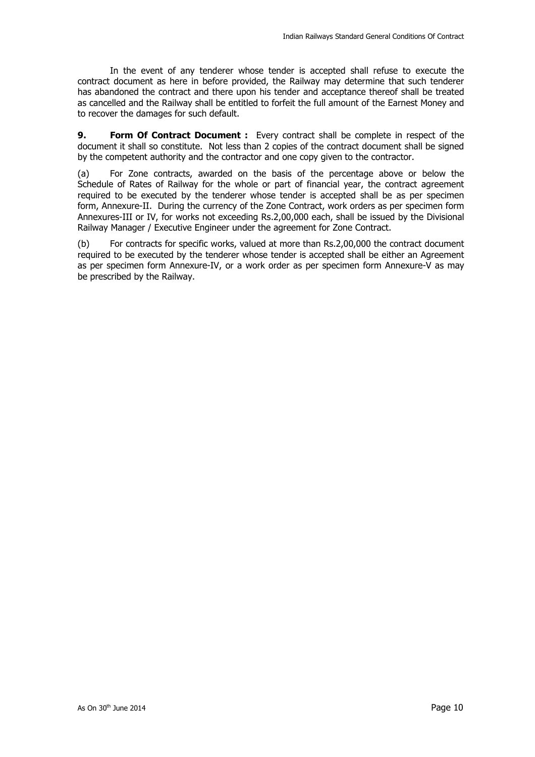In the event of any tenderer whose tender is accepted shall refuse to execute the contract document as here in before provided, the Railway may determine that such tenderer has abandoned the contract and there upon his tender and acceptance thereof shall be treated as cancelled and the Railway shall be entitled to forfeit the full amount of the Earnest Money and to recover the damages for such default.

**9. Form Of Contract Document :** Every contract shall be complete in respect of the document it shall so constitute. Not less than 2 copies of the contract document shall be signed by the competent authority and the contractor and one copy given to the contractor.

(a) For Zone contracts, awarded on the basis of the percentage above or below the Schedule of Rates of Railway for the whole or part of financial year, the contract agreement required to be executed by the tenderer whose tender is accepted shall be as per specimen form, Annexure-II. During the currency of the Zone Contract, work orders as per specimen form Annexures-III or IV, for works not exceeding Rs.2,00,000 each, shall be issued by the Divisional Railway Manager / Executive Engineer under the agreement for Zone Contract.

(b) For contracts for specific works, valued at more than Rs.2,00,000 the contract document required to be executed by the tenderer whose tender is accepted shall be either an Agreement as per specimen form Annexure-IV, or a work order as per specimen form Annexure-V as may be prescribed by the Railway.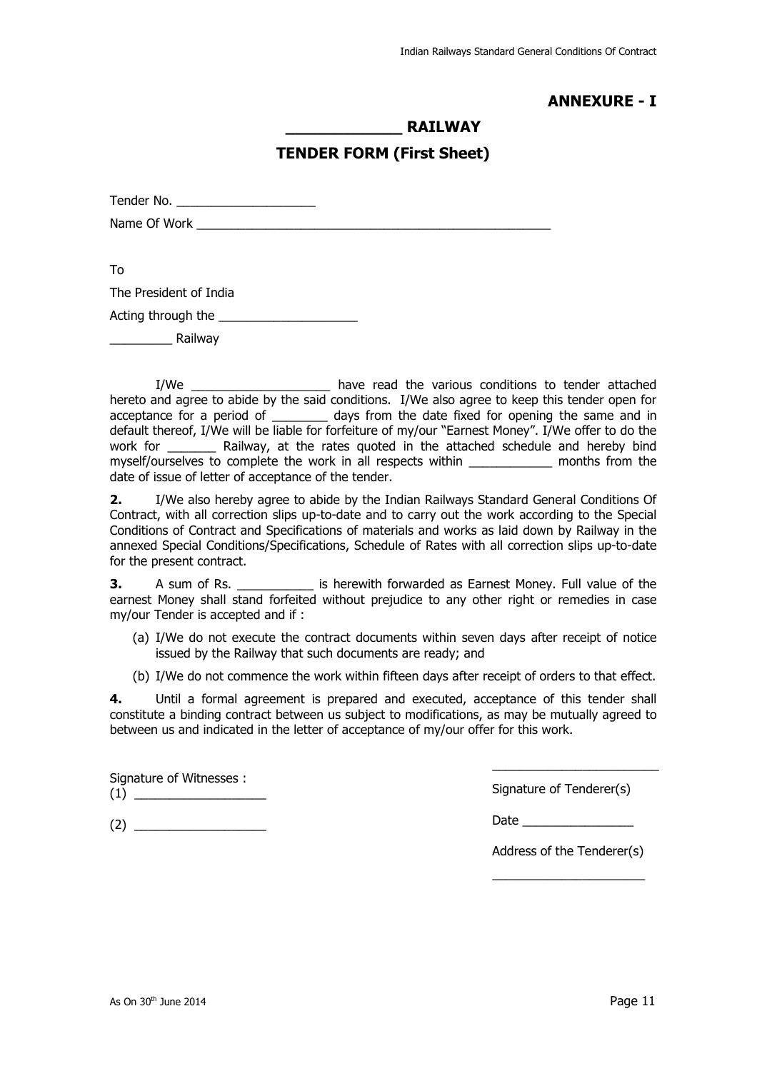**ANNEXURE - I**

## ____________ RAILWAY

## TENDER FORM (First Sheet)

Tender No. ____________________

Name Of Work _____________________________________________________

To

The President of India

Acting through the ____________________

_________ Railway

I/We ____________________ have read the various conditions to tender attached hereto and agree to abide by the said conditions. I/We also agree to keep this tender open for acceptance for a period of ________ days from the date fixed for opening the same and in default thereof, I/We will be liable for forfeiture of my/our "Earnest Money". I/We offer to do the work for _______ Railway, at the rates quoted in the attached schedule and hereby bind myself/ourselves to complete the work in all respects within ____________ months from the date of issue of letter of acceptance of the tender.

**2.** I/We also hereby agree to abide by the Indian Railways Standard General Conditions Of Contract, with all correction slips up-to-date and to carry out the work according to the Special Conditions of Contract and Specifications of materials and works as laid down by Railway in the annexed Special Conditions/Specifications, Schedule of Rates with all correction slips up-to-date for the present contract.

**3.** A sum of Rs. ___________ is herewith forwarded as Earnest Money. Full value of the earnest Money shall stand forfeited without prejudice to any other right or remedies in case my/our Tender is accepted and if :

(a) I/We do not execute the contract documents within seven days after receipt of notice issued by the Railway that such documents are ready; and

(b) I/We do not commence the work within fifteen days after receipt of orders to that effect.

**4.** Until a formal agreement is prepared and executed, acceptance of this tender shall constitute a binding contract between us subject to modifications, as may be mutually agreed to between us and indicated in the letter of acceptance of my/our offer for this work.

Signature of Witnesses :

(1) ___________________

(2) ___________________

________________________

Signature of Tenderer(s)

Date ________________

Address of the Tenderer(s)

______________________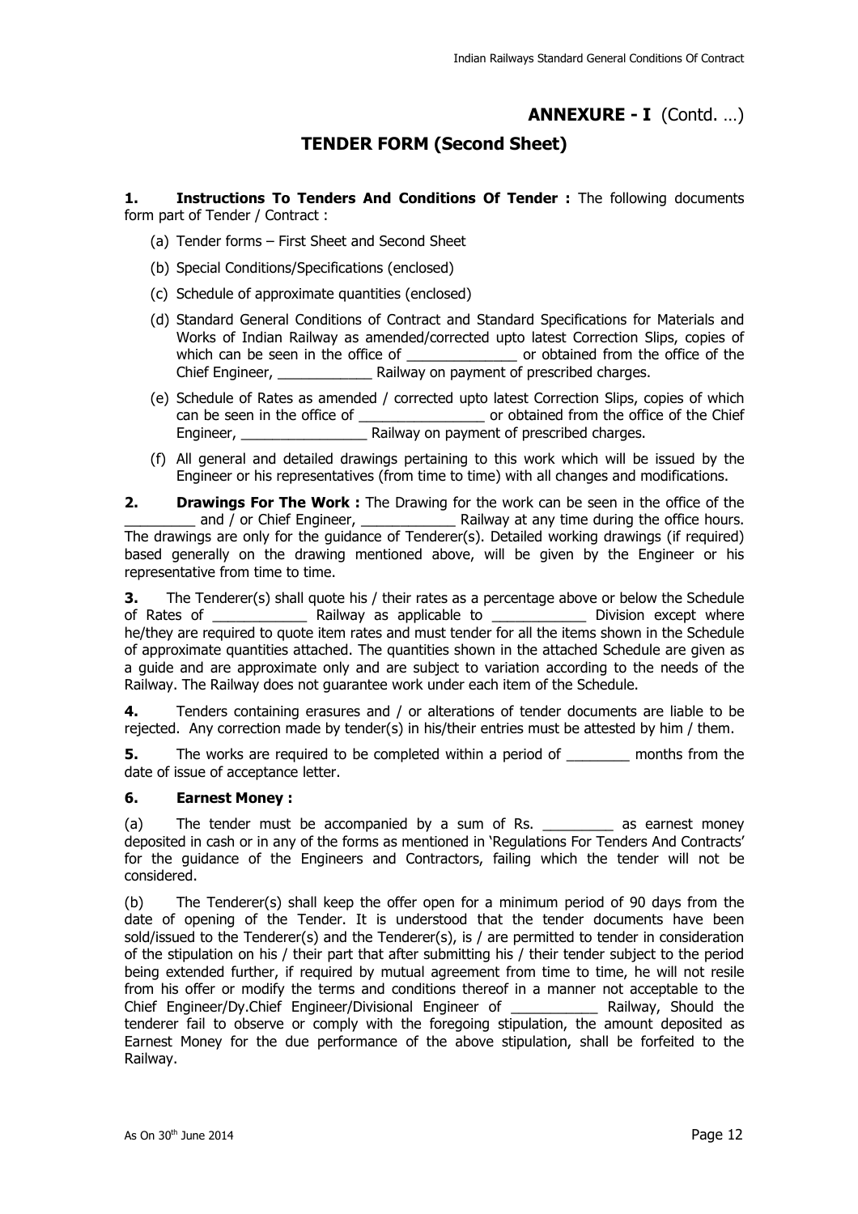## ANNEXURE - I (Contd. …)

## TENDER FORM (Second Sheet)

**1. Instructions To Tenders And Conditions Of Tender :** The following documents form part of Tender / Contract :

(a) Tender forms – First Sheet and Second Sheet

(b) Special Conditions/Specifications (enclosed)

(c) Schedule of approximate quantities (enclosed)

(d) Standard General Conditions of Contract and Standard Specifications for Materials and Works of Indian Railway as amended/corrected upto latest Correction Slips, copies of which can be seen in the office of ______________ or obtained from the office of the Chief Engineer, ____________ Railway on payment of prescribed charges.

(e) Schedule of Rates as amended / corrected upto latest Correction Slips, copies of which can be seen in the office of ________________ or obtained from the office of the Chief Engineer, ________________ Railway on payment of prescribed charges.

(f) All general and detailed drawings pertaining to this work which will be issued by the Engineer or his representatives (from time to time) with all changes and modifications.

**2. Drawings For The Work :** The Drawing for the work can be seen in the office of the _________ and / or Chief Engineer, ____________ Railway at any time during the office hours. The drawings are only for the guidance of Tenderer(s). Detailed working drawings (if required) based generally on the drawing mentioned above, will be given by the Engineer or his representative from time to time.

**3.** The Tenderer(s) shall quote his / their rates as a percentage above or below the Schedule of Rates of ____________ Railway as applicable to ____________ Division except where he/they are required to quote item rates and must tender for all the items shown in the Schedule of approximate quantities attached. The quantities shown in the attached Schedule are given as a guide and are approximate only and are subject to variation according to the needs of the Railway. The Railway does not guarantee work under each item of the Schedule.

**4.** Tenders containing erasures and / or alterations of tender documents are liable to be rejected. Any correction made by tender(s) in his/their entries must be attested by him / them.

**5.** The works are required to be completed within a period of ________ months from the date of issue of acceptance letter.

**6. Earnest Money :**

(a) The tender must be accompanied by a sum of Rs. _________ as earnest money deposited in cash or in any of the forms as mentioned in 'Regulations For Tenders And Contracts' for the guidance of the Engineers and Contractors, failing which the tender will not be considered.

(b) The Tenderer(s) shall keep the offer open for a minimum period of 90 days from the date of opening of the Tender. It is understood that the tender documents have been sold/issued to the Tenderer(s) and the Tenderer(s), is / are permitted to tender in consideration of the stipulation on his / their part that after submitting his / their tender subject to the period being extended further, if required by mutual agreement from time to time, he will not resile from his offer or modify the terms and conditions thereof in a manner not acceptable to the Chief Engineer/Dy.Chief Engineer/Divisional Engineer of ___________ Railway, Should the tenderer fail to observe or comply with the foregoing stipulation, the amount deposited as Earnest Money for the due performance of the above stipulation, shall be forfeited to the Railway.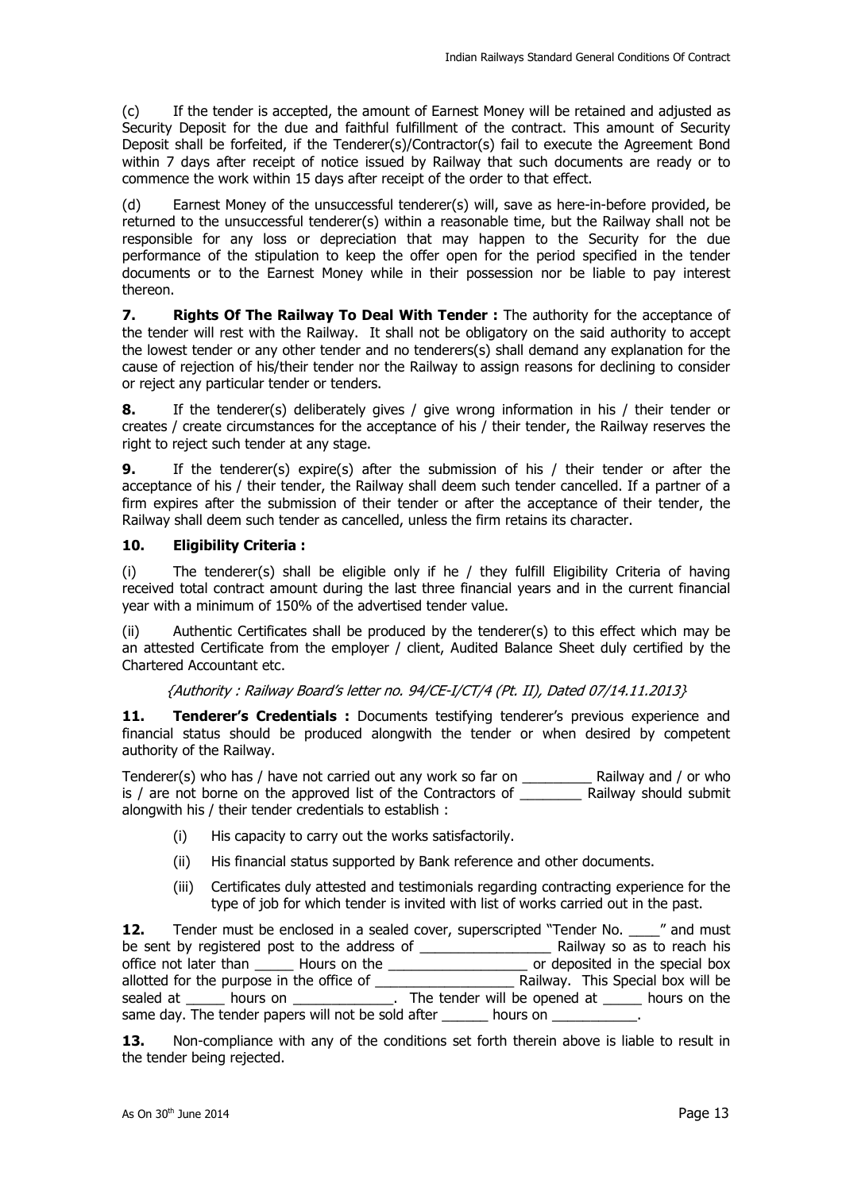(c) If the tender is accepted, the amount of Earnest Money will be retained and adjusted as Security Deposit for the due and faithful fulfillment of the contract. This amount of Security Deposit shall be forfeited, if the Tenderer(s)/Contractor(s) fail to execute the Agreement Bond within 7 days after receipt of notice issued by Railway that such documents are ready or to commence the work within 15 days after receipt of the order to that effect.

(d) Earnest Money of the unsuccessful tenderer(s) will, save as here-in-before provided, be returned to the unsuccessful tenderer(s) within a reasonable time, but the Railway shall not be responsible for any loss or depreciation that may happen to the Security for the due performance of the stipulation to keep the offer open for the period specified in the tender documents or to the Earnest Money while in their possession nor be liable to pay interest thereon.

**7. Rights Of The Railway To Deal With Tender :** The authority for the acceptance of the tender will rest with the Railway. It shall not be obligatory on the said authority to accept the lowest tender or any other tender and no tenderers(s) shall demand any explanation for the cause of rejection of his/their tender nor the Railway to assign reasons for declining to consider or reject any particular tender or tenders.

**8.** If the tenderer(s) deliberately gives / give wrong information in his / their tender or creates / create circumstances for the acceptance of his / their tender, the Railway reserves the right to reject such tender at any stage.

**9.** If the tenderer(s) expire(s) after the submission of his / their tender or after the acceptance of his / their tender, the Railway shall deem such tender cancelled. If a partner of a firm expires after the submission of their tender or after the acceptance of their tender, the Railway shall deem such tender as cancelled, unless the firm retains its character.

**10. Eligibility Criteria :**

(i) The tenderer(s) shall be eligible only if he / they fulfill Eligibility Criteria of having received total contract amount during the last three financial years and in the current financial year with a minimum of 150% of the advertised tender value.

(ii) Authentic Certificates shall be produced by the tenderer(s) to this effect which may be an attested Certificate from the employer / client, Audited Balance Sheet duly certified by the Chartered Accountant etc.

*{Authority : Railway Board's letter no. 94/CE-I/CT/4 (Pt. II), Dated 07/14.11.2013}*

**11. Tenderer's Credentials :** Documents testifying tenderer's previous experience and financial status should be produced alongwith the tender or when desired by competent authority of the Railway.

Tenderer(s) who has / have not carried out any work so far on _________ Railway and / or who is / are not borne on the approved list of the Contractors of ________ Railway should submit alongwith his / their tender credentials to establish :

(i) His capacity to carry out the works satisfactorily.

(ii) His financial status supported by Bank reference and other documents.

(iii) Certificates duly attested and testimonials regarding contracting experience for the type of job for which tender is invited with list of works carried out in the past.

**12.** Tender must be enclosed in a sealed cover, superscripted "Tender No. ____" and must be sent by registered post to the address of _________________ Railway so as to reach his office not later than _____ Hours on the _________________ or deposited in the special box allotted for the purpose in the office of __________________ Railway. This Special box will be sealed at _____ hours on _____________. The tender will be opened at _____ hours on the same day. The tender papers will not be sold after ______ hours on ___________.

**13.** Non-compliance with any of the conditions set forth therein above is liable to result in the tender being rejected.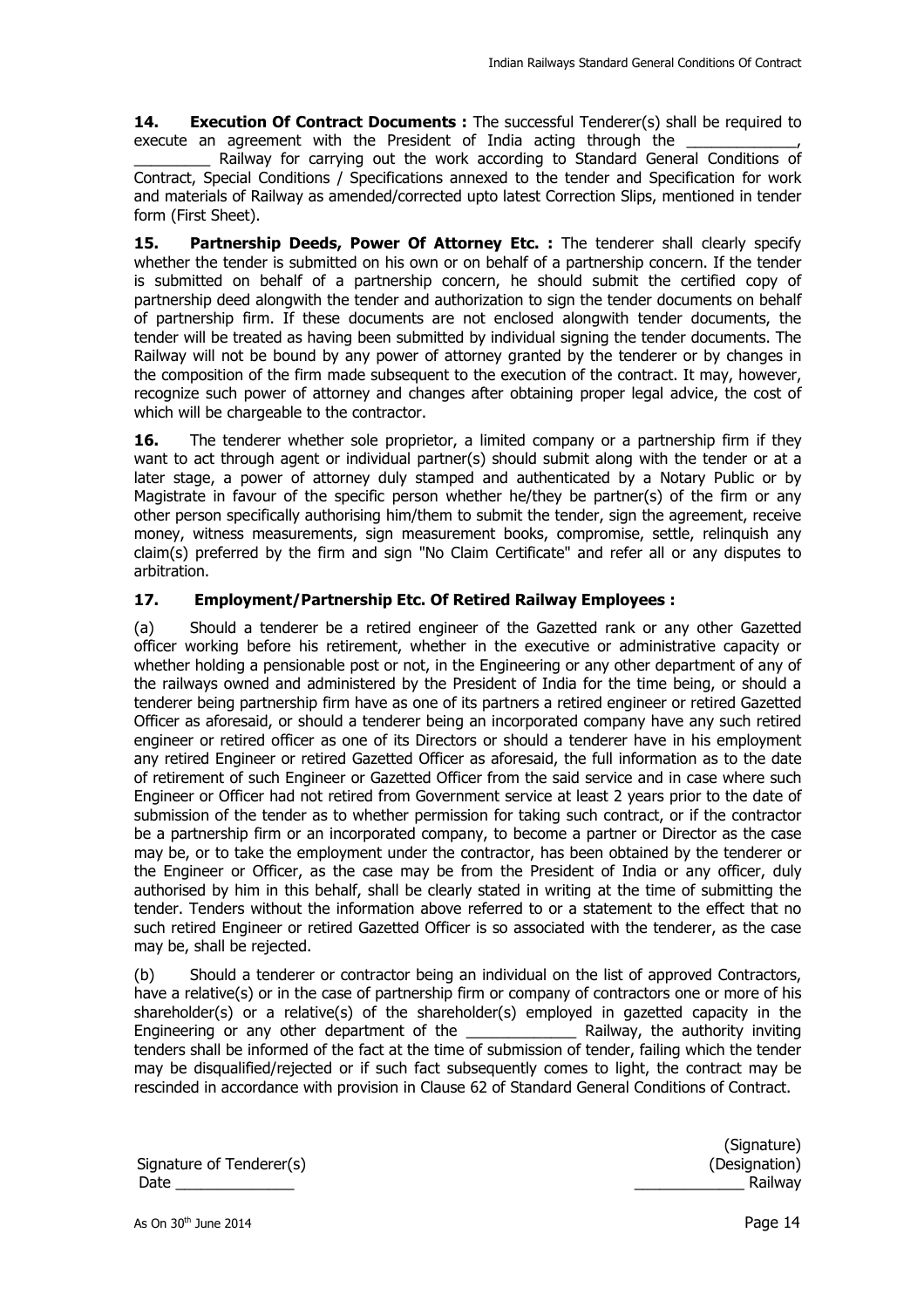**14. Execution Of Contract Documents :** The successful Tenderer(s) shall be required to execute an agreement with the President of India acting through the _____________, _________ Railway for carrying out the work according to Standard General Conditions of Contract, Special Conditions / Specifications annexed to the tender and Specification for work and materials of Railway as amended/corrected upto latest Correction Slips, mentioned in tender form (First Sheet).

**15. Partnership Deeds, Power Of Attorney Etc. :** The tenderer shall clearly specify whether the tender is submitted on his own or on behalf of a partnership concern. If the tender is submitted on behalf of a partnership concern, he should submit the certified copy of partnership deed alongwith the tender and authorization to sign the tender documents on behalf of partnership firm. If these documents are not enclosed alongwith tender documents, the tender will be treated as having been submitted by individual signing the tender documents. The Railway will not be bound by any power of attorney granted by the tenderer or by changes in the composition of the firm made subsequent to the execution of the contract. It may, however, recognize such power of attorney and changes after obtaining proper legal advice, the cost of which will be chargeable to the contractor.

**16.** The tenderer whether sole proprietor, a limited company or a partnership firm if they want to act through agent or individual partner(s) should submit along with the tender or at a later stage, a power of attorney duly stamped and authenticated by a Notary Public or by Magistrate in favour of the specific person whether he/they be partner(s) of the firm or any other person specifically authorising him/them to submit the tender, sign the agreement, receive money, witness measurements, sign measurement books, compromise, settle, relinquish any claim(s) preferred by the firm and sign "No Claim Certificate" and refer all or any disputes to arbitration.

**17. Employment/Partnership Etc. Of Retired Railway Employees :**

(a) Should a tenderer be a retired engineer of the Gazetted rank or any other Gazetted officer working before his retirement, whether in the executive or administrative capacity or whether holding a pensionable post or not, in the Engineering or any other department of any of the railways owned and administered by the President of India for the time being, or should a tenderer being partnership firm have as one of its partners a retired engineer or retired Gazetted Officer as aforesaid, or should a tenderer being an incorporated company have any such retired engineer or retired officer as one of its Directors or should a tenderer have in his employment any retired Engineer or retired Gazetted Officer as aforesaid, the full information as to the date of retirement of such Engineer or Gazetted Officer from the said service and in case where such Engineer or Officer had not retired from Government service at least 2 years prior to the date of submission of the tender as to whether permission for taking such contract, or if the contractor be a partnership firm or an incorporated company, to become a partner or Director as the case may be, or to take the employment under the contractor, has been obtained by the tenderer or the Engineer or Officer, as the case may be from the President of India or any officer, duly authorised by him in this behalf, shall be clearly stated in writing at the time of submitting the tender. Tenders without the information above referred to or a statement to the effect that no such retired Engineer or retired Gazetted Officer is so associated with the tenderer, as the case may be, shall be rejected.

(b) Should a tenderer or contractor being an individual on the list of approved Contractors, have a relative(s) or in the case of partnership firm or company of contractors one or more of his shareholder(s) or a relative(s) of the shareholder(s) employed in gazetted capacity in the Engineering or any other department of the _____________ Railway, the authority inviting tenders shall be informed of the fact at the time of submission of tender, failing which the tender may be disqualified/rejected or if such fact subsequently comes to light, the contract may be rescinded in accordance with provision in Clause 62 of Standard General Conditions of Contract.

Signature of Tenderer(s)
Date ______________

(Signature)
(Designation)
_____________ Railway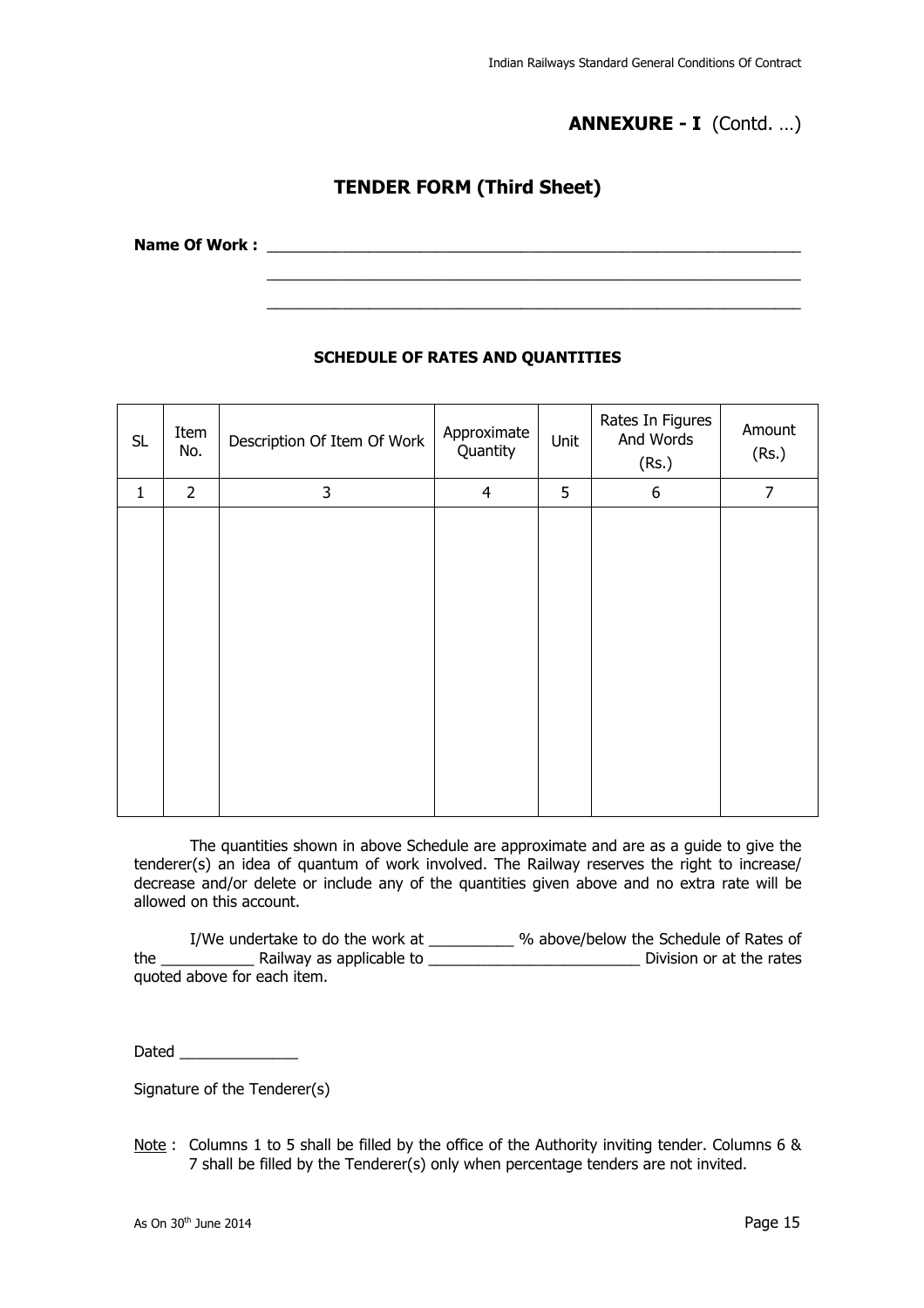## ANNEXURE - I (Contd. …)

## TENDER FORM (Third Sheet)

**Name Of Work :** ______________________________________________________________

______________________________________________________________

______________________________________________________________

**SCHEDULE OF RATES AND QUANTITIES**

| SL | Item No. | Description Of Item Of Work | Approximate Quantity | Unit | Rates In Figures And Words (Rs.) | Amount (Rs.) |
|---|---|---|---|---|---|---|
| 1 | 2 | 3 | 4 | 5 | 6 | 7 |
| | | | | | | |

The quantities shown in above Schedule are approximate and are as a guide to give the tenderer(s) an idea of quantum of work involved. The Railway reserves the right to increase/ decrease and/or delete or include any of the quantities given above and no extra rate will be allowed on this account.

I/We undertake to do the work at __________ % above/below the Schedule of Rates of the ___________ Railway as applicable to _________________________ Division or at the rates quoted above for each item.

Dated ______________

Signature of the Tenderer(s)

Note : Columns 1 to 5 shall be filled by the office of the Authority inviting tender. Columns 6 & 7 shall be filled by the Tenderer(s) only when percentage tenders are not invited.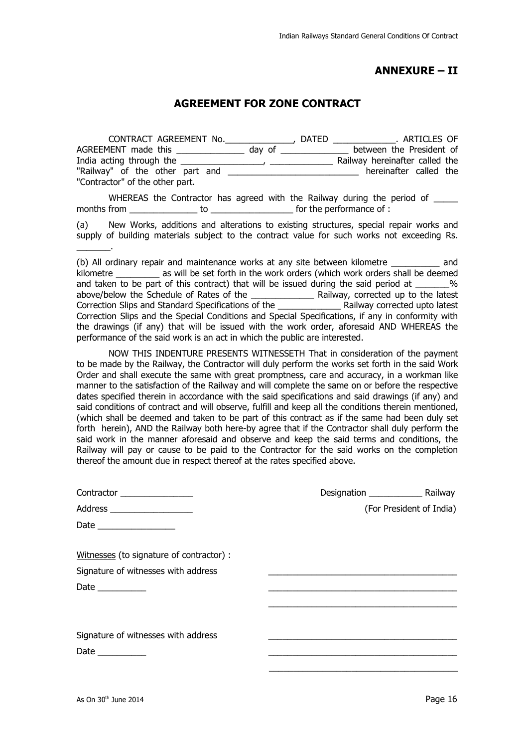## ANNEXURE – II

## AGREEMENT FOR ZONE CONTRACT

CONTRACT AGREEMENT No.______________, DATED _____________. ARTICLES OF AGREEMENT made this ______________ day of ______________ between the President of India acting through the _________________, _____________ Railway hereinafter called the "Railway" of the other part and ___________________________ hereinafter called the "Contractor" of the other part.

WHEREAS the Contractor has agreed with the Railway during the period of _____ months from ______________ to _________________ for the performance of :

(a) New Works, additions and alterations to existing structures, special repair works and supply of building materials subject to the contract value for such works not exceeding Rs. _______.

(b) All ordinary repair and maintenance works at any site between kilometre __________ and kilometre _________ as will be set forth in the work orders (which work orders shall be deemed and taken to be part of this contract) that will be issued during the said period at _______% above/below the Schedule of Rates of the _____________ Railway, corrected up to the latest Correction Slips and Standard Specifications of the _____________ Railway corrected upto latest Correction Slips and the Special Conditions and Special Specifications, if any in conformity with the drawings (if any) that will be issued with the work order, aforesaid AND WHEREAS the performance of the said work is an act in which the public are interested.

NOW THIS INDENTURE PRESENTS WITNESSETH That in consideration of the payment to be made by the Railway, the Contractor will duly perform the works set forth in the said Work Order and shall execute the same with great promptness, care and accuracy, in a workman like manner to the satisfaction of the Railway and will complete the same on or before the respective dates specified therein in accordance with the said specifications and said drawings (if any) and said conditions of contract and will observe, fulfill and keep all the conditions therein mentioned, (which shall be deemed and taken to be part of this contract as if the same had been duly set forth herein), AND the Railway both here-by agree that if the Contractor shall duly perform the said work in the manner aforesaid and observe and keep the said terms and conditions, the Railway will pay or cause to be paid to the Contractor for the said works on the completion thereof the amount due in respect thereof at the rates specified above.

Contractor _______________ Designation ___________ Railway

Address _________________ (For President of India)

Date ________________

Witnesses (to signature of contractor) :

Signature of witnesses with address _______________________________________

Date __________ _______________________________________

_______________________________________

Signature of witnesses with address _______________________________________

Date __________ _______________________________________

_______________________________________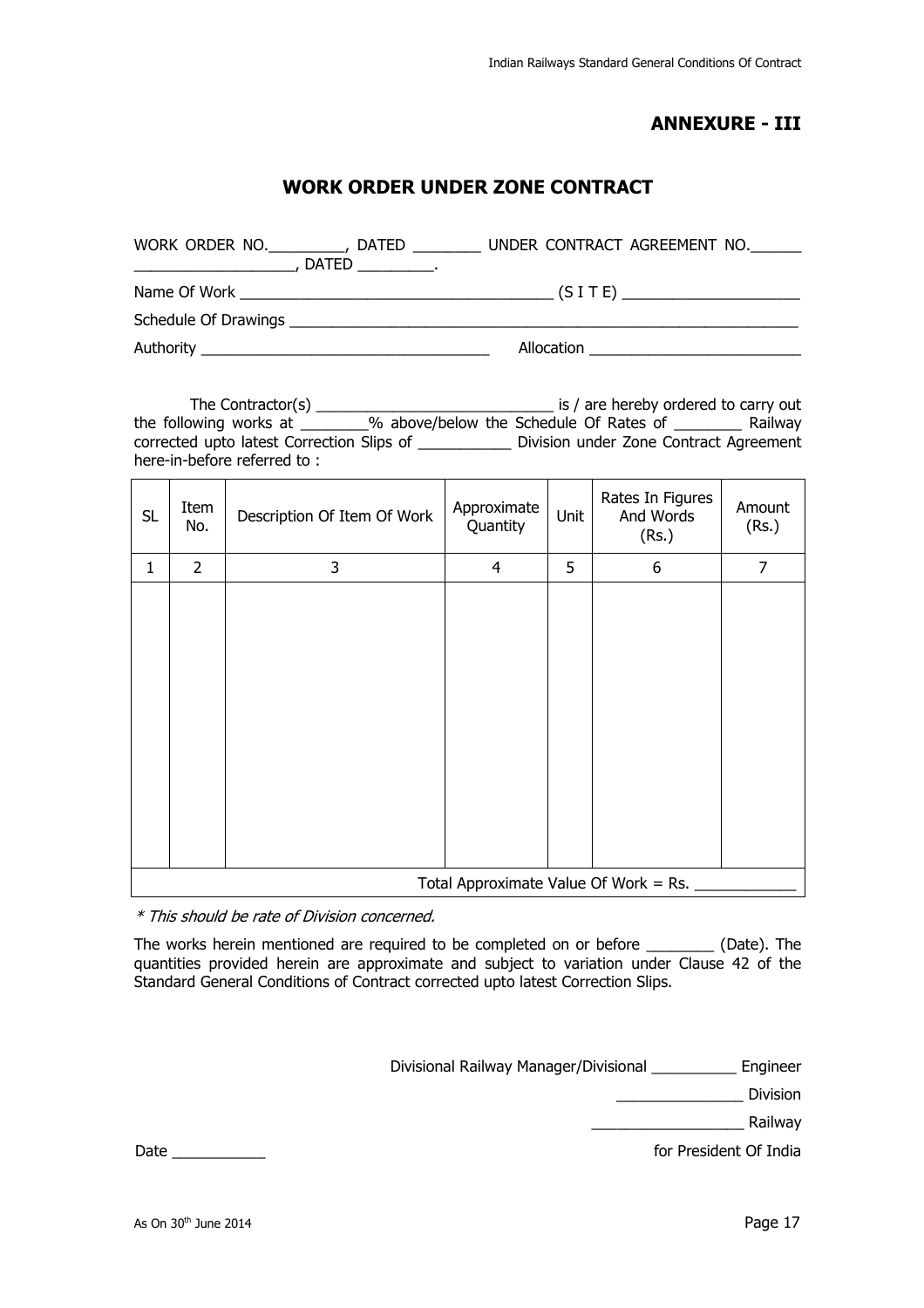## ANNEXURE - III

### WORK ORDER UNDER ZONE CONTRACT

WORK ORDER NO.__________, DATED ________ UNDER CONTRACT AGREEMENT NO.______ ___________________, DATED _________.

Name Of Work ____________________________________ (S I T E) _____________________

Schedule Of Drawings _____________________________________________________________

Authority __________________________________ Allocation _________________________

The Contractor(s) ____________________________ is / are hereby ordered to carry out the following works at ________% above/below the Schedule Of Rates of ________ Railway corrected upto latest Correction Slips of ___________ Division under Zone Contract Agreement here-in-before referred to :

| SL | Item No. | Description Of Item Of Work | Approximate Quantity | Unit | Rates In Figures And Words (Rs.) | Amount (Rs.) |
|---|---|---|---|---|---|---|
| 1 | 2 | 3 | 4 | 5 | 6 | 7 |
| | | | | | | |
| Total Approximate Value Of Work = Rs. ____________ | | | | | | |

*\* This should be rate of Division concerned.*

The works herein mentioned are required to be completed on or before ________ (Date). The quantities provided herein are approximate and subject to variation under Clause 42 of the Standard General Conditions of Contract corrected upto latest Correction Slips.

Divisional Railway Manager/Divisional __________ Engineer

_______________ Division

__________________ Railway

Date ___________

for President Of India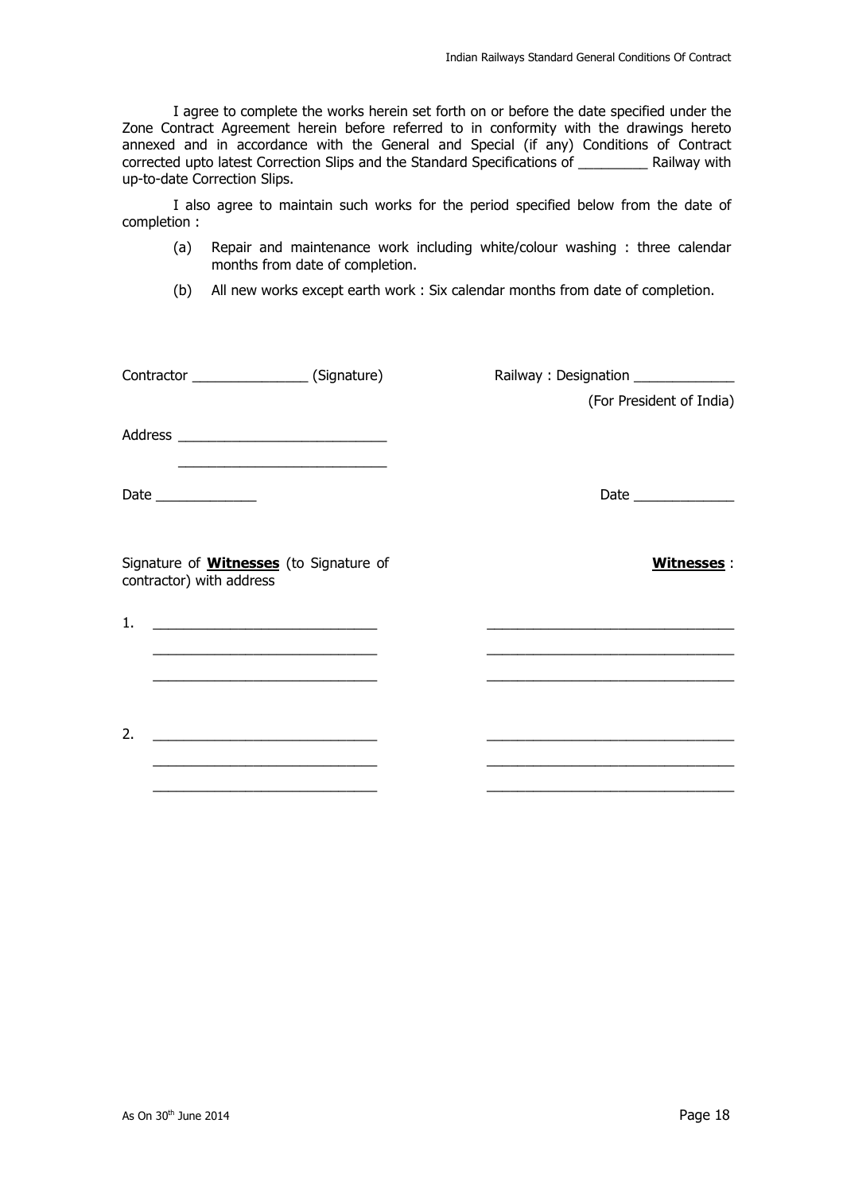I agree to complete the works herein set forth on or before the date specified under the Zone Contract Agreement herein before referred to in conformity with the drawings hereto annexed and in accordance with the General and Special (if any) Conditions of Contract corrected upto latest Correction Slips and the Standard Specifications of _________ Railway with up-to-date Correction Slips.

I also agree to maintain such works for the period specified below from the date of completion :

(a) Repair and maintenance work including white/colour washing : three calendar months from date of completion.

(b) All new works except earth work : Six calendar months from date of completion.

Contractor _______________ (Signature)

Address ___________________________

___________________________

Date _____________

Railway : Designation _____________

(For President of India)

Date _____________

Signature of **Witnesses** (to Signature of contractor) with address

1. _____________________________

_____________________________

_____________________________

2. _____________________________

_____________________________

_____________________________

**Witnesses** :

_______________________________

_______________________________

_______________________________

_______________________________

_______________________________

_______________________________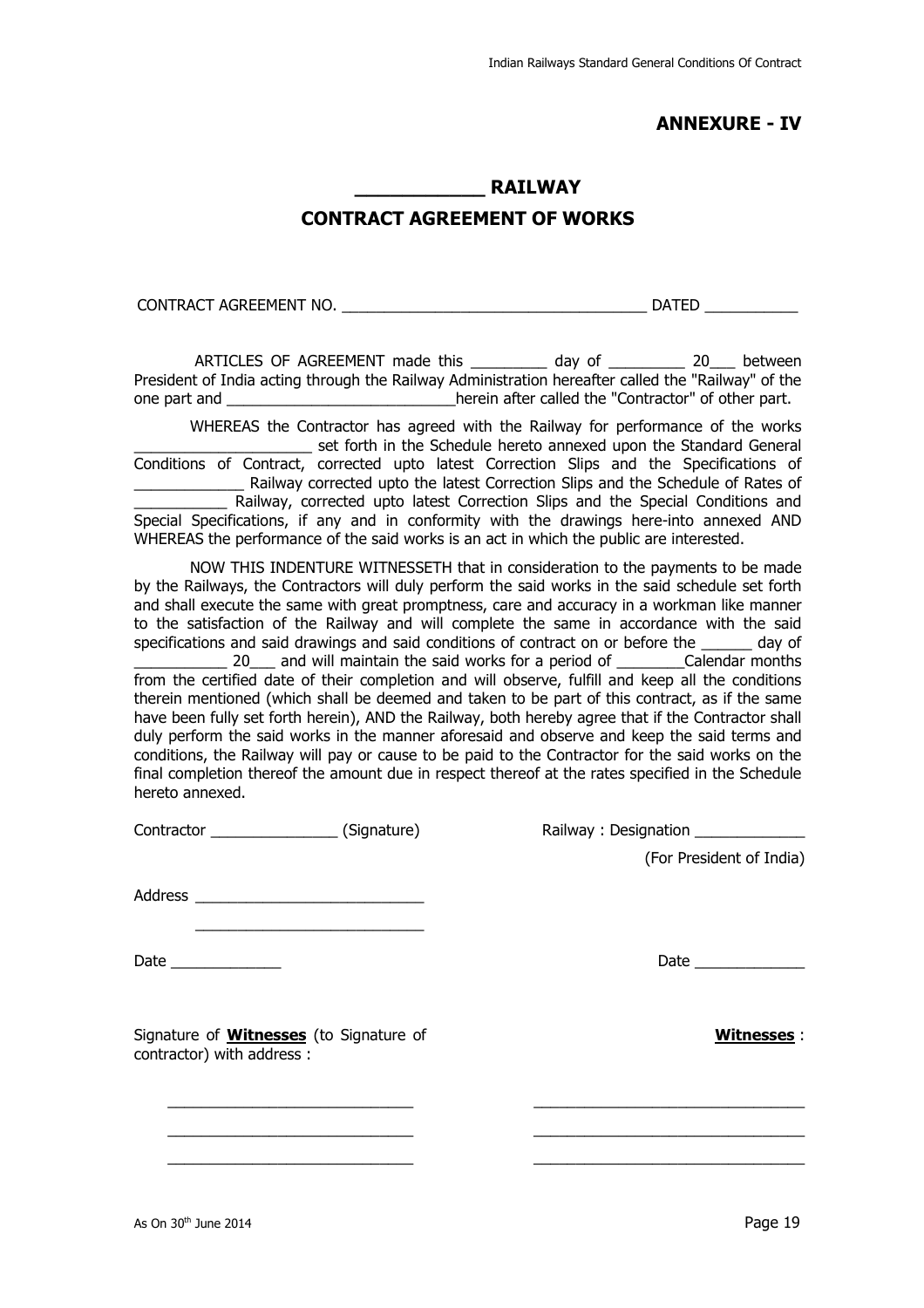## ANNEXURE - IV

## ___________ RAILWAY

## CONTRACT AGREEMENT OF WORKS

CONTRACT AGREEMENT NO. ___________________________________ DATED ___________

ARTICLES OF AGREEMENT made this _________ day of _________ 20___ between President of India acting through the Railway Administration hereafter called the "Railway" of the one part and ___________________________herein after called the "Contractor" of other part.

WHEREAS the Contractor has agreed with the Railway for performance of the works _____________________ set forth in the Schedule hereto annexed upon the Standard General Conditions of Contract, corrected upto latest Correction Slips and the Specifications of _____________ Railway corrected upto the latest Correction Slips and the Schedule of Rates of ___________ Railway, corrected upto latest Correction Slips and the Special Conditions and Special Specifications, if any and in conformity with the drawings here-into annexed AND WHEREAS the performance of the said works is an act in which the public are interested.

NOW THIS INDENTURE WITNESSETH that in consideration to the payments to be made by the Railways, the Contractors will duly perform the said works in the said schedule set forth and shall execute the same with great promptness, care and accuracy in a workman like manner to the satisfaction of the Railway and will complete the same in accordance with the said specifications and said drawings and said conditions of contract on or before the ______ day of ___________ 20___ and will maintain the said works for a period of ________Calendar months from the certified date of their completion and will observe, fulfill and keep all the conditions therein mentioned (which shall be deemed and taken to be part of this contract, as if the same have been fully set forth herein), AND the Railway, both hereby agree that if the Contractor shall duly perform the said works in the manner aforesaid and observe and keep the said terms and conditions, the Railway will pay or cause to be paid to the Contractor for the said works on the final completion thereof the amount due in respect thereof at the rates specified in the Schedule hereto annexed.

Contractor _______________ (Signature)

Address ___________________________

___________________________

Date _____________

Railway : Designation _____________

(For President of India)

Date _____________

Signature of **Witnesses** (to Signature of contractor) with address :

_____________________________

_____________________________

_____________________________

**Witnesses** :

________________________________

________________________________

________________________________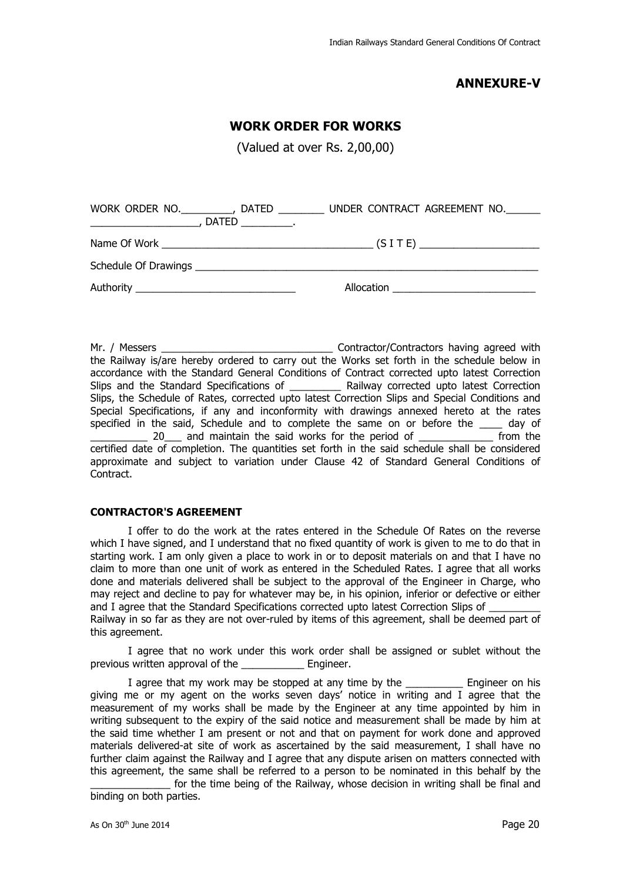# ANNEXURE-V

## WORK ORDER FOR WORKS

(Valued at over Rs. 2,00,00)

WORK ORDER NO.\_\_\_\_\_\_\_\_\_, DATED \_\_\_\_\_\_\_\_ UNDER CONTRACT AGREEMENT NO.\_\_\_\_\_\_ \_\_\_\_\_\_\_\_\_\_\_\_\_\_\_\_\_\_, DATED \_\_\_\_\_\_\_\_\_.

Name Of Work \_\_\_\_\_\_\_\_\_\_\_\_\_\_\_\_\_\_\_\_\_\_\_\_\_\_\_\_\_\_\_\_\_\_\_\_ (S I T E) \_\_\_\_\_\_\_\_\_\_\_\_\_\_\_\_\_\_\_\_\_

Schedule Of Drawings \_\_\_\_\_\_\_\_\_\_\_\_\_\_\_\_\_\_\_\_\_\_\_\_\_\_\_\_\_\_\_\_\_\_\_\_\_\_\_\_\_\_\_\_\_\_\_\_\_\_\_\_\_\_\_\_\_\_\_\_

Authority \_\_\_\_\_\_\_\_\_\_\_\_\_\_\_\_\_\_\_\_\_\_\_\_\_\_\_\_ Allocation \_\_\_\_\_\_\_\_\_\_\_\_\_\_\_\_\_\_\_\_\_\_\_\_\_

Mr. / Messers \_\_\_\_\_\_\_\_\_\_\_\_\_\_\_\_\_\_\_\_\_\_\_\_\_\_\_\_\_\_ Contractor/Contractors having agreed with the Railway is/are hereby ordered to carry out the Works set forth in the schedule below in accordance with the Standard General Conditions of Contract corrected upto latest Correction Slips and the Standard Specifications of \_\_\_\_\_\_\_\_\_ Railway corrected upto latest Correction Slips, the Schedule of Rates, corrected upto latest Correction Slips and Special Conditions and Special Specifications, if any and inconformity with drawings annexed hereto at the rates specified in the said, Schedule and to complete the same on or before the \_\_\_\_ day of \_\_\_\_\_\_\_\_\_\_ 20\_\_\_ and maintain the said works for the period of \_\_\_\_\_\_\_\_\_\_\_\_\_ from the certified date of completion. The quantities set forth in the said schedule shall be considered approximate and subject to variation under Clause 42 of Standard General Conditions of Contract.

**CONTRACTOR'S AGREEMENT**

I offer to do the work at the rates entered in the Schedule Of Rates on the reverse which I have signed, and I understand that no fixed quantity of work is given to me to do that in starting work. I am only given a place to work in or to deposit materials on and that I have no claim to more than one unit of work as entered in the Scheduled Rates. I agree that all works done and materials delivered shall be subject to the approval of the Engineer in Charge, who may reject and decline to pay for whatever may be, in his opinion, inferior or defective or either and I agree that the Standard Specifications corrected upto latest Correction Slips of \_\_\_\_\_\_\_\_\_ Railway in so far as they are not over-ruled by items of this agreement, shall be deemed part of this agreement.

I agree that no work under this work order shall be assigned or sublet without the previous written approval of the \_\_\_\_\_\_\_\_\_\_\_ Engineer.

I agree that my work may be stopped at any time by the \_\_\_\_\_\_\_\_\_\_ Engineer on his giving me or my agent on the works seven days' notice in writing and I agree that the measurement of my works shall be made by the Engineer at any time appointed by him in writing subsequent to the expiry of the said notice and measurement shall be made by him at the said time whether I am present or not and that on payment for work done and approved materials delivered-at site of work as ascertained by the said measurement, I shall have no further claim against the Railway and I agree that any dispute arisen on matters connected with this agreement, the same shall be referred to a person to be nominated in this behalf by the \_\_\_\_\_\_\_\_\_\_\_\_\_\_ for the time being of the Railway, whose decision in writing shall be final and binding on both parties.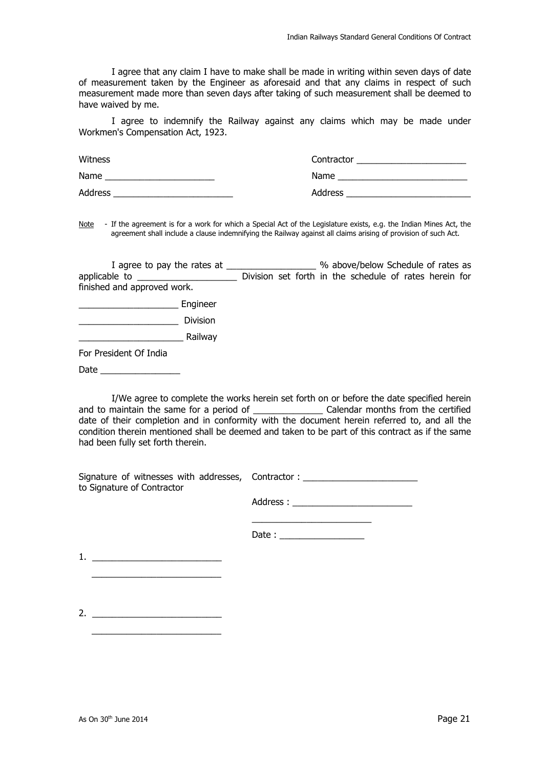I agree that any claim I have to make shall be made in writing within seven days of date of measurement taken by the Engineer as aforesaid and that any claims in respect of such measurement made more than seven days after taking of such measurement shall be deemed to have waived by me.

I agree to indemnify the Railway against any claims which may be made under Workmen's Compensation Act, 1923.

Witness

Name ______________________

Address ________________________

Contractor ______________________

Name __________________________

Address _________________________

Note - If the agreement is for a work for which a Special Act of the Legislature exists, e.g. the Indian Mines Act, the agreement shall include a clause indemnifying the Railway against all claims arising of provision of such Act.

I agree to pay the rates at __________________ % above/below Schedule of rates as applicable to ____________________ Division set forth in the schedule of rates herein for finished and approved work.

____________________ Engineer

____________________ Division

_____________________ Railway

For President Of India

Date ________________

I/We agree to complete the works herein set forth on or before the date specified herein and to maintain the same for a period of ______________ Calendar months from the certified date of their completion and in conformity with the document herein referred to, and all the condition therein mentioned shall be deemed and taken to be part of this contract as if the same had been fully set forth therein.

Signature of witnesses with addresses, to Signature of Contractor

Contractor : _______________________

Address : ________________________

________________________

Date : _________________

1. __________________________

__________________________

2. __________________________

__________________________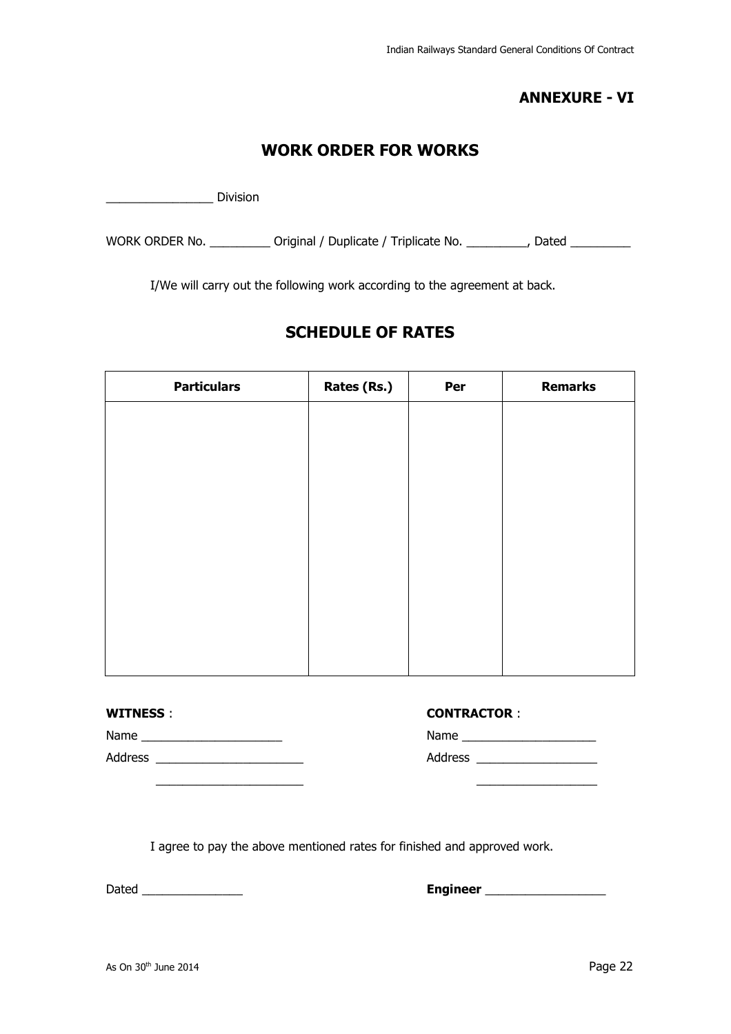**ANNEXURE - VI**

# WORK ORDER FOR WORKS

________________ Division

WORK ORDER No. _________ Original / Duplicate / Triplicate No. _________, Dated _________

I/We will carry out the following work according to the agreement at back.

## SCHEDULE OF RATES

| Particulars | Rates (Rs.) | Per | Remarks |
|---|---|---|---|
| | | | |

**WITNESS** :

Name _____________________

Address ______________________

______________________

**CONTRACTOR** :

Name ____________________

Address __________________

__________________

I agree to pay the above mentioned rates for finished and approved work.

Dated _______________

**Engineer** _________________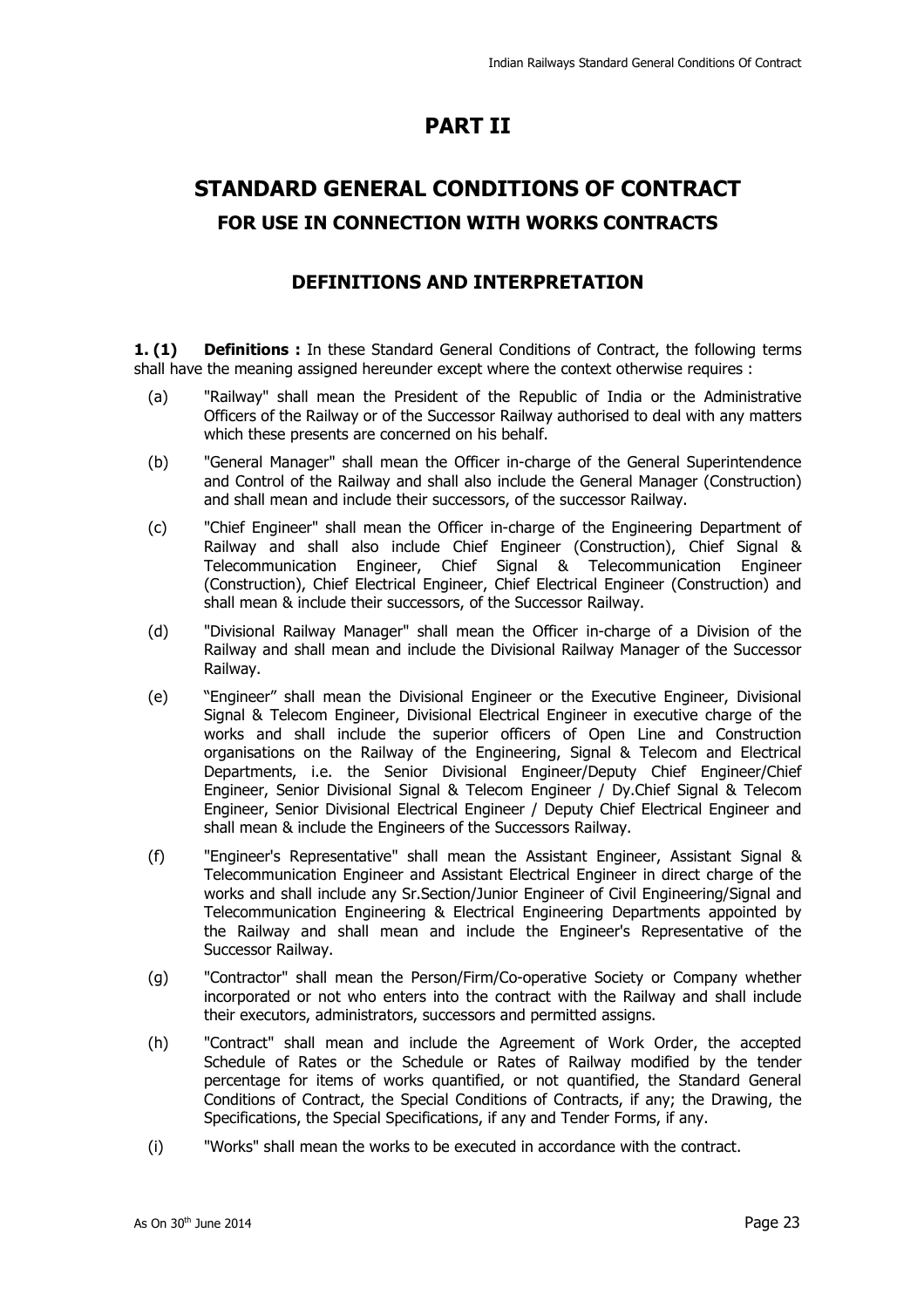# PART II

# STANDARD GENERAL CONDITIONS OF CONTRACT

## FOR USE IN CONNECTION WITH WORKS CONTRACTS

### DEFINITIONS AND INTERPRETATION

**1. (1) Definitions :** In these Standard General Conditions of Contract, the following terms shall have the meaning assigned hereunder except where the context otherwise requires :

(a) "Railway" shall mean the President of the Republic of India or the Administrative Officers of the Railway or of the Successor Railway authorised to deal with any matters which these presents are concerned on his behalf.

(b) "General Manager" shall mean the Officer in-charge of the General Superintendence and Control of the Railway and shall also include the General Manager (Construction) and shall mean and include their successors, of the successor Railway.

(c) "Chief Engineer" shall mean the Officer in-charge of the Engineering Department of Railway and shall also include Chief Engineer (Construction), Chief Signal & Telecommunication Engineer, Chief Signal & Telecommunication Engineer (Construction), Chief Electrical Engineer, Chief Electrical Engineer (Construction) and shall mean & include their successors, of the Successor Railway.

(d) "Divisional Railway Manager" shall mean the Officer in-charge of a Division of the Railway and shall mean and include the Divisional Railway Manager of the Successor Railway.

(e) "Engineer" shall mean the Divisional Engineer or the Executive Engineer, Divisional Signal & Telecom Engineer, Divisional Electrical Engineer in executive charge of the works and shall include the superior officers of Open Line and Construction organisations on the Railway of the Engineering, Signal & Telecom and Electrical Departments, i.e. the Senior Divisional Engineer/Deputy Chief Engineer/Chief Engineer, Senior Divisional Signal & Telecom Engineer / Dy.Chief Signal & Telecom Engineer, Senior Divisional Electrical Engineer / Deputy Chief Electrical Engineer and shall mean & include the Engineers of the Successors Railway.

(f) "Engineer's Representative" shall mean the Assistant Engineer, Assistant Signal & Telecommunication Engineer and Assistant Electrical Engineer in direct charge of the works and shall include any Sr.Section/Junior Engineer of Civil Engineering/Signal and Telecommunication Engineering & Electrical Engineering Departments appointed by the Railway and shall mean and include the Engineer's Representative of the Successor Railway.

(g) "Contractor" shall mean the Person/Firm/Co-operative Society or Company whether incorporated or not who enters into the contract with the Railway and shall include their executors, administrators, successors and permitted assigns.

(h) "Contract" shall mean and include the Agreement of Work Order, the accepted Schedule of Rates or the Schedule or Rates of Railway modified by the tender percentage for items of works quantified, or not quantified, the Standard General Conditions of Contract, the Special Conditions of Contracts, if any; the Drawing, the Specifications, the Special Specifications, if any and Tender Forms, if any.

(i) "Works" shall mean the works to be executed in accordance with the contract.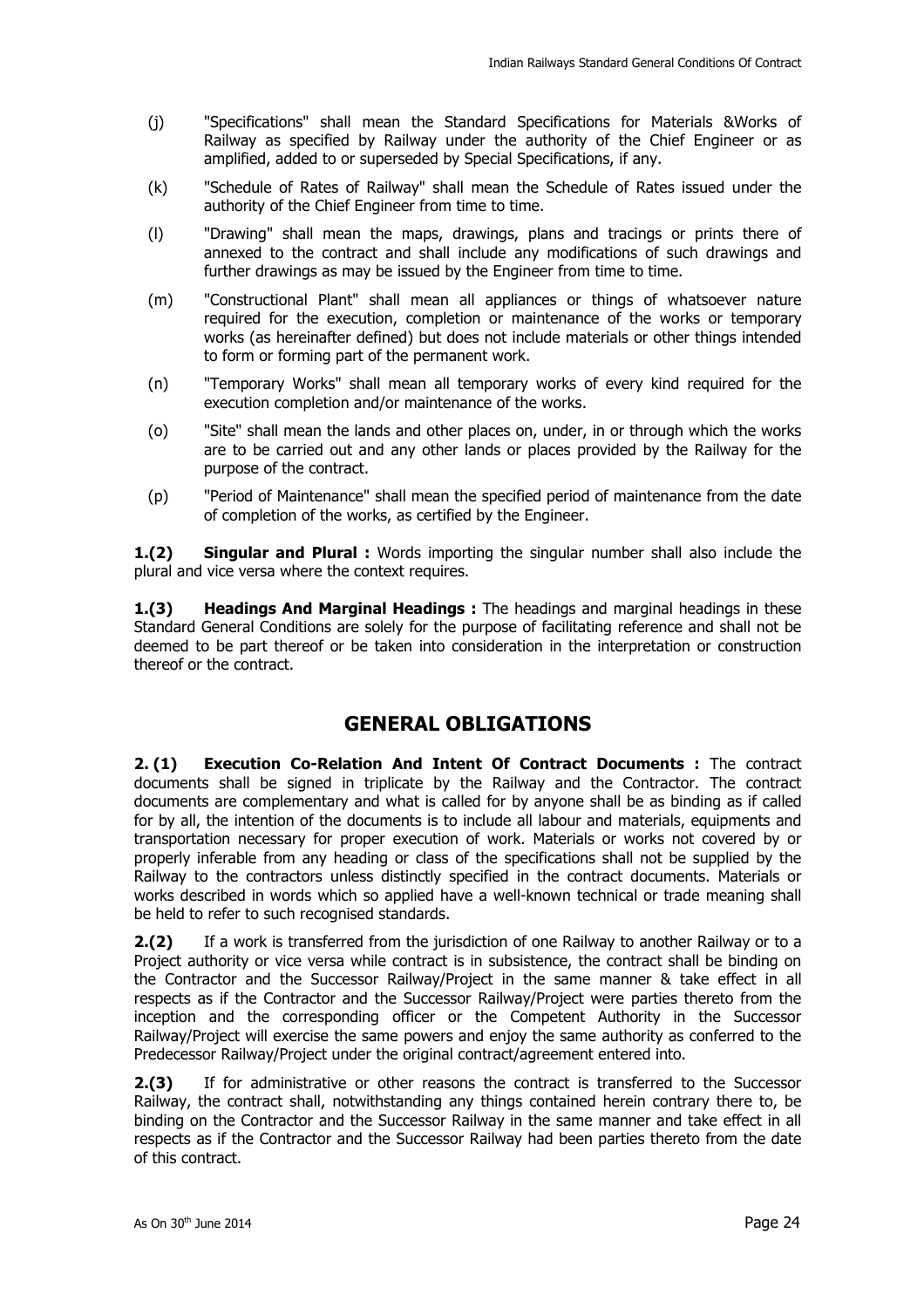(j) "Specifications" shall mean the Standard Specifications for Materials &Works of Railway as specified by Railway under the authority of the Chief Engineer or as amplified, added to or superseded by Special Specifications, if any.

(k) "Schedule of Rates of Railway" shall mean the Schedule of Rates issued under the authority of the Chief Engineer from time to time.

(l) "Drawing" shall mean the maps, drawings, plans and tracings or prints there of annexed to the contract and shall include any modifications of such drawings and further drawings as may be issued by the Engineer from time to time.

(m) "Constructional Plant" shall mean all appliances or things of whatsoever nature required for the execution, completion or maintenance of the works or temporary works (as hereinafter defined) but does not include materials or other things intended to form or forming part of the permanent work.

(n) "Temporary Works" shall mean all temporary works of every kind required for the execution completion and/or maintenance of the works.

(o) "Site" shall mean the lands and other places on, under, in or through which the works are to be carried out and any other lands or places provided by the Railway for the purpose of the contract.

(p) "Period of Maintenance" shall mean the specified period of maintenance from the date of completion of the works, as certified by the Engineer.

**1.(2) Singular and Plural :** Words importing the singular number shall also include the plural and vice versa where the context requires.

**1.(3) Headings And Marginal Headings :** The headings and marginal headings in these Standard General Conditions are solely for the purpose of facilitating reference and shall not be deemed to be part thereof or be taken into consideration in the interpretation or construction thereof or the contract.

## GENERAL OBLIGATIONS

**2. (1) Execution Co-Relation And Intent Of Contract Documents :** The contract documents shall be signed in triplicate by the Railway and the Contractor. The contract documents are complementary and what is called for by anyone shall be as binding as if called for by all, the intention of the documents is to include all labour and materials, equipments and transportation necessary for proper execution of work. Materials or works not covered by or properly inferable from any heading or class of the specifications shall not be supplied by the Railway to the contractors unless distinctly specified in the contract documents. Materials or works described in words which so applied have a well-known technical or trade meaning shall be held to refer to such recognised standards.

**2.(2)** If a work is transferred from the jurisdiction of one Railway to another Railway or to a Project authority or vice versa while contract is in subsistence, the contract shall be binding on the Contractor and the Successor Railway/Project in the same manner & take effect in all respects as if the Contractor and the Successor Railway/Project were parties thereto from the inception and the corresponding officer or the Competent Authority in the Successor Railway/Project will exercise the same powers and enjoy the same authority as conferred to the Predecessor Railway/Project under the original contract/agreement entered into.

**2.(3)** If for administrative or other reasons the contract is transferred to the Successor Railway, the contract shall, notwithstanding any things contained herein contrary there to, be binding on the Contractor and the Successor Railway in the same manner and take effect in all respects as if the Contractor and the Successor Railway had been parties thereto from the date of this contract.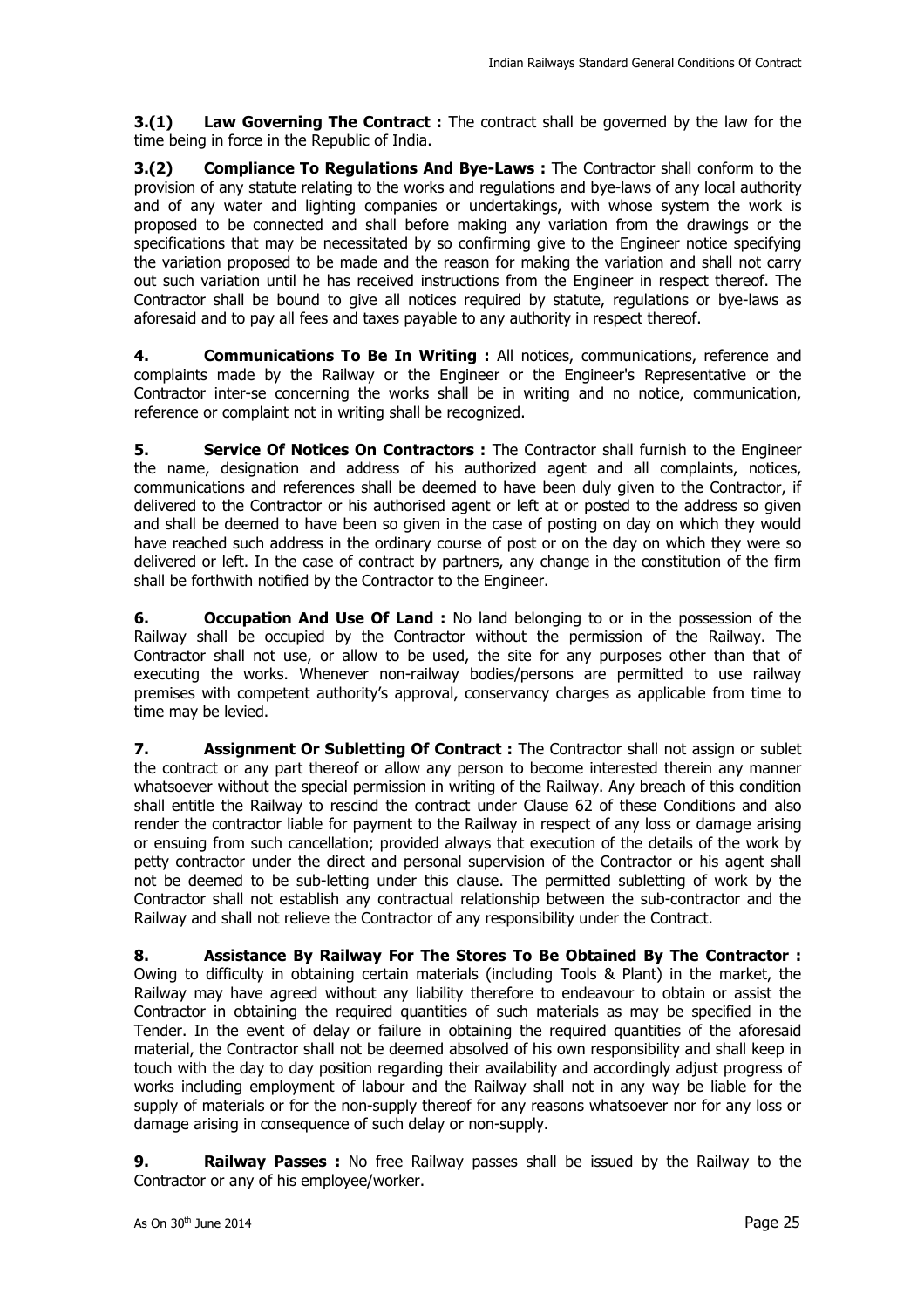**3.(1) Law Governing The Contract :** The contract shall be governed by the law for the time being in force in the Republic of India.

**3.(2) Compliance To Regulations And Bye-Laws :** The Contractor shall conform to the provision of any statute relating to the works and regulations and bye-laws of any local authority and of any water and lighting companies or undertakings, with whose system the work is proposed to be connected and shall before making any variation from the drawings or the specifications that may be necessitated by so confirming give to the Engineer notice specifying the variation proposed to be made and the reason for making the variation and shall not carry out such variation until he has received instructions from the Engineer in respect thereof. The Contractor shall be bound to give all notices required by statute, regulations or bye-laws as aforesaid and to pay all fees and taxes payable to any authority in respect thereof.

**4. Communications To Be In Writing :** All notices, communications, reference and complaints made by the Railway or the Engineer or the Engineer's Representative or the Contractor inter-se concerning the works shall be in writing and no notice, communication, reference or complaint not in writing shall be recognized.

**5. Service Of Notices On Contractors :** The Contractor shall furnish to the Engineer the name, designation and address of his authorized agent and all complaints, notices, communications and references shall be deemed to have been duly given to the Contractor, if delivered to the Contractor or his authorised agent or left at or posted to the address so given and shall be deemed to have been so given in the case of posting on day on which they would have reached such address in the ordinary course of post or on the day on which they were so delivered or left. In the case of contract by partners, any change in the constitution of the firm shall be forthwith notified by the Contractor to the Engineer.

**6. Occupation And Use Of Land :** No land belonging to or in the possession of the Railway shall be occupied by the Contractor without the permission of the Railway. The Contractor shall not use, or allow to be used, the site for any purposes other than that of executing the works. Whenever non-railway bodies/persons are permitted to use railway premises with competent authority's approval, conservancy charges as applicable from time to time may be levied.

**7. Assignment Or Subletting Of Contract :** The Contractor shall not assign or sublet the contract or any part thereof or allow any person to become interested therein any manner whatsoever without the special permission in writing of the Railway. Any breach of this condition shall entitle the Railway to rescind the contract under Clause 62 of these Conditions and also render the contractor liable for payment to the Railway in respect of any loss or damage arising or ensuing from such cancellation; provided always that execution of the details of the work by petty contractor under the direct and personal supervision of the Contractor or his agent shall not be deemed to be sub-letting under this clause. The permitted subletting of work by the Contractor shall not establish any contractual relationship between the sub-contractor and the Railway and shall not relieve the Contractor of any responsibility under the Contract.

**8. Assistance By Railway For The Stores To Be Obtained By The Contractor :** Owing to difficulty in obtaining certain materials (including Tools & Plant) in the market, the Railway may have agreed without any liability therefore to endeavour to obtain or assist the Contractor in obtaining the required quantities of such materials as may be specified in the Tender. In the event of delay or failure in obtaining the required quantities of the aforesaid material, the Contractor shall not be deemed absolved of his own responsibility and shall keep in touch with the day to day position regarding their availability and accordingly adjust progress of works including employment of labour and the Railway shall not in any way be liable for the supply of materials or for the non-supply thereof for any reasons whatsoever nor for any loss or damage arising in consequence of such delay or non-supply.

**9. Railway Passes :** No free Railway passes shall be issued by the Railway to the Contractor or any of his employee/worker.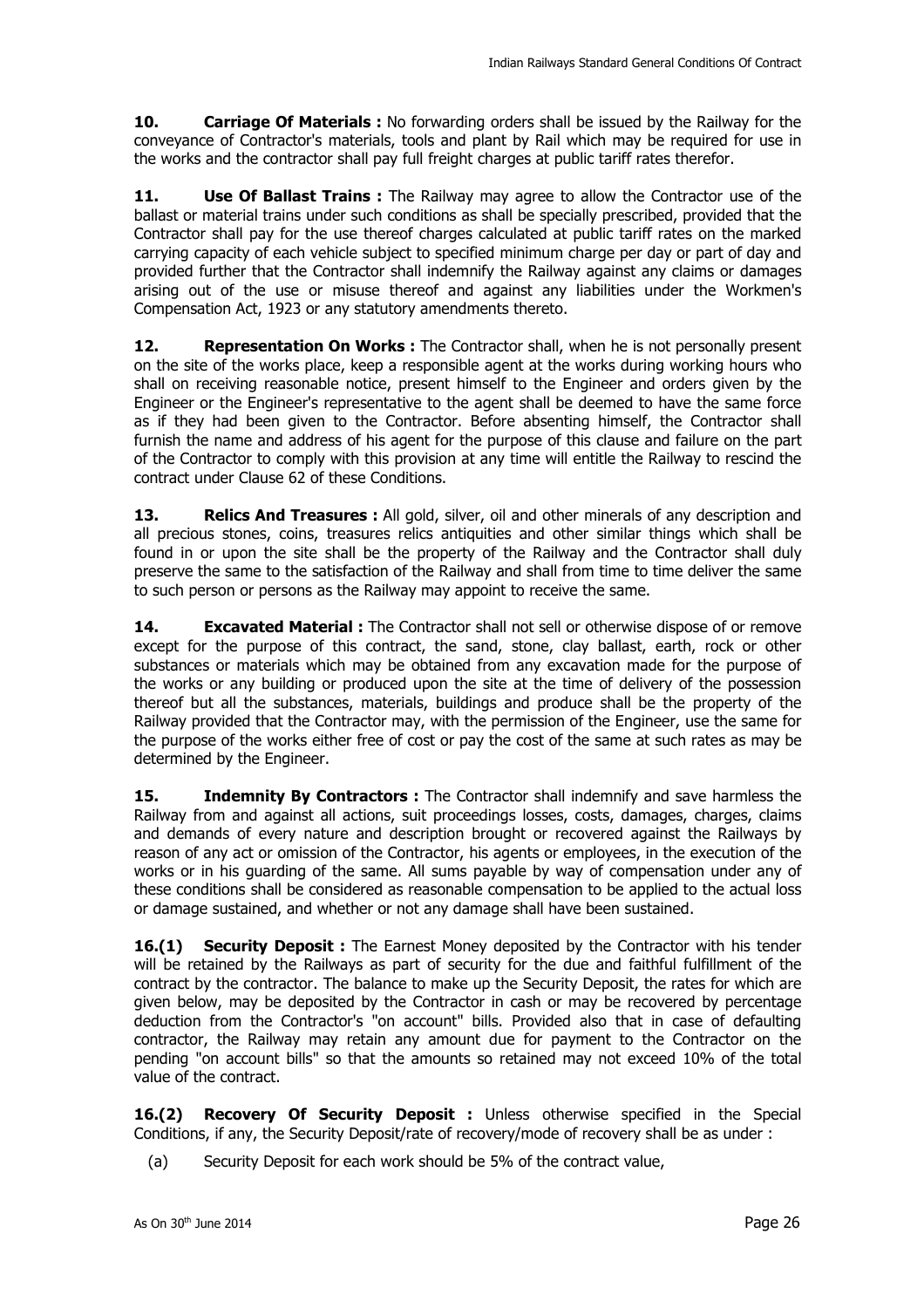**10. Carriage Of Materials :** No forwarding orders shall be issued by the Railway for the conveyance of Contractor's materials, tools and plant by Rail which may be required for use in the works and the contractor shall pay full freight charges at public tariff rates therefor.

**11. Use Of Ballast Trains :** The Railway may agree to allow the Contractor use of the ballast or material trains under such conditions as shall be specially prescribed, provided that the Contractor shall pay for the use thereof charges calculated at public tariff rates on the marked carrying capacity of each vehicle subject to specified minimum charge per day or part of day and provided further that the Contractor shall indemnify the Railway against any claims or damages arising out of the use or misuse thereof and against any liabilities under the Workmen's Compensation Act, 1923 or any statutory amendments thereto.

**12. Representation On Works :** The Contractor shall, when he is not personally present on the site of the works place, keep a responsible agent at the works during working hours who shall on receiving reasonable notice, present himself to the Engineer and orders given by the Engineer or the Engineer's representative to the agent shall be deemed to have the same force as if they had been given to the Contractor. Before absenting himself, the Contractor shall furnish the name and address of his agent for the purpose of this clause and failure on the part of the Contractor to comply with this provision at any time will entitle the Railway to rescind the contract under Clause 62 of these Conditions.

**13. Relics And Treasures :** All gold, silver, oil and other minerals of any description and all precious stones, coins, treasures relics antiquities and other similar things which shall be found in or upon the site shall be the property of the Railway and the Contractor shall duly preserve the same to the satisfaction of the Railway and shall from time to time deliver the same to such person or persons as the Railway may appoint to receive the same.

**14. Excavated Material :** The Contractor shall not sell or otherwise dispose of or remove except for the purpose of this contract, the sand, stone, clay ballast, earth, rock or other substances or materials which may be obtained from any excavation made for the purpose of the works or any building or produced upon the site at the time of delivery of the possession thereof but all the substances, materials, buildings and produce shall be the property of the Railway provided that the Contractor may, with the permission of the Engineer, use the same for the purpose of the works either free of cost or pay the cost of the same at such rates as may be determined by the Engineer.

**15. Indemnity By Contractors :** The Contractor shall indemnify and save harmless the Railway from and against all actions, suit proceedings losses, costs, damages, charges, claims and demands of every nature and description brought or recovered against the Railways by reason of any act or omission of the Contractor, his agents or employees, in the execution of the works or in his guarding of the same. All sums payable by way of compensation under any of these conditions shall be considered as reasonable compensation to be applied to the actual loss or damage sustained, and whether or not any damage shall have been sustained.

**16.(1) Security Deposit :** The Earnest Money deposited by the Contractor with his tender will be retained by the Railways as part of security for the due and faithful fulfillment of the contract by the contractor. The balance to make up the Security Deposit, the rates for which are given below, may be deposited by the Contractor in cash or may be recovered by percentage deduction from the Contractor's "on account" bills. Provided also that in case of defaulting contractor, the Railway may retain any amount due for payment to the Contractor on the pending "on account bills" so that the amounts so retained may not exceed 10% of the total value of the contract.

**16.(2) Recovery Of Security Deposit :** Unless otherwise specified in the Special Conditions, if any, the Security Deposit/rate of recovery/mode of recovery shall be as under :

(a) Security Deposit for each work should be 5% of the contract value,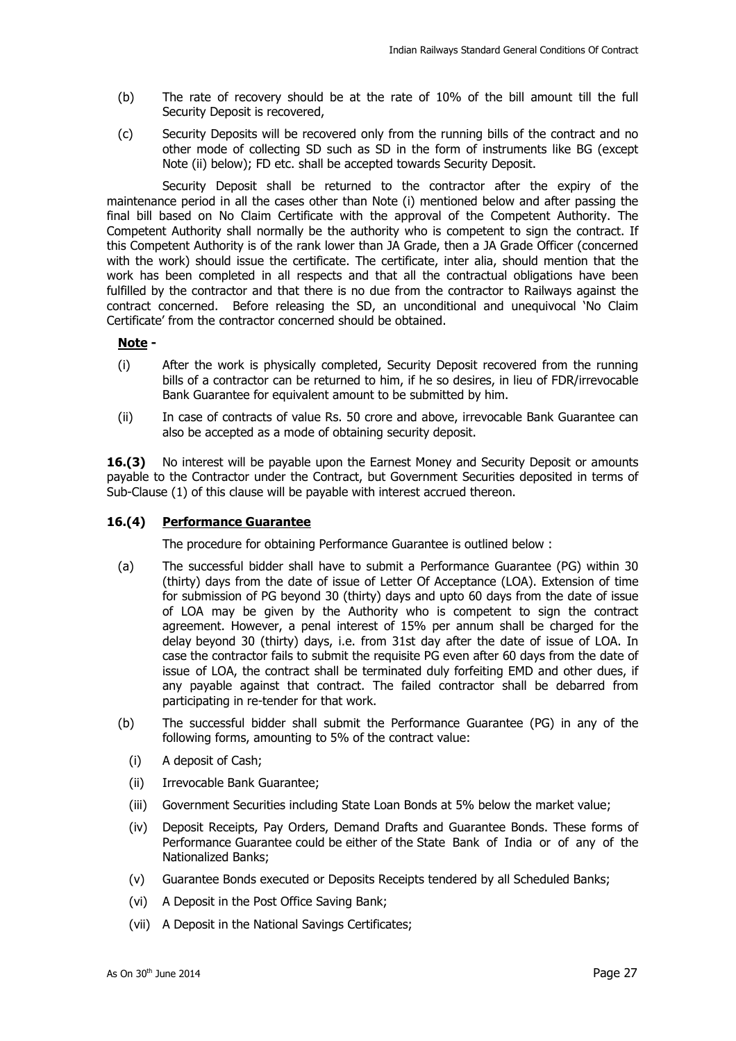(b) The rate of recovery should be at the rate of 10% of the bill amount till the full Security Deposit is recovered,

(c) Security Deposits will be recovered only from the running bills of the contract and no other mode of collecting SD such as SD in the form of instruments like BG (except Note (ii) below); FD etc. shall be accepted towards Security Deposit.

Security Deposit shall be returned to the contractor after the expiry of the maintenance period in all the cases other than Note (i) mentioned below and after passing the final bill based on No Claim Certificate with the approval of the Competent Authority. The Competent Authority shall normally be the authority who is competent to sign the contract. If this Competent Authority is of the rank lower than JA Grade, then a JA Grade Officer (concerned with the work) should issue the certificate. The certificate, inter alia, should mention that the work has been completed in all respects and that all the contractual obligations have been fulfilled by the contractor and that there is no due from the contractor to Railways against the contract concerned. Before releasing the SD, an unconditional and unequivocal 'No Claim Certificate' from the contractor concerned should be obtained.

**Note -**

(i) After the work is physically completed, Security Deposit recovered from the running bills of a contractor can be returned to him, if he so desires, in lieu of FDR/irrevocable Bank Guarantee for equivalent amount to be submitted by him.

(ii) In case of contracts of value Rs. 50 crore and above, irrevocable Bank Guarantee can also be accepted as a mode of obtaining security deposit.

**16.(3)** No interest will be payable upon the Earnest Money and Security Deposit or amounts payable to the Contractor under the Contract, but Government Securities deposited in terms of Sub-Clause (1) of this clause will be payable with interest accrued thereon.

**16.(4) Performance Guarantee**

The procedure for obtaining Performance Guarantee is outlined below :

(a) The successful bidder shall have to submit a Performance Guarantee (PG) within 30 (thirty) days from the date of issue of Letter Of Acceptance (LOA). Extension of time for submission of PG beyond 30 (thirty) days and upto 60 days from the date of issue of LOA may be given by the Authority who is competent to sign the contract agreement. However, a penal interest of 15% per annum shall be charged for the delay beyond 30 (thirty) days, i.e. from 31st day after the date of issue of LOA. In case the contractor fails to submit the requisite PG even after 60 days from the date of issue of LOA, the contract shall be terminated duly forfeiting EMD and other dues, if any payable against that contract. The failed contractor shall be debarred from participating in re-tender for that work.

(b) The successful bidder shall submit the Performance Guarantee (PG) in any of the following forms, amounting to 5% of the contract value:

(i) A deposit of Cash;

(ii) Irrevocable Bank Guarantee;

(iii) Government Securities including State Loan Bonds at 5% below the market value;

(iv) Deposit Receipts, Pay Orders, Demand Drafts and Guarantee Bonds. These forms of Performance Guarantee could be either of the State Bank of India or of any of the Nationalized Banks;

(v) Guarantee Bonds executed or Deposits Receipts tendered by all Scheduled Banks;

(vi) A Deposit in the Post Office Saving Bank;

(vii) A Deposit in the National Savings Certificates;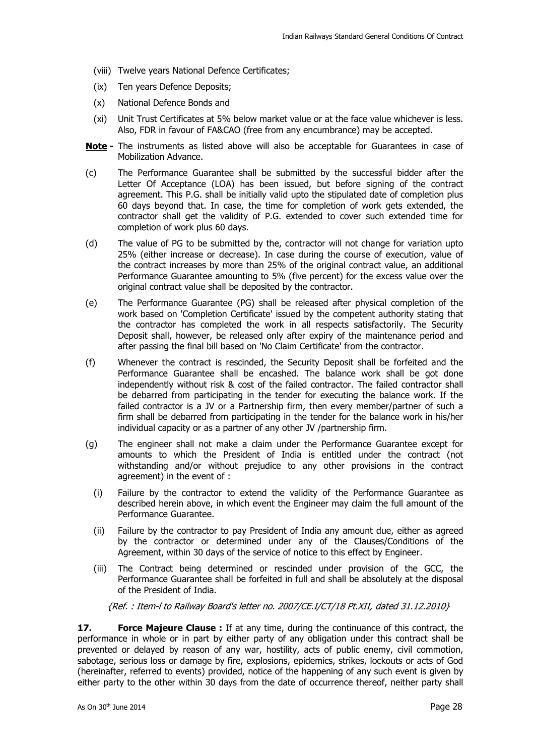(viii) Twelve years National Defence Certificates;

(ix) Ten years Defence Deposits;

(x) National Defence Bonds and

(xi) Unit Trust Certificates at 5% below market value or at the face value whichever is less. Also, FDR in favour of FA&CAO (free from any encumbrance) may be accepted.

**Note -** The instruments as listed above will also be acceptable for Guarantees in case of Mobilization Advance.

(c) The Performance Guarantee shall be submitted by the successful bidder after the Letter Of Acceptance (LOA) has been issued, but before signing of the contract agreement. This P.G. shall be initially valid upto the stipulated date of completion plus 60 days beyond that. In case, the time for completion of work gets extended, the contractor shall get the validity of P.G. extended to cover such extended time for completion of work plus 60 days.

(d) The value of PG to be submitted by the, contractor will not change for variation upto 25% (either increase or decrease). In case during the course of execution, value of the contract increases by more than 25% of the original contract value, an additional Performance Guarantee amounting to 5% (five percent) for the excess value over the original contract value shall be deposited by the contractor.

(e) The Performance Guarantee (PG) shall be released after physical completion of the work based on 'Completion Certificate' issued by the competent authority stating that the contractor has completed the work in all respects satisfactorily. The Security Deposit shall, however, be released only after expiry of the maintenance period and after passing the final bill based on 'No Claim Certificate' from the contractor.

(f) Whenever the contract is rescinded, the Security Deposit shall be forfeited and the Performance Guarantee shall be encashed. The balance work shall be got done independently without risk & cost of the failed contractor. The failed contractor shall be debarred from participating in the tender for executing the balance work. If the failed contractor is a JV or a Partnership firm, then every member/partner of such a firm shall be debarred from participating in the tender for the balance work in his/her individual capacity or as a partner of any other JV /partnership firm.

(g) The engineer shall not make a claim under the Performance Guarantee except for amounts to which the President of India is entitled under the contract (not withstanding and/or without prejudice to any other provisions in the contract agreement) in the event of :

(i) Failure by the contractor to extend the validity of the Performance Guarantee as described herein above, in which event the Engineer may claim the full amount of the Performance Guarantee.

(ii) Failure by the contractor to pay President of India any amount due, either as agreed by the contractor or determined under any of the Clauses/Conditions of the Agreement, within 30 days of the service of notice to this effect by Engineer.

(iii) The Contract being determined or rescinded under provision of the GCC, the Performance Guarantee shall be forfeited in full and shall be absolutely at the disposal of the President of India.

*{Ref. : Item-I to Railway Board's letter no. 2007/CE.I/CT/18 Pt.XII, dated 31.12.2010}*

**17. Force Majeure Clause :** If at any time, during the continuance of this contract, the performance in whole or in part by either party of any obligation under this contract shall be prevented or delayed by reason of any war, hostility, acts of public enemy, civil commotion, sabotage, serious loss or damage by fire, explosions, epidemics, strikes, lockouts or acts of God (hereinafter, referred to events) provided, notice of the happening of any such event is given by either party to the other within 30 days from the date of occurrence thereof, neither party shall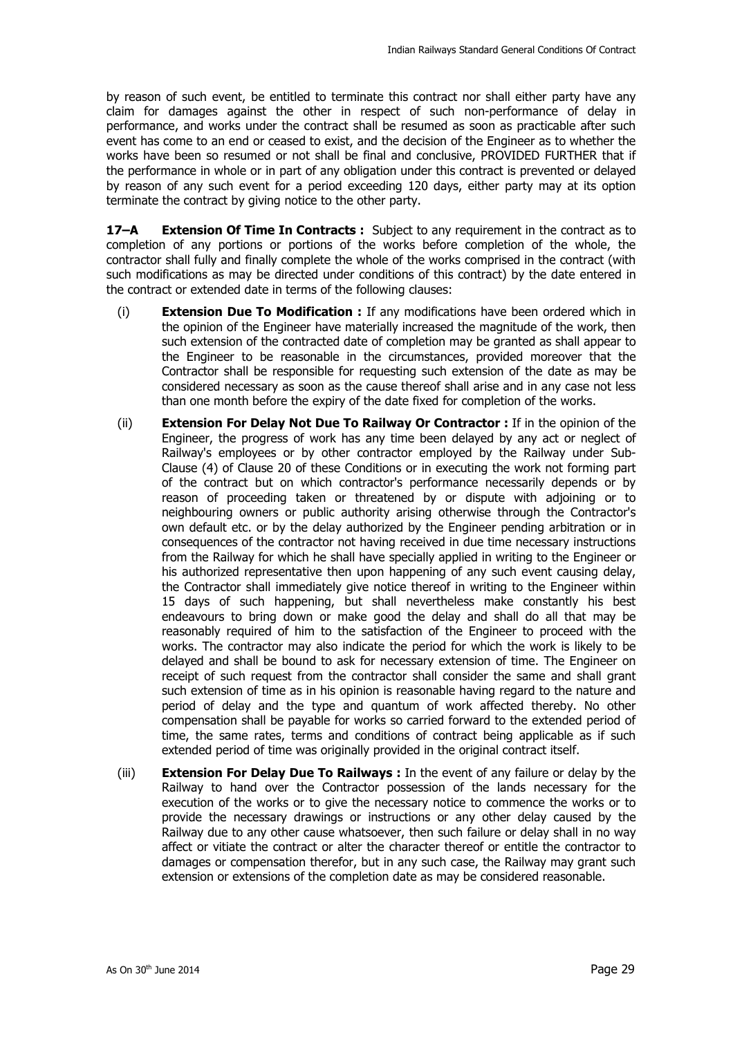by reason of such event, be entitled to terminate this contract nor shall either party have any claim for damages against the other in respect of such non-performance of delay in performance, and works under the contract shall be resumed as soon as practicable after such event has come to an end or ceased to exist, and the decision of the Engineer as to whether the works have been so resumed or not shall be final and conclusive, PROVIDED FURTHER that if the performance in whole or in part of any obligation under this contract is prevented or delayed by reason of any such event for a period exceeding 120 days, either party may at its option terminate the contract by giving notice to the other party.

**17–A Extension Of Time In Contracts :** Subject to any requirement in the contract as to completion of any portions or portions of the works before completion of the whole, the contractor shall fully and finally complete the whole of the works comprised in the contract (with such modifications as may be directed under conditions of this contract) by the date entered in the contract or extended date in terms of the following clauses:

(i) **Extension Due To Modification :** If any modifications have been ordered which in the opinion of the Engineer have materially increased the magnitude of the work, then such extension of the contracted date of completion may be granted as shall appear to the Engineer to be reasonable in the circumstances, provided moreover that the Contractor shall be responsible for requesting such extension of the date as may be considered necessary as soon as the cause thereof shall arise and in any case not less than one month before the expiry of the date fixed for completion of the works.

(ii) **Extension For Delay Not Due To Railway Or Contractor :** If in the opinion of the Engineer, the progress of work has any time been delayed by any act or neglect of Railway's employees or by other contractor employed by the Railway under Sub-Clause (4) of Clause 20 of these Conditions or in executing the work not forming part of the contract but on which contractor's performance necessarily depends or by reason of proceeding taken or threatened by or dispute with adjoining or to neighbouring owners or public authority arising otherwise through the Contractor's own default etc. or by the delay authorized by the Engineer pending arbitration or in consequences of the contractor not having received in due time necessary instructions from the Railway for which he shall have specially applied in writing to the Engineer or his authorized representative then upon happening of any such event causing delay, the Contractor shall immediately give notice thereof in writing to the Engineer within 15 days of such happening, but shall nevertheless make constantly his best endeavours to bring down or make good the delay and shall do all that may be reasonably required of him to the satisfaction of the Engineer to proceed with the works. The contractor may also indicate the period for which the work is likely to be delayed and shall be bound to ask for necessary extension of time. The Engineer on receipt of such request from the contractor shall consider the same and shall grant such extension of time as in his opinion is reasonable having regard to the nature and period of delay and the type and quantum of work affected thereby. No other compensation shall be payable for works so carried forward to the extended period of time, the same rates, terms and conditions of contract being applicable as if such extended period of time was originally provided in the original contract itself.

(iii) **Extension For Delay Due To Railways :** In the event of any failure or delay by the Railway to hand over the Contractor possession of the lands necessary for the execution of the works or to give the necessary notice to commence the works or to provide the necessary drawings or instructions or any other delay caused by the Railway due to any other cause whatsoever, then such failure or delay shall in no way affect or vitiate the contract or alter the character thereof or entitle the contractor to damages or compensation therefor, but in any such case, the Railway may grant such extension or extensions of the completion date as may be considered reasonable.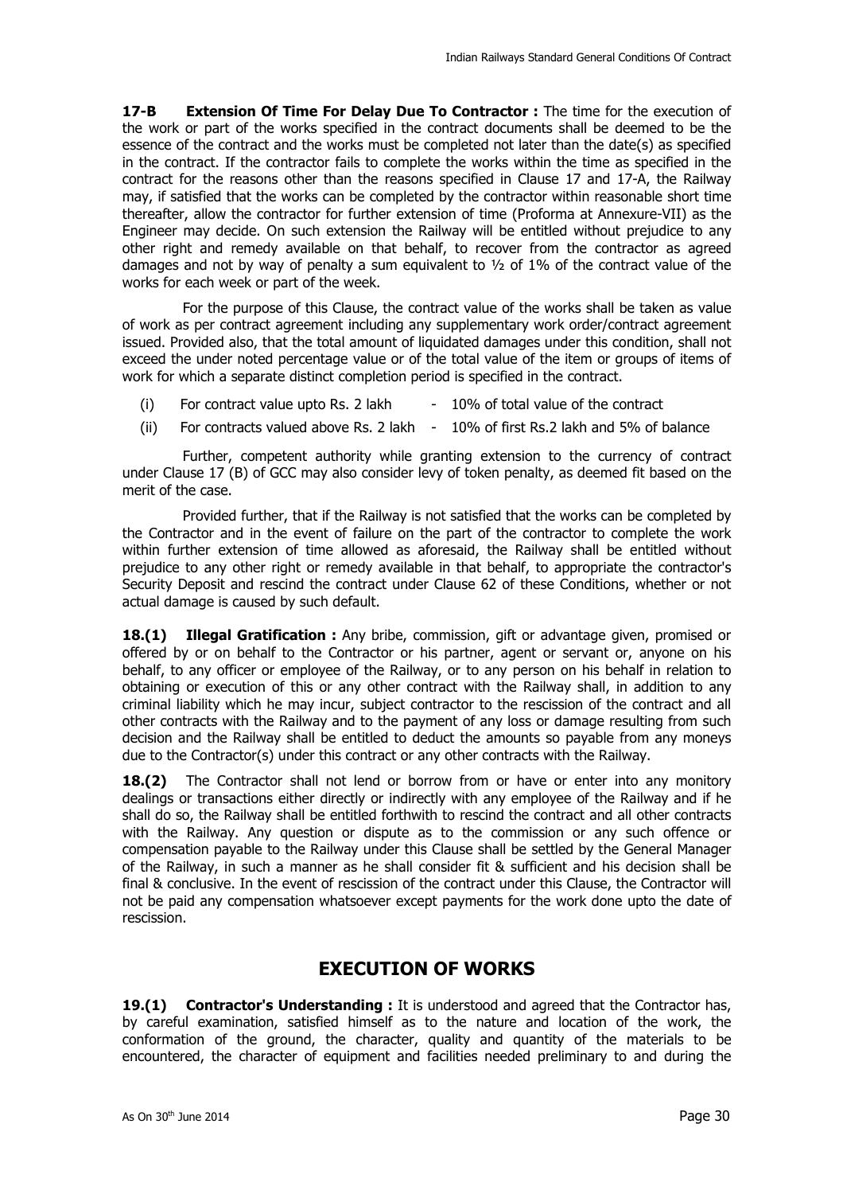**17-B Extension Of Time For Delay Due To Contractor :** The time for the execution of the work or part of the works specified in the contract documents shall be deemed to be the essence of the contract and the works must be completed not later than the date(s) as specified in the contract. If the contractor fails to complete the works within the time as specified in the contract for the reasons other than the reasons specified in Clause 17 and 17-A, the Railway may, if satisfied that the works can be completed by the contractor within reasonable short time thereafter, allow the contractor for further extension of time (Proforma at Annexure-VII) as the Engineer may decide. On such extension the Railway will be entitled without prejudice to any other right and remedy available on that behalf, to recover from the contractor as agreed damages and not by way of penalty a sum equivalent to ½ of 1% of the contract value of the works for each week or part of the week.

For the purpose of this Clause, the contract value of the works shall be taken as value of work as per contract agreement including any supplementary work order/contract agreement issued. Provided also, that the total amount of liquidated damages under this condition, shall not exceed the under noted percentage value or of the total value of the item or groups of items of work for which a separate distinct completion period is specified in the contract.

(i) For contract value upto Rs. 2 lakh - 10% of total value of the contract

(ii) For contracts valued above Rs. 2 lakh - 10% of first Rs.2 lakh and 5% of balance

Further, competent authority while granting extension to the currency of contract under Clause 17 (B) of GCC may also consider levy of token penalty, as deemed fit based on the merit of the case.

Provided further, that if the Railway is not satisfied that the works can be completed by the Contractor and in the event of failure on the part of the contractor to complete the work within further extension of time allowed as aforesaid, the Railway shall be entitled without prejudice to any other right or remedy available in that behalf, to appropriate the contractor's Security Deposit and rescind the contract under Clause 62 of these Conditions, whether or not actual damage is caused by such default.

**18.(1) Illegal Gratification :** Any bribe, commission, gift or advantage given, promised or offered by or on behalf to the Contractor or his partner, agent or servant or, anyone on his behalf, to any officer or employee of the Railway, or to any person on his behalf in relation to obtaining or execution of this or any other contract with the Railway shall, in addition to any criminal liability which he may incur, subject contractor to the rescission of the contract and all other contracts with the Railway and to the payment of any loss or damage resulting from such decision and the Railway shall be entitled to deduct the amounts so payable from any moneys due to the Contractor(s) under this contract or any other contracts with the Railway.

**18.(2)** The Contractor shall not lend or borrow from or have or enter into any monitory dealings or transactions either directly or indirectly with any employee of the Railway and if he shall do so, the Railway shall be entitled forthwith to rescind the contract and all other contracts with the Railway. Any question or dispute as to the commission or any such offence or compensation payable to the Railway under this Clause shall be settled by the General Manager of the Railway, in such a manner as he shall consider fit & sufficient and his decision shall be final & conclusive. In the event of rescission of the contract under this Clause, the Contractor will not be paid any compensation whatsoever except payments for the work done upto the date of rescission.

## EXECUTION OF WORKS

**19.(1) Contractor's Understanding :** It is understood and agreed that the Contractor has, by careful examination, satisfied himself as to the nature and location of the work, the conformation of the ground, the character, quality and quantity of the materials to be encountered, the character of equipment and facilities needed preliminary to and during the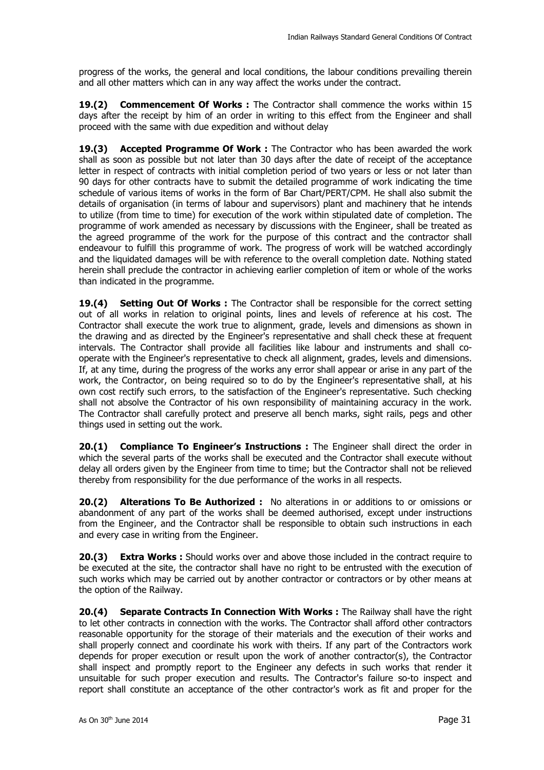progress of the works, the general and local conditions, the labour conditions prevailing therein and all other matters which can in any way affect the works under the contract.

**19.(2) Commencement Of Works :** The Contractor shall commence the works within 15 days after the receipt by him of an order in writing to this effect from the Engineer and shall proceed with the same with due expedition and without delay

**19.(3) Accepted Programme Of Work :** The Contractor who has been awarded the work shall as soon as possible but not later than 30 days after the date of receipt of the acceptance letter in respect of contracts with initial completion period of two years or less or not later than 90 days for other contracts have to submit the detailed programme of work indicating the time schedule of various items of works in the form of Bar Chart/PERT/CPM. He shall also submit the details of organisation (in terms of labour and supervisors) plant and machinery that he intends to utilize (from time to time) for execution of the work within stipulated date of completion. The programme of work amended as necessary by discussions with the Engineer, shall be treated as the agreed programme of the work for the purpose of this contract and the contractor shall endeavour to fulfill this programme of work. The progress of work will be watched accordingly and the liquidated damages will be with reference to the overall completion date. Nothing stated herein shall preclude the contractor in achieving earlier completion of item or whole of the works than indicated in the programme.

**19.(4) Setting Out Of Works :** The Contractor shall be responsible for the correct setting out of all works in relation to original points, lines and levels of reference at his cost. The Contractor shall execute the work true to alignment, grade, levels and dimensions as shown in the drawing and as directed by the Engineer's representative and shall check these at frequent intervals. The Contractor shall provide all facilities like labour and instruments and shall co-operate with the Engineer's representative to check all alignment, grades, levels and dimensions. If, at any time, during the progress of the works any error shall appear or arise in any part of the work, the Contractor, on being required so to do by the Engineer's representative shall, at his own cost rectify such errors, to the satisfaction of the Engineer's representative. Such checking shall not absolve the Contractor of his own responsibility of maintaining accuracy in the work. The Contractor shall carefully protect and preserve all bench marks, sight rails, pegs and other things used in setting out the work.

**20.(1) Compliance To Engineer's Instructions :** The Engineer shall direct the order in which the several parts of the works shall be executed and the Contractor shall execute without delay all orders given by the Engineer from time to time; but the Contractor shall not be relieved thereby from responsibility for the due performance of the works in all respects.

**20.(2) Alterations To Be Authorized :** No alterations in or additions to or omissions or abandonment of any part of the works shall be deemed authorised, except under instructions from the Engineer, and the Contractor shall be responsible to obtain such instructions in each and every case in writing from the Engineer.

**20.(3) Extra Works :** Should works over and above those included in the contract require to be executed at the site, the contractor shall have no right to be entrusted with the execution of such works which may be carried out by another contractor or contractors or by other means at the option of the Railway.

**20.(4) Separate Contracts In Connection With Works :** The Railway shall have the right to let other contracts in connection with the works. The Contractor shall afford other contractors reasonable opportunity for the storage of their materials and the execution of their works and shall properly connect and coordinate his work with theirs. If any part of the Contractors work depends for proper execution or result upon the work of another contractor(s), the Contractor shall inspect and promptly report to the Engineer any defects in such works that render it unsuitable for such proper execution and results. The Contractor's failure so-to inspect and report shall constitute an acceptance of the other contractor's work as fit and proper for the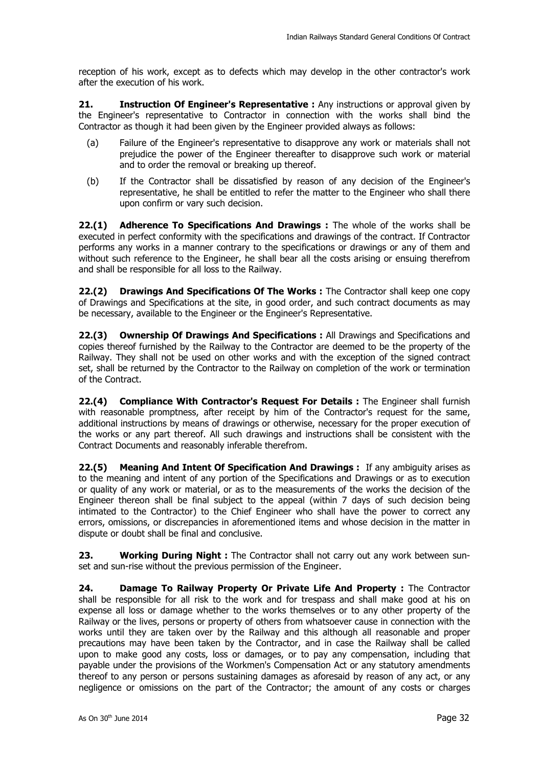reception of his work, except as to defects which may develop in the other contractor's work after the execution of his work.

**21. Instruction Of Engineer's Representative :** Any instructions or approval given by the Engineer's representative to Contractor in connection with the works shall bind the Contractor as though it had been given by the Engineer provided always as follows:

(a) Failure of the Engineer's representative to disapprove any work or materials shall not prejudice the power of the Engineer thereafter to disapprove such work or material and to order the removal or breaking up thereof.

(b) If the Contractor shall be dissatisfied by reason of any decision of the Engineer's representative, he shall be entitled to refer the matter to the Engineer who shall there upon confirm or vary such decision.

**22.(1) Adherence To Specifications And Drawings :** The whole of the works shall be executed in perfect conformity with the specifications and drawings of the contract. If Contractor performs any works in a manner contrary to the specifications or drawings or any of them and without such reference to the Engineer, he shall bear all the costs arising or ensuing therefrom and shall be responsible for all loss to the Railway.

**22.(2) Drawings And Specifications Of The Works :** The Contractor shall keep one copy of Drawings and Specifications at the site, in good order, and such contract documents as may be necessary, available to the Engineer or the Engineer's Representative.

**22.(3) Ownership Of Drawings And Specifications :** All Drawings and Specifications and copies thereof furnished by the Railway to the Contractor are deemed to be the property of the Railway. They shall not be used on other works and with the exception of the signed contract set, shall be returned by the Contractor to the Railway on completion of the work or termination of the Contract.

**22.(4) Compliance With Contractor's Request For Details :** The Engineer shall furnish with reasonable promptness, after receipt by him of the Contractor's request for the same, additional instructions by means of drawings or otherwise, necessary for the proper execution of the works or any part thereof. All such drawings and instructions shall be consistent with the Contract Documents and reasonably inferable therefrom.

**22.(5) Meaning And Intent Of Specification And Drawings :** If any ambiguity arises as to the meaning and intent of any portion of the Specifications and Drawings or as to execution or quality of any work or material, or as to the measurements of the works the decision of the Engineer thereon shall be final subject to the appeal (within 7 days of such decision being intimated to the Contractor) to the Chief Engineer who shall have the power to correct any errors, omissions, or discrepancies in aforementioned items and whose decision in the matter in dispute or doubt shall be final and conclusive.

**23. Working During Night :** The Contractor shall not carry out any work between sun-set and sun-rise without the previous permission of the Engineer.

**24. Damage To Railway Property Or Private Life And Property :** The Contractor shall be responsible for all risk to the work and for trespass and shall make good at his on expense all loss or damage whether to the works themselves or to any other property of the Railway or the lives, persons or property of others from whatsoever cause in connection with the works until they are taken over by the Railway and this although all reasonable and proper precautions may have been taken by the Contractor, and in case the Railway shall be called upon to make good any costs, loss or damages, or to pay any compensation, including that payable under the provisions of the Workmen's Compensation Act or any statutory amendments thereof to any person or persons sustaining damages as aforesaid by reason of any act, or any negligence or omissions on the part of the Contractor; the amount of any costs or charges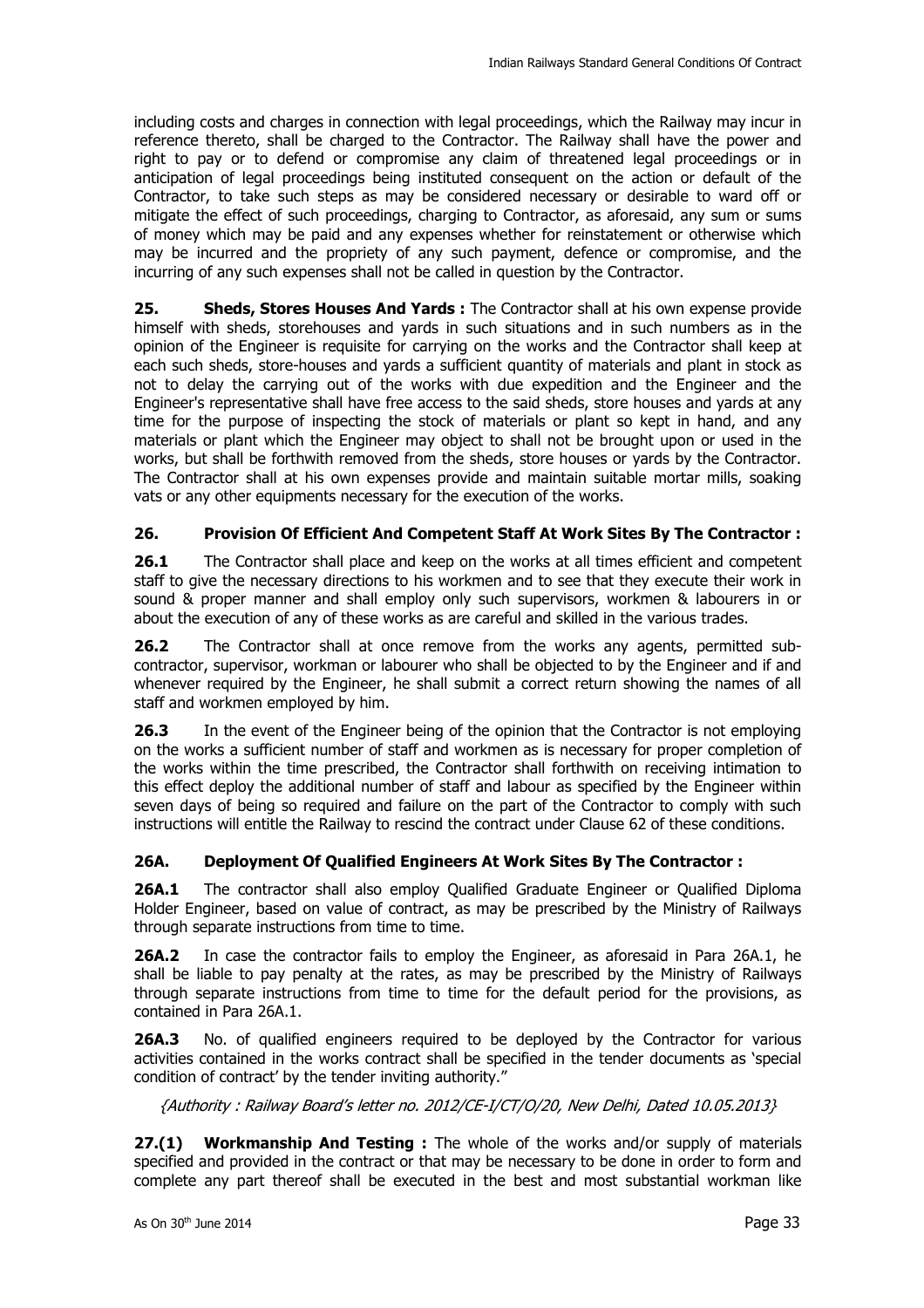including costs and charges in connection with legal proceedings, which the Railway may incur in reference thereto, shall be charged to the Contractor. The Railway shall have the power and right to pay or to defend or compromise any claim of threatened legal proceedings or in anticipation of legal proceedings being instituted consequent on the action or default of the Contractor, to take such steps as may be considered necessary or desirable to ward off or mitigate the effect of such proceedings, charging to Contractor, as aforesaid, any sum or sums of money which may be paid and any expenses whether for reinstatement or otherwise which may be incurred and the propriety of any such payment, defence or compromise, and the incurring of any such expenses shall not be called in question by the Contractor.

**25. Sheds, Stores Houses And Yards :** The Contractor shall at his own expense provide himself with sheds, storehouses and yards in such situations and in such numbers as in the opinion of the Engineer is requisite for carrying on the works and the Contractor shall keep at each such sheds, store-houses and yards a sufficient quantity of materials and plant in stock as not to delay the carrying out of the works with due expedition and the Engineer and the Engineer's representative shall have free access to the said sheds, store houses and yards at any time for the purpose of inspecting the stock of materials or plant so kept in hand, and any materials or plant which the Engineer may object to shall not be brought upon or used in the works, but shall be forthwith removed from the sheds, store houses or yards by the Contractor. The Contractor shall at his own expenses provide and maintain suitable mortar mills, soaking vats or any other equipments necessary for the execution of the works.

### 26. Provision Of Efficient And Competent Staff At Work Sites By The Contractor :

**26.1** The Contractor shall place and keep on the works at all times efficient and competent staff to give the necessary directions to his workmen and to see that they execute their work in sound & proper manner and shall employ only such supervisors, workmen & labourers in or about the execution of any of these works as are careful and skilled in the various trades.

**26.2** The Contractor shall at once remove from the works any agents, permitted sub-contractor, supervisor, workman or labourer who shall be objected to by the Engineer and if and whenever required by the Engineer, he shall submit a correct return showing the names of all staff and workmen employed by him.

**26.3** In the event of the Engineer being of the opinion that the Contractor is not employing on the works a sufficient number of staff and workmen as is necessary for proper completion of the works within the time prescribed, the Contractor shall forthwith on receiving intimation to this effect deploy the additional number of staff and labour as specified by the Engineer within seven days of being so required and failure on the part of the Contractor to comply with such instructions will entitle the Railway to rescind the contract under Clause 62 of these conditions.

### 26A. Deployment Of Qualified Engineers At Work Sites By The Contractor :

**26A.1** The contractor shall also employ Qualified Graduate Engineer or Qualified Diploma Holder Engineer, based on value of contract, as may be prescribed by the Ministry of Railways through separate instructions from time to time.

**26A.2** In case the contractor fails to employ the Engineer, as aforesaid in Para 26A.1, he shall be liable to pay penalty at the rates, as may be prescribed by the Ministry of Railways through separate instructions from time to time for the default period for the provisions, as contained in Para 26A.1.

**26A.3** No. of qualified engineers required to be deployed by the Contractor for various activities contained in the works contract shall be specified in the tender documents as 'special condition of contract' by the tender inviting authority."

*{Authority : Railway Board's letter no. 2012/CE-I/CT/O/20, New Delhi, Dated 10.05.2013}*

**27.(1) Workmanship And Testing :** The whole of the works and/or supply of materials specified and provided in the contract or that may be necessary to be done in order to form and complete any part thereof shall be executed in the best and most substantial workman like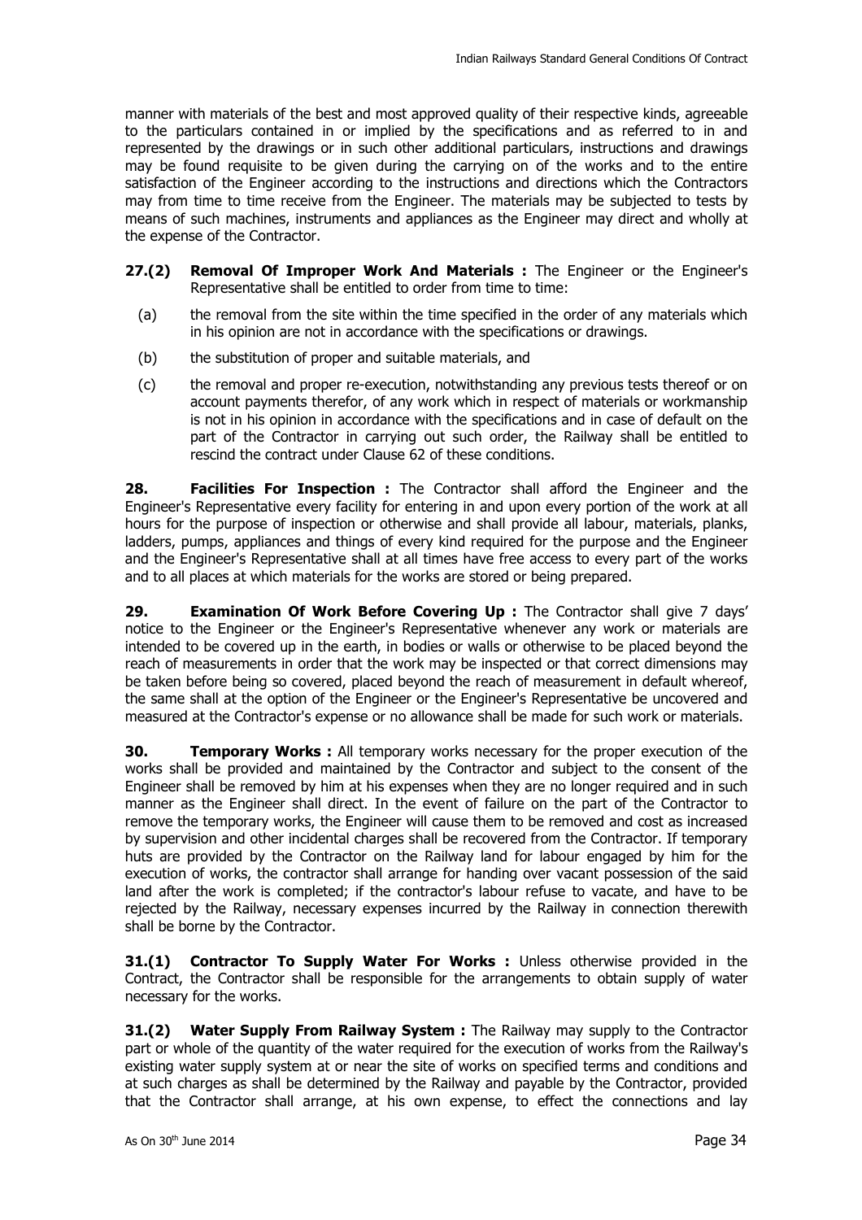manner with materials of the best and most approved quality of their respective kinds, agreeable to the particulars contained in or implied by the specifications and as referred to in and represented by the drawings or in such other additional particulars, instructions and drawings may be found requisite to be given during the carrying on of the works and to the entire satisfaction of the Engineer according to the instructions and directions which the Contractors may from time to time receive from the Engineer. The materials may be subjected to tests by means of such machines, instruments and appliances as the Engineer may direct and wholly at the expense of the Contractor.

**27.(2) Removal Of Improper Work And Materials :** The Engineer or the Engineer's Representative shall be entitled to order from time to time:

(a) the removal from the site within the time specified in the order of any materials which in his opinion are not in accordance with the specifications or drawings.

(b) the substitution of proper and suitable materials, and

(c) the removal and proper re-execution, notwithstanding any previous tests thereof or on account payments therefor, of any work which in respect of materials or workmanship is not in his opinion in accordance with the specifications and in case of default on the part of the Contractor in carrying out such order, the Railway shall be entitled to rescind the contract under Clause 62 of these conditions.

**28. Facilities For Inspection :** The Contractor shall afford the Engineer and the Engineer's Representative every facility for entering in and upon every portion of the work at all hours for the purpose of inspection or otherwise and shall provide all labour, materials, planks, ladders, pumps, appliances and things of every kind required for the purpose and the Engineer and the Engineer's Representative shall at all times have free access to every part of the works and to all places at which materials for the works are stored or being prepared.

**29. Examination Of Work Before Covering Up :** The Contractor shall give 7 days' notice to the Engineer or the Engineer's Representative whenever any work or materials are intended to be covered up in the earth, in bodies or walls or otherwise to be placed beyond the reach of measurements in order that the work may be inspected or that correct dimensions may be taken before being so covered, placed beyond the reach of measurement in default whereof, the same shall at the option of the Engineer or the Engineer's Representative be uncovered and measured at the Contractor's expense or no allowance shall be made for such work or materials.

**30. Temporary Works :** All temporary works necessary for the proper execution of the works shall be provided and maintained by the Contractor and subject to the consent of the Engineer shall be removed by him at his expenses when they are no longer required and in such manner as the Engineer shall direct. In the event of failure on the part of the Contractor to remove the temporary works, the Engineer will cause them to be removed and cost as increased by supervision and other incidental charges shall be recovered from the Contractor. If temporary huts are provided by the Contractor on the Railway land for labour engaged by him for the execution of works, the contractor shall arrange for handing over vacant possession of the said land after the work is completed; if the contractor's labour refuse to vacate, and have to be rejected by the Railway, necessary expenses incurred by the Railway in connection therewith shall be borne by the Contractor.

**31.(1) Contractor To Supply Water For Works :** Unless otherwise provided in the Contract, the Contractor shall be responsible for the arrangements to obtain supply of water necessary for the works.

**31.(2) Water Supply From Railway System :** The Railway may supply to the Contractor part or whole of the quantity of the water required for the execution of works from the Railway's existing water supply system at or near the site of works on specified terms and conditions and at such charges as shall be determined by the Railway and payable by the Contractor, provided that the Contractor shall arrange, at his own expense, to effect the connections and lay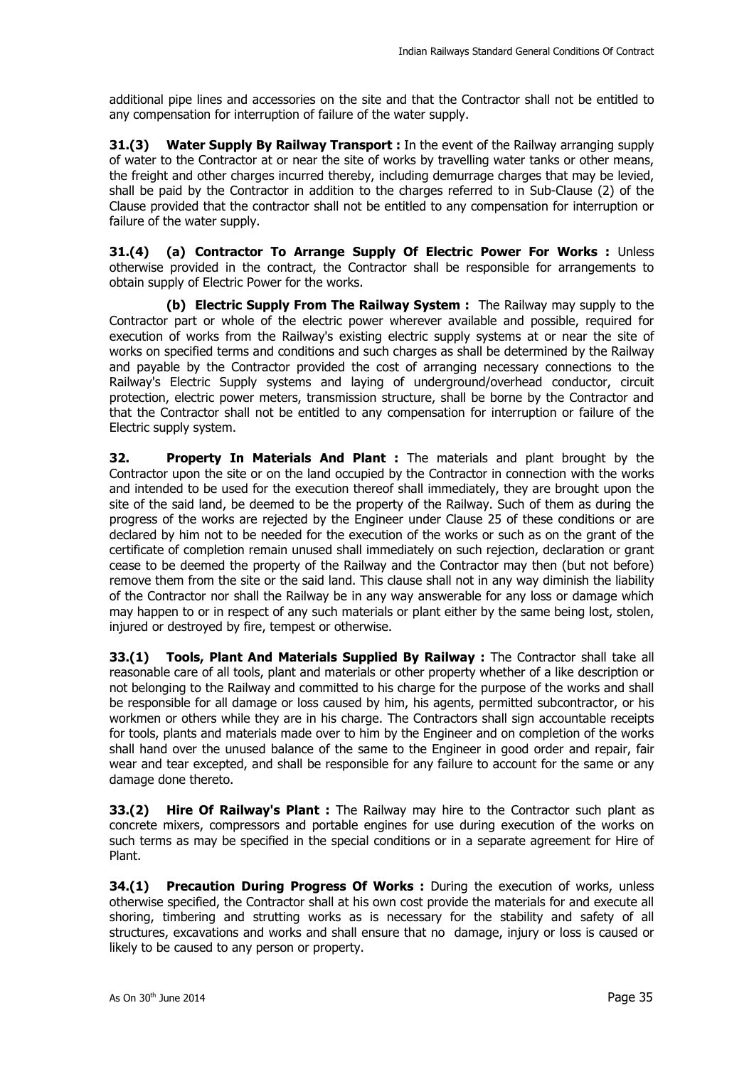additional pipe lines and accessories on the site and that the Contractor shall not be entitled to any compensation for interruption of failure of the water supply.

**31.(3) Water Supply By Railway Transport :** In the event of the Railway arranging supply of water to the Contractor at or near the site of works by travelling water tanks or other means, the freight and other charges incurred thereby, including demurrage charges that may be levied, shall be paid by the Contractor in addition to the charges referred to in Sub-Clause (2) of the Clause provided that the contractor shall not be entitled to any compensation for interruption or failure of the water supply.

**31.(4) (a) Contractor To Arrange Supply Of Electric Power For Works :** Unless otherwise provided in the contract, the Contractor shall be responsible for arrangements to obtain supply of Electric Power for the works.

**(b) Electric Supply From The Railway System :** The Railway may supply to the Contractor part or whole of the electric power wherever available and possible, required for execution of works from the Railway's existing electric supply systems at or near the site of works on specified terms and conditions and such charges as shall be determined by the Railway and payable by the Contractor provided the cost of arranging necessary connections to the Railway's Electric Supply systems and laying of underground/overhead conductor, circuit protection, electric power meters, transmission structure, shall be borne by the Contractor and that the Contractor shall not be entitled to any compensation for interruption or failure of the Electric supply system.

**32. Property In Materials And Plant :** The materials and plant brought by the Contractor upon the site or on the land occupied by the Contractor in connection with the works and intended to be used for the execution thereof shall immediately, they are brought upon the site of the said land, be deemed to be the property of the Railway. Such of them as during the progress of the works are rejected by the Engineer under Clause 25 of these conditions or are declared by him not to be needed for the execution of the works or such as on the grant of the certificate of completion remain unused shall immediately on such rejection, declaration or grant cease to be deemed the property of the Railway and the Contractor may then (but not before) remove them from the site or the said land. This clause shall not in any way diminish the liability of the Contractor nor shall the Railway be in any way answerable for any loss or damage which may happen to or in respect of any such materials or plant either by the same being lost, stolen, injured or destroyed by fire, tempest or otherwise.

**33.(1) Tools, Plant And Materials Supplied By Railway :** The Contractor shall take all reasonable care of all tools, plant and materials or other property whether of a like description or not belonging to the Railway and committed to his charge for the purpose of the works and shall be responsible for all damage or loss caused by him, his agents, permitted subcontractor, or his workmen or others while they are in his charge. The Contractors shall sign accountable receipts for tools, plants and materials made over to him by the Engineer and on completion of the works shall hand over the unused balance of the same to the Engineer in good order and repair, fair wear and tear excepted, and shall be responsible for any failure to account for the same or any damage done thereto.

**33.(2) Hire Of Railway's Plant :** The Railway may hire to the Contractor such plant as concrete mixers, compressors and portable engines for use during execution of the works on such terms as may be specified in the special conditions or in a separate agreement for Hire of Plant.

**34.(1) Precaution During Progress Of Works :** During the execution of works, unless otherwise specified, the Contractor shall at his own cost provide the materials for and execute all shoring, timbering and strutting works as is necessary for the stability and safety of all structures, excavations and works and shall ensure that no damage, injury or loss is caused or likely to be caused to any person or property.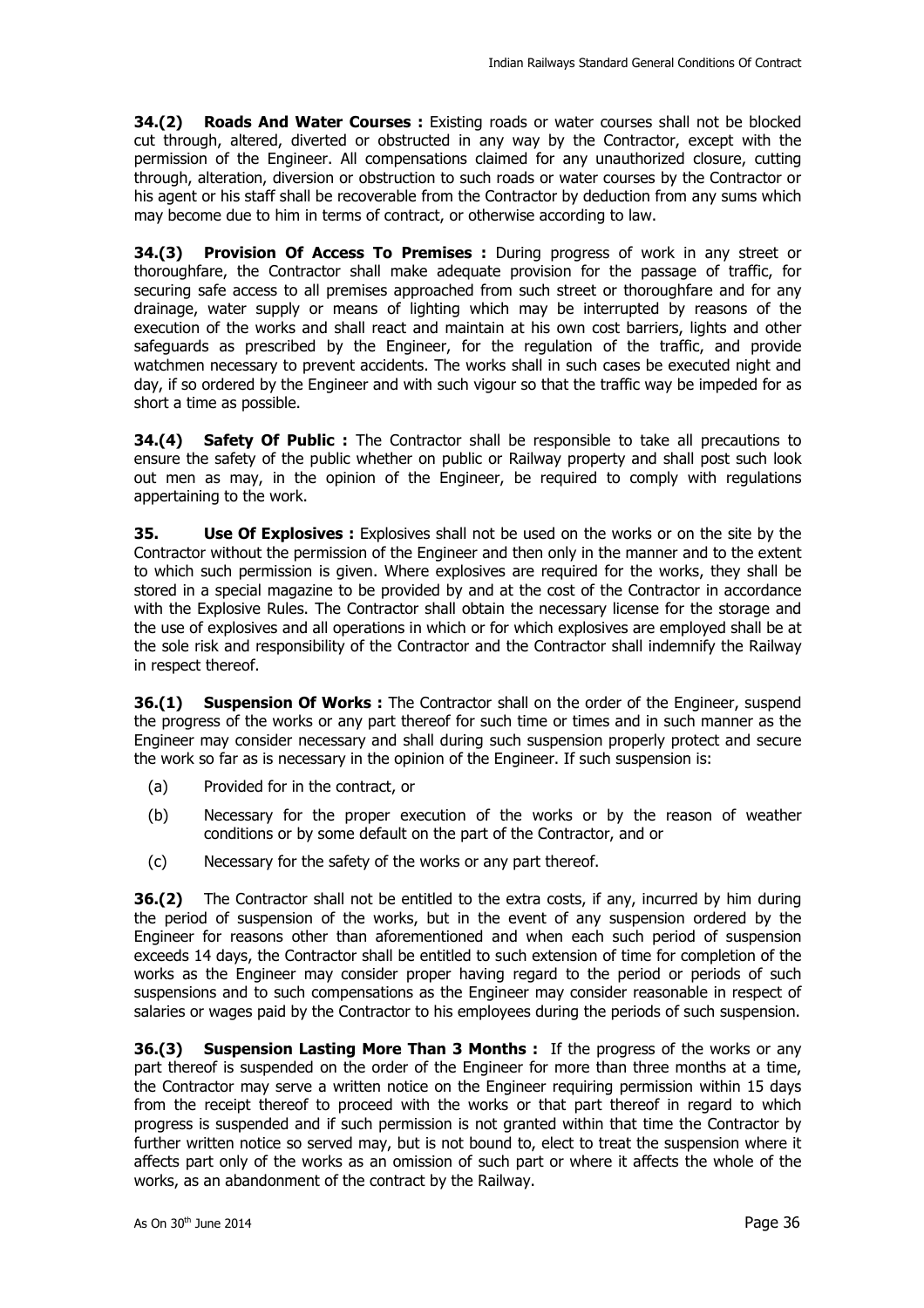**34.(2) Roads And Water Courses :** Existing roads or water courses shall not be blocked cut through, altered, diverted or obstructed in any way by the Contractor, except with the permission of the Engineer. All compensations claimed for any unauthorized closure, cutting through, alteration, diversion or obstruction to such roads or water courses by the Contractor or his agent or his staff shall be recoverable from the Contractor by deduction from any sums which may become due to him in terms of contract, or otherwise according to law.

**34.(3) Provision Of Access To Premises :** During progress of work in any street or thoroughfare, the Contractor shall make adequate provision for the passage of traffic, for securing safe access to all premises approached from such street or thoroughfare and for any drainage, water supply or means of lighting which may be interrupted by reasons of the execution of the works and shall react and maintain at his own cost barriers, lights and other safeguards as prescribed by the Engineer, for the regulation of the traffic, and provide watchmen necessary to prevent accidents. The works shall in such cases be executed night and day, if so ordered by the Engineer and with such vigour so that the traffic way be impeded for as short a time as possible.

**34.(4) Safety Of Public :** The Contractor shall be responsible to take all precautions to ensure the safety of the public whether on public or Railway property and shall post such look out men as may, in the opinion of the Engineer, be required to comply with regulations appertaining to the work.

**35. Use Of Explosives :** Explosives shall not be used on the works or on the site by the Contractor without the permission of the Engineer and then only in the manner and to the extent to which such permission is given. Where explosives are required for the works, they shall be stored in a special magazine to be provided by and at the cost of the Contractor in accordance with the Explosive Rules. The Contractor shall obtain the necessary license for the storage and the use of explosives and all operations in which or for which explosives are employed shall be at the sole risk and responsibility of the Contractor and the Contractor shall indemnify the Railway in respect thereof.

**36.(1) Suspension Of Works :** The Contractor shall on the order of the Engineer, suspend the progress of the works or any part thereof for such time or times and in such manner as the Engineer may consider necessary and shall during such suspension properly protect and secure the work so far as is necessary in the opinion of the Engineer. If such suspension is:

(a) Provided for in the contract, or

(b) Necessary for the proper execution of the works or by the reason of weather conditions or by some default on the part of the Contractor, and or

(c) Necessary for the safety of the works or any part thereof.

**36.(2)** The Contractor shall not be entitled to the extra costs, if any, incurred by him during the period of suspension of the works, but in the event of any suspension ordered by the Engineer for reasons other than aforementioned and when each such period of suspension exceeds 14 days, the Contractor shall be entitled to such extension of time for completion of the works as the Engineer may consider proper having regard to the period or periods of such suspensions and to such compensations as the Engineer may consider reasonable in respect of salaries or wages paid by the Contractor to his employees during the periods of such suspension.

**36.(3) Suspension Lasting More Than 3 Months :** If the progress of the works or any part thereof is suspended on the order of the Engineer for more than three months at a time, the Contractor may serve a written notice on the Engineer requiring permission within 15 days from the receipt thereof to proceed with the works or that part thereof in regard to which progress is suspended and if such permission is not granted within that time the Contractor by further written notice so served may, but is not bound to, elect to treat the suspension where it affects part only of the works as an omission of such part or where it affects the whole of the works, as an abandonment of the contract by the Railway.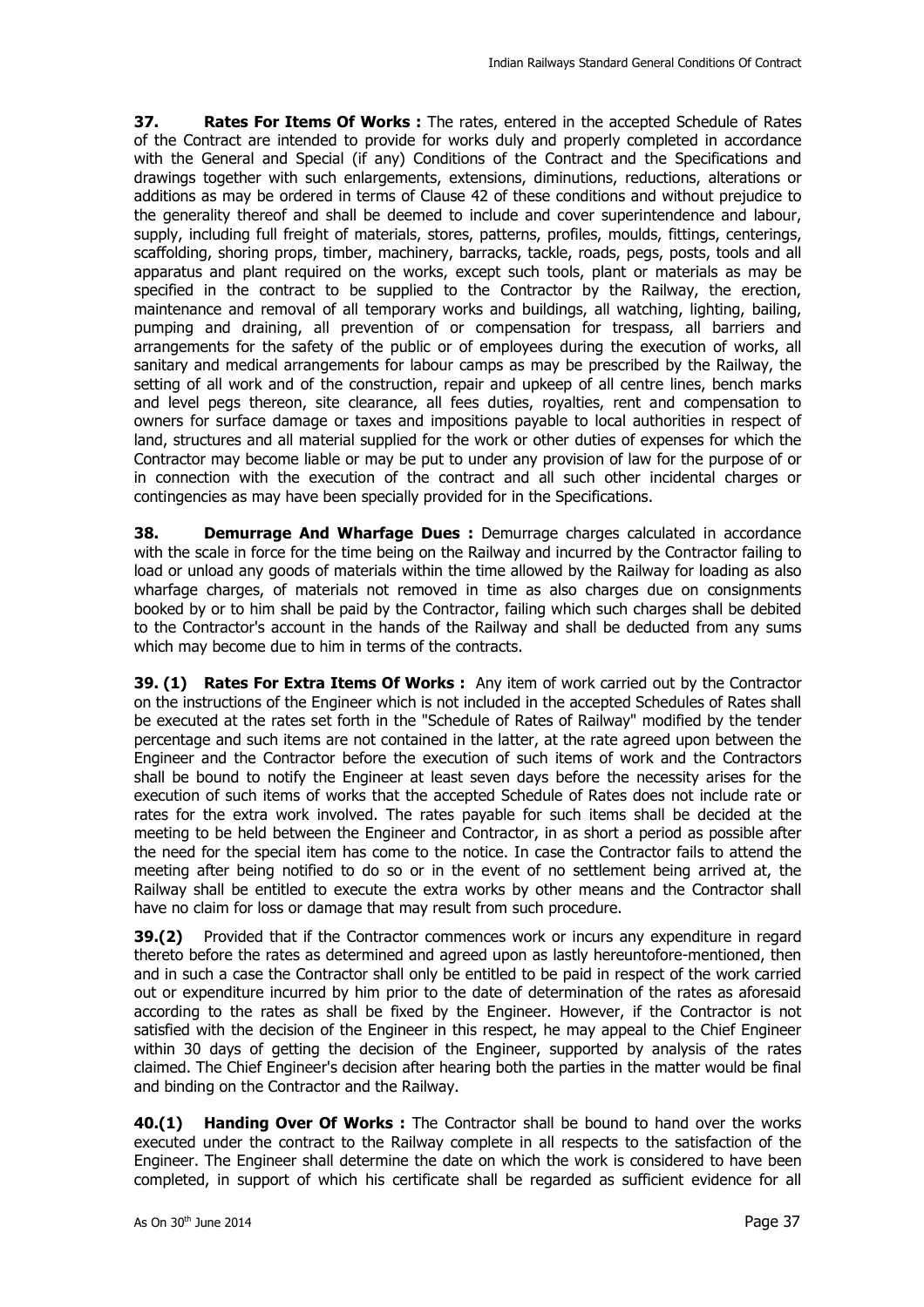**37. Rates For Items Of Works :** The rates, entered in the accepted Schedule of Rates of the Contract are intended to provide for works duly and properly completed in accordance with the General and Special (if any) Conditions of the Contract and the Specifications and drawings together with such enlargements, extensions, diminutions, reductions, alterations or additions as may be ordered in terms of Clause 42 of these conditions and without prejudice to the generality thereof and shall be deemed to include and cover superintendence and labour, supply, including full freight of materials, stores, patterns, profiles, moulds, fittings, centerings, scaffolding, shoring props, timber, machinery, barracks, tackle, roads, pegs, posts, tools and all apparatus and plant required on the works, except such tools, plant or materials as may be specified in the contract to be supplied to the Contractor by the Railway, the erection, maintenance and removal of all temporary works and buildings, all watching, lighting, bailing, pumping and draining, all prevention of or compensation for trespass, all barriers and arrangements for the safety of the public or of employees during the execution of works, all sanitary and medical arrangements for labour camps as may be prescribed by the Railway, the setting of all work and of the construction, repair and upkeep of all centre lines, bench marks and level pegs thereon, site clearance, all fees duties, royalties, rent and compensation to owners for surface damage or taxes and impositions payable to local authorities in respect of land, structures and all material supplied for the work or other duties of expenses for which the Contractor may become liable or may be put to under any provision of law for the purpose of or in connection with the execution of the contract and all such other incidental charges or contingencies as may have been specially provided for in the Specifications.

**38. Demurrage And Wharfage Dues :** Demurrage charges calculated in accordance with the scale in force for the time being on the Railway and incurred by the Contractor failing to load or unload any goods of materials within the time allowed by the Railway for loading as also wharfage charges, of materials not removed in time as also charges due on consignments booked by or to him shall be paid by the Contractor, failing which such charges shall be debited to the Contractor's account in the hands of the Railway and shall be deducted from any sums which may become due to him in terms of the contracts.

**39. (1) Rates For Extra Items Of Works :** Any item of work carried out by the Contractor on the instructions of the Engineer which is not included in the accepted Schedules of Rates shall be executed at the rates set forth in the "Schedule of Rates of Railway" modified by the tender percentage and such items are not contained in the latter, at the rate agreed upon between the Engineer and the Contractor before the execution of such items of work and the Contractors shall be bound to notify the Engineer at least seven days before the necessity arises for the execution of such items of works that the accepted Schedule of Rates does not include rate or rates for the extra work involved. The rates payable for such items shall be decided at the meeting to be held between the Engineer and Contractor, in as short a period as possible after the need for the special item has come to the notice. In case the Contractor fails to attend the meeting after being notified to do so or in the event of no settlement being arrived at, the Railway shall be entitled to execute the extra works by other means and the Contractor shall have no claim for loss or damage that may result from such procedure.

**39.(2)** Provided that if the Contractor commences work or incurs any expenditure in regard thereto before the rates as determined and agreed upon as lastly hereuntofore-mentioned, then and in such a case the Contractor shall only be entitled to be paid in respect of the work carried out or expenditure incurred by him prior to the date of determination of the rates as aforesaid according to the rates as shall be fixed by the Engineer. However, if the Contractor is not satisfied with the decision of the Engineer in this respect, he may appeal to the Chief Engineer within 30 days of getting the decision of the Engineer, supported by analysis of the rates claimed. The Chief Engineer's decision after hearing both the parties in the matter would be final and binding on the Contractor and the Railway.

**40.(1) Handing Over Of Works :** The Contractor shall be bound to hand over the works executed under the contract to the Railway complete in all respects to the satisfaction of the Engineer. The Engineer shall determine the date on which the work is considered to have been completed, in support of which his certificate shall be regarded as sufficient evidence for all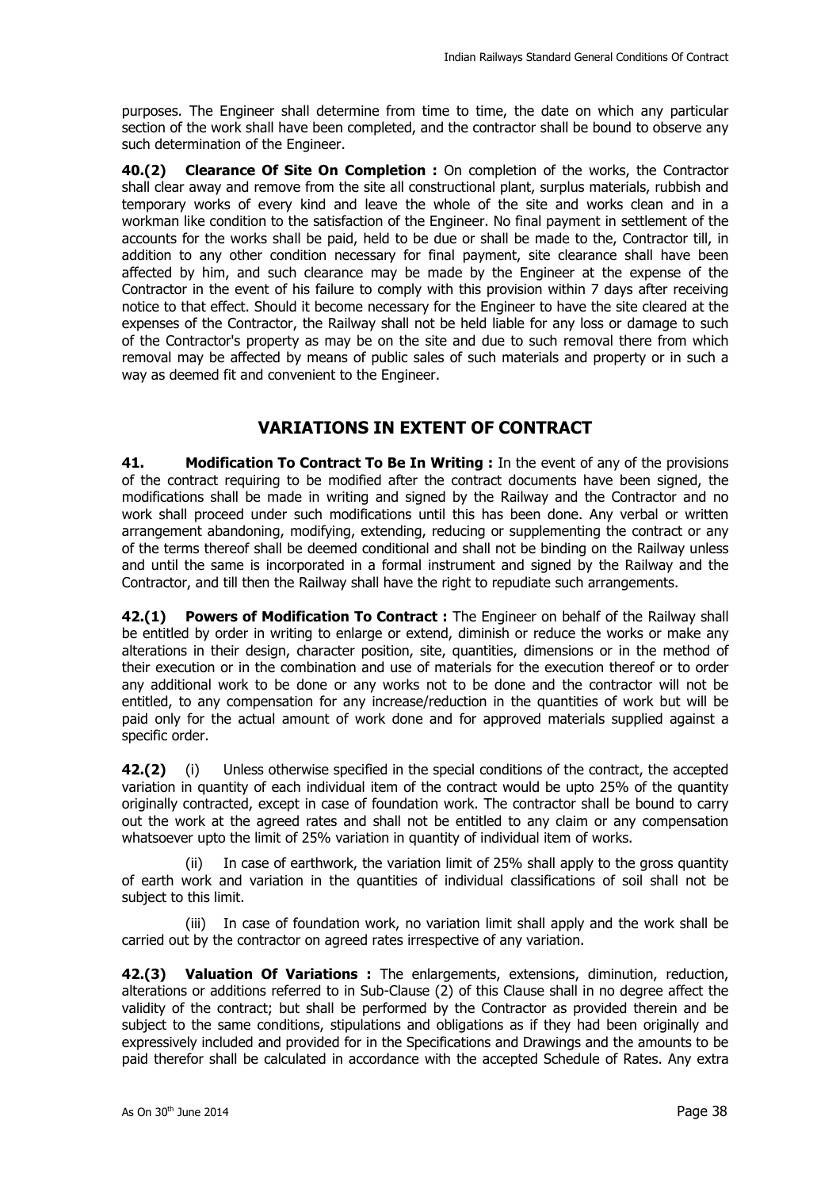purposes. The Engineer shall determine from time to time, the date on which any particular section of the work shall have been completed, and the contractor shall be bound to observe any such determination of the Engineer.

**40.(2) Clearance Of Site On Completion :** On completion of the works, the Contractor shall clear away and remove from the site all constructional plant, surplus materials, rubbish and temporary works of every kind and leave the whole of the site and works clean and in a workman like condition to the satisfaction of the Engineer. No final payment in settlement of the accounts for the works shall be paid, held to be due or shall be made to the, Contractor till, in addition to any other condition necessary for final payment, site clearance shall have been affected by him, and such clearance may be made by the Engineer at the expense of the Contractor in the event of his failure to comply with this provision within 7 days after receiving notice to that effect. Should it become necessary for the Engineer to have the site cleared at the expenses of the Contractor, the Railway shall not be held liable for any loss or damage to such of the Contractor's property as may be on the site and due to such removal there from which removal may be affected by means of public sales of such materials and property or in such a way as deemed fit and convenient to the Engineer.

## VARIATIONS IN EXTENT OF CONTRACT

**41. Modification To Contract To Be In Writing :** In the event of any of the provisions of the contract requiring to be modified after the contract documents have been signed, the modifications shall be made in writing and signed by the Railway and the Contractor and no work shall proceed under such modifications until this has been done. Any verbal or written arrangement abandoning, modifying, extending, reducing or supplementing the contract or any of the terms thereof shall be deemed conditional and shall not be binding on the Railway unless and until the same is incorporated in a formal instrument and signed by the Railway and the Contractor, and till then the Railway shall have the right to repudiate such arrangements.

**42.(1) Powers of Modification To Contract :** The Engineer on behalf of the Railway shall be entitled by order in writing to enlarge or extend, diminish or reduce the works or make any alterations in their design, character position, site, quantities, dimensions or in the method of their execution or in the combination and use of materials for the execution thereof or to order any additional work to be done or any works not to be done and the contractor will not be entitled, to any compensation for any increase/reduction in the quantities of work but will be paid only for the actual amount of work done and for approved materials supplied against a specific order.

**42.(2)** (i) Unless otherwise specified in the special conditions of the contract, the accepted variation in quantity of each individual item of the contract would be upto 25% of the quantity originally contracted, except in case of foundation work. The contractor shall be bound to carry out the work at the agreed rates and shall not be entitled to any claim or any compensation whatsoever upto the limit of 25% variation in quantity of individual item of works.

(ii) In case of earthwork, the variation limit of 25% shall apply to the gross quantity of earth work and variation in the quantities of individual classifications of soil shall not be subject to this limit.

(iii) In case of foundation work, no variation limit shall apply and the work shall be carried out by the contractor on agreed rates irrespective of any variation.

**42.(3) Valuation Of Variations :** The enlargements, extensions, diminution, reduction, alterations or additions referred to in Sub-Clause (2) of this Clause shall in no degree affect the validity of the contract; but shall be performed by the Contractor as provided therein and be subject to the same conditions, stipulations and obligations as if they had been originally and expressively included and provided for in the Specifications and Drawings and the amounts to be paid therefor shall be calculated in accordance with the accepted Schedule of Rates. Any extra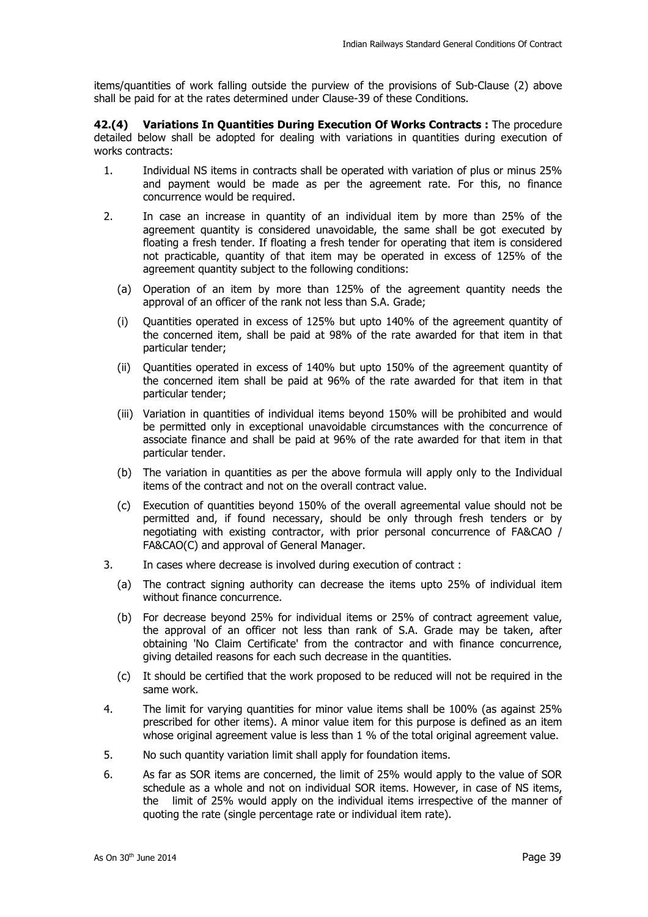items/quantities of work falling outside the purview of the provisions of Sub-Clause (2) above shall be paid for at the rates determined under Clause-39 of these Conditions.

**42.(4) Variations In Quantities During Execution Of Works Contracts :** The procedure detailed below shall be adopted for dealing with variations in quantities during execution of works contracts:

1. Individual NS items in contracts shall be operated with variation of plus or minus 25% and payment would be made as per the agreement rate. For this, no finance concurrence would be required.

2. In case an increase in quantity of an individual item by more than 25% of the agreement quantity is considered unavoidable, the same shall be got executed by floating a fresh tender. If floating a fresh tender for operating that item is considered not practicable, quantity of that item may be operated in excess of 125% of the agreement quantity subject to the following conditions:

   (a) Operation of an item by more than 125% of the agreement quantity needs the approval of an officer of the rank not less than S.A. Grade;

   (i) Quantities operated in excess of 125% but upto 140% of the agreement quantity of the concerned item, shall be paid at 98% of the rate awarded for that item in that particular tender;

   (ii) Quantities operated in excess of 140% but upto 150% of the agreement quantity of the concerned item shall be paid at 96% of the rate awarded for that item in that particular tender;

   (iii) Variation in quantities of individual items beyond 150% will be prohibited and would be permitted only in exceptional unavoidable circumstances with the concurrence of associate finance and shall be paid at 96% of the rate awarded for that item in that particular tender.

   (b) The variation in quantities as per the above formula will apply only to the Individual items of the contract and not on the overall contract value.

   (c) Execution of quantities beyond 150% of the overall agreemental value should not be permitted and, if found necessary, should be only through fresh tenders or by negotiating with existing contractor, with prior personal concurrence of FA&CAO / FA&CAO(C) and approval of General Manager.

3. In cases where decrease is involved during execution of contract :

   (a) The contract signing authority can decrease the items upto 25% of individual item without finance concurrence.

   (b) For decrease beyond 25% for individual items or 25% of contract agreement value, the approval of an officer not less than rank of S.A. Grade may be taken, after obtaining 'No Claim Certificate' from the contractor and with finance concurrence, giving detailed reasons for each such decrease in the quantities.

   (c) It should be certified that the work proposed to be reduced will not be required in the same work.

4. The limit for varying quantities for minor value items shall be 100% (as against 25% prescribed for other items). A minor value item for this purpose is defined as an item whose original agreement value is less than 1 % of the total original agreement value.

5. No such quantity variation limit shall apply for foundation items.

6. As far as SOR items are concerned, the limit of 25% would apply to the value of SOR schedule as a whole and not on individual SOR items. However, in case of NS items, the limit of 25% would apply on the individual items irrespective of the manner of quoting the rate (single percentage rate or individual item rate).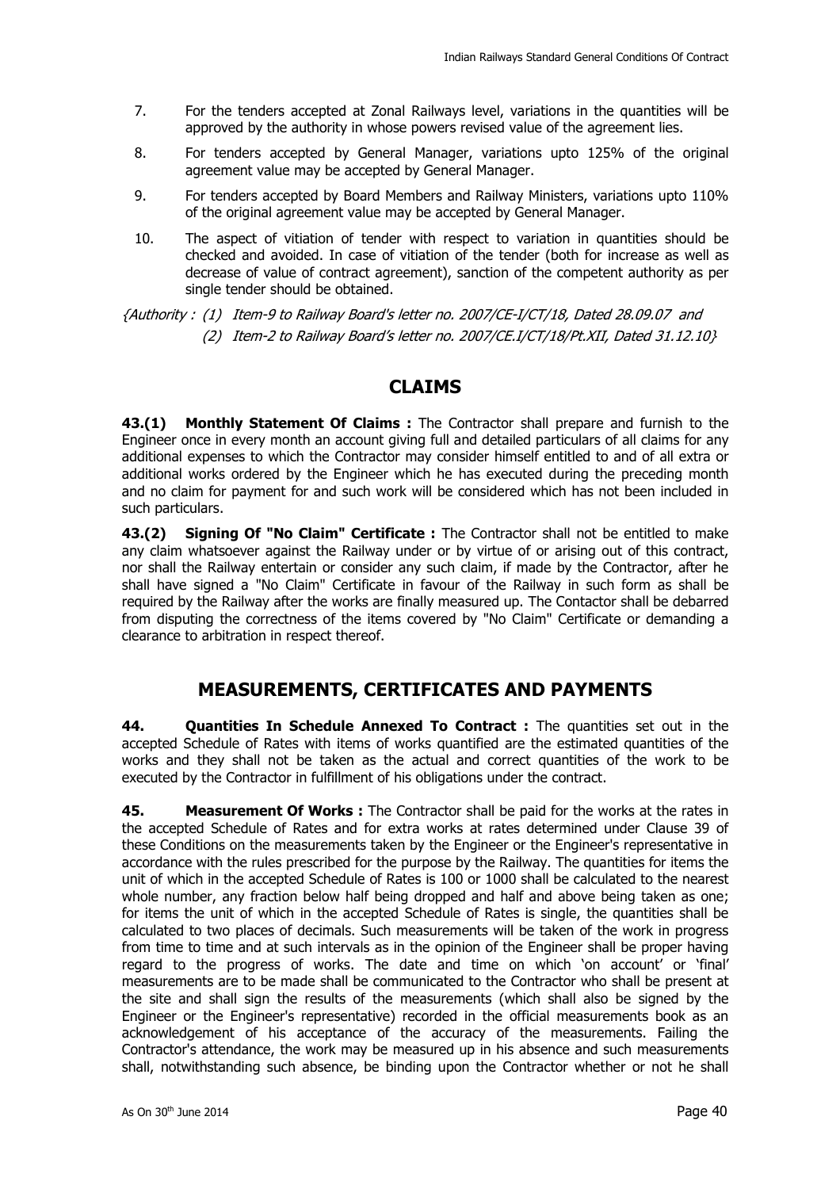7. For the tenders accepted at Zonal Railways level, variations in the quantities will be approved by the authority in whose powers revised value of the agreement lies.

8. For tenders accepted by General Manager, variations upto 125% of the original agreement value may be accepted by General Manager.

9. For tenders accepted by Board Members and Railway Ministers, variations upto 110% of the original agreement value may be accepted by General Manager.

10. The aspect of vitiation of tender with respect to variation in quantities should be checked and avoided. In case of vitiation of the tender (both for increase as well as decrease of value of contract agreement), sanction of the competent authority as per single tender should be obtained.

*{Authority : (1) Item-9 to Railway Board's letter no. 2007/CE-I/CT/18, Dated 28.09.07 and*
*(2) Item-2 to Railway Board's letter no. 2007/CE.I/CT/18/Pt.XII, Dated 31.12.10}*

## CLAIMS

**43.(1) Monthly Statement Of Claims :** The Contractor shall prepare and furnish to the Engineer once in every month an account giving full and detailed particulars of all claims for any additional expenses to which the Contractor may consider himself entitled to and of all extra or additional works ordered by the Engineer which he has executed during the preceding month and no claim for payment for and such work will be considered which has not been included in such particulars.

**43.(2) Signing Of "No Claim" Certificate :** The Contractor shall not be entitled to make any claim whatsoever against the Railway under or by virtue of or arising out of this contract, nor shall the Railway entertain or consider any such claim, if made by the Contractor, after he shall have signed a "No Claim" Certificate in favour of the Railway in such form as shall be required by the Railway after the works are finally measured up. The Contactor shall be debarred from disputing the correctness of the items covered by "No Claim" Certificate or demanding a clearance to arbitration in respect thereof.

## MEASUREMENTS, CERTIFICATES AND PAYMENTS

**44. Quantities In Schedule Annexed To Contract :** The quantities set out in the accepted Schedule of Rates with items of works quantified are the estimated quantities of the works and they shall not be taken as the actual and correct quantities of the work to be executed by the Contractor in fulfillment of his obligations under the contract.

**45. Measurement Of Works :** The Contractor shall be paid for the works at the rates in the accepted Schedule of Rates and for extra works at rates determined under Clause 39 of these Conditions on the measurements taken by the Engineer or the Engineer's representative in accordance with the rules prescribed for the purpose by the Railway. The quantities for items the unit of which in the accepted Schedule of Rates is 100 or 1000 shall be calculated to the nearest whole number, any fraction below half being dropped and half and above being taken as one; for items the unit of which in the accepted Schedule of Rates is single, the quantities shall be calculated to two places of decimals. Such measurements will be taken of the work in progress from time to time and at such intervals as in the opinion of the Engineer shall be proper having regard to the progress of works. The date and time on which 'on account' or 'final' measurements are to be made shall be communicated to the Contractor who shall be present at the site and shall sign the results of the measurements (which shall also be signed by the Engineer or the Engineer's representative) recorded in the official measurements book as an acknowledgement of his acceptance of the accuracy of the measurements. Failing the Contractor's attendance, the work may be measured up in his absence and such measurements shall, notwithstanding such absence, be binding upon the Contractor whether or not he shall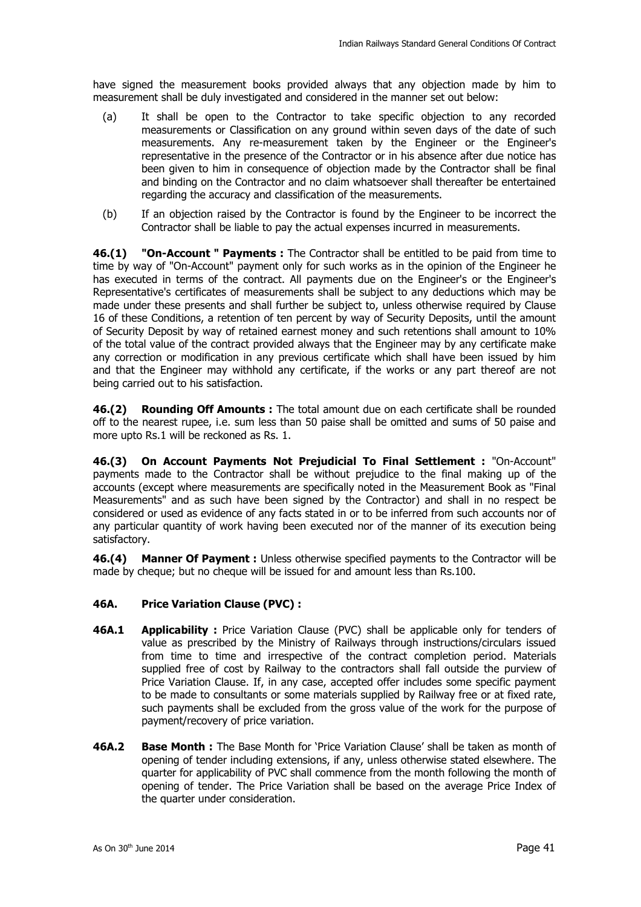have signed the measurement books provided always that any objection made by him to measurement shall be duly investigated and considered in the manner set out below:

(a) It shall be open to the Contractor to take specific objection to any recorded measurements or Classification on any ground within seven days of the date of such measurements. Any re-measurement taken by the Engineer or the Engineer's representative in the presence of the Contractor or in his absence after due notice has been given to him in consequence of objection made by the Contractor shall be final and binding on the Contractor and no claim whatsoever shall thereafter be entertained regarding the accuracy and classification of the measurements.

(b) If an objection raised by the Contractor is found by the Engineer to be incorrect the Contractor shall be liable to pay the actual expenses incurred in measurements.

**46.(1) "On-Account " Payments :** The Contractor shall be entitled to be paid from time to time by way of "On-Account" payment only for such works as in the opinion of the Engineer he has executed in terms of the contract. All payments due on the Engineer's or the Engineer's Representative's certificates of measurements shall be subject to any deductions which may be made under these presents and shall further be subject to, unless otherwise required by Clause 16 of these Conditions, a retention of ten percent by way of Security Deposits, until the amount of Security Deposit by way of retained earnest money and such retentions shall amount to 10% of the total value of the contract provided always that the Engineer may by any certificate make any correction or modification in any previous certificate which shall have been issued by him and that the Engineer may withhold any certificate, if the works or any part thereof are not being carried out to his satisfaction.

**46.(2) Rounding Off Amounts :** The total amount due on each certificate shall be rounded off to the nearest rupee, i.e. sum less than 50 paise shall be omitted and sums of 50 paise and more upto Rs.1 will be reckoned as Rs. 1.

**46.(3) On Account Payments Not Prejudicial To Final Settlement :** "On-Account" payments made to the Contractor shall be without prejudice to the final making up of the accounts (except where measurements are specifically noted in the Measurement Book as "Final Measurements" and as such have been signed by the Contractor) and shall in no respect be considered or used as evidence of any facts stated in or to be inferred from such accounts nor of any particular quantity of work having been executed nor of the manner of its execution being satisfactory.

**46.(4) Manner Of Payment :** Unless otherwise specified payments to the Contractor will be made by cheque; but no cheque will be issued for and amount less than Rs.100.

### 46A. Price Variation Clause (PVC) :

**46A.1 Applicability :** Price Variation Clause (PVC) shall be applicable only for tenders of value as prescribed by the Ministry of Railways through instructions/circulars issued from time to time and irrespective of the contract completion period. Materials supplied free of cost by Railway to the contractors shall fall outside the purview of Price Variation Clause. If, in any case, accepted offer includes some specific payment to be made to consultants or some materials supplied by Railway free or at fixed rate, such payments shall be excluded from the gross value of the work for the purpose of payment/recovery of price variation.

**46A.2 Base Month :** The Base Month for 'Price Variation Clause' shall be taken as month of opening of tender including extensions, if any, unless otherwise stated elsewhere. The quarter for applicability of PVC shall commence from the month following the month of opening of tender. The Price Variation shall be based on the average Price Index of the quarter under consideration.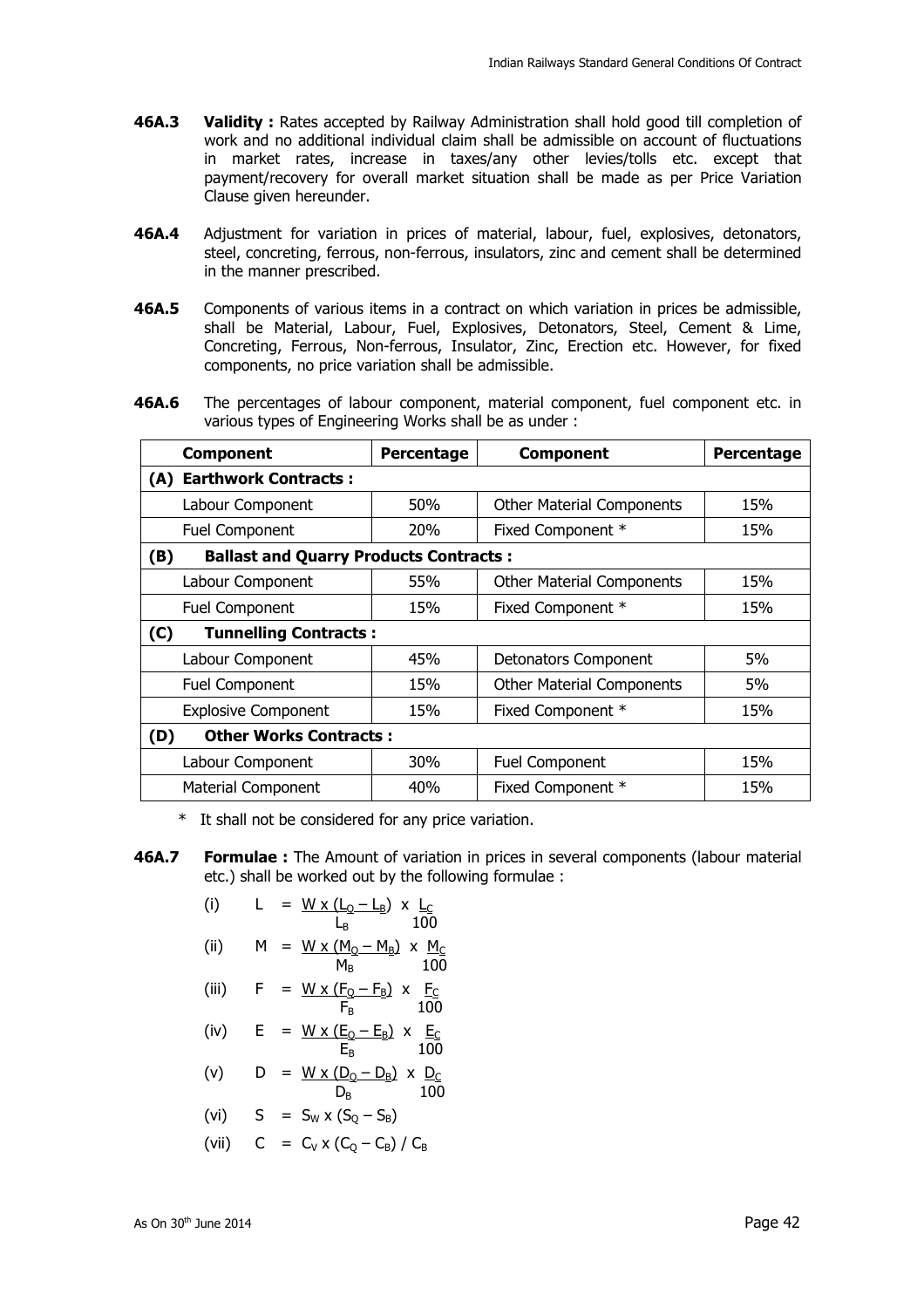**46A.3** **Validity :** Rates accepted by Railway Administration shall hold good till completion of work and no additional individual claim shall be admissible on account of fluctuations in market rates, increase in taxes/any other levies/tolls etc. except that payment/recovery for overall market situation shall be made as per Price Variation Clause given hereunder.

**46A.4** Adjustment for variation in prices of material, labour, fuel, explosives, detonators, steel, concreting, ferrous, non-ferrous, insulators, zinc and cement shall be determined in the manner prescribed.

**46A.5** Components of various items in a contract on which variation in prices be admissible, shall be Material, Labour, Fuel, Explosives, Detonators, Steel, Cement & Lime, Concreting, Ferrous, Non-ferrous, Insulator, Zinc, Erection etc. However, for fixed components, no price variation shall be admissible.

**46A.6** The percentages of labour component, material component, fuel component etc. in various types of Engineering Works shall be as under :

| Component | Percentage | Component | Percentage |
|---|---|---|---|
| **(A) Earthwork Contracts :** | | | |
| Labour Component | 50% | Other Material Components | 15% |
| Fuel Component | 20% | Fixed Component * | 15% |
| **(B) Ballast and Quarry Products Contracts :** | | | |
| Labour Component | 55% | Other Material Components | 15% |
| Fuel Component | 15% | Fixed Component * | 15% |
| **(C) Tunnelling Contracts :** | | | |
| Labour Component | 45% | Detonators Component | 5% |
| Fuel Component | 15% | Other Material Components | 5% |
| Explosive Component | 15% | Fixed Component * | 15% |
| **(D) Other Works Contracts :** | | | |
| Labour Component | 30% | Fuel Component | 15% |
| Material Component | 40% | Fixed Component * | 15% |

\* It shall not be considered for any price variation.

**46A.7** **Formulae :** The Amount of variation in prices in several components (labour material etc.) shall be worked out by the following formulae :

(i) $L = \frac{W \times (L_Q - L_B)}{L_B} \times \frac{L_C}{100}$

(ii) $M = \frac{W \times (M_Q - M_B)}{M_B} \times \frac{M_C}{100}$

(iii) $F = \frac{W \times (F_Q - F_B)}{F_B} \times \frac{F_C}{100}$

(iv) $E = \frac{W \times (E_Q - E_B)}{E_B} \times \frac{E_C}{100}$

(v) $D = \frac{W \times (D_Q - D_B)}{D_B} \times \frac{D_C}{100}$

(vi) $S = S_W \times (S_Q - S_B)$

(vii) $C = C_V \times (C_Q - C_B) / C_B$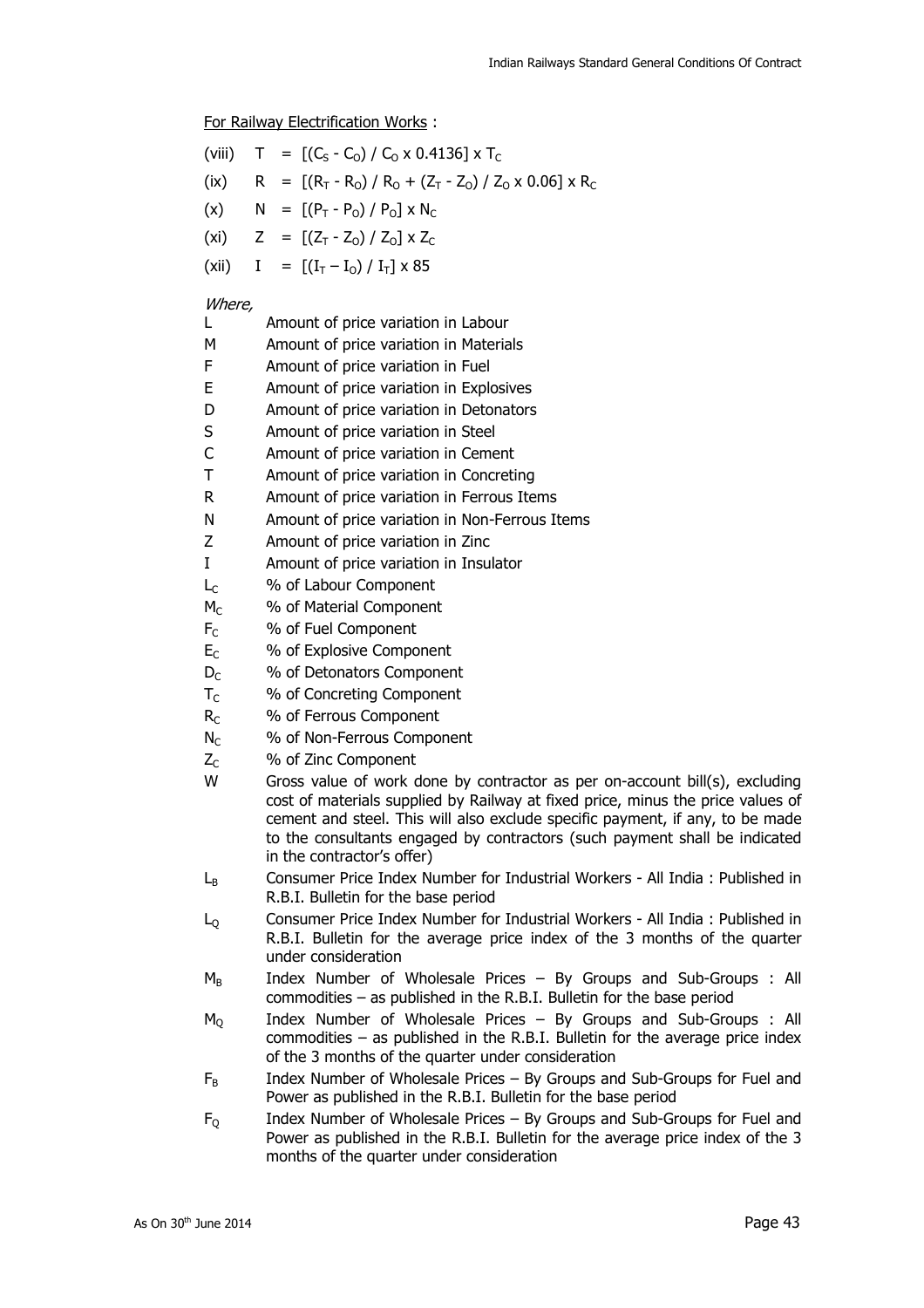For Railway Electrification Works :

(viii) $T = [(C_S - C_O) / C_O \times 0.4136] \times T_C$

(ix) $R = [(R_T - R_O) / R_O + (Z_T - Z_O) / Z_O \times 0.06] \times R_C$

(x) $N = [(P_T - P_O) / P_O] \times N_C$

(xi) $Z = [(Z_T - Z_O) / Z_O] \times Z_C$

(xii) $I = [(I_T - I_O) / I_T] \times 85$

*Where,*

- L — Amount of price variation in Labour
- M — Amount of price variation in Materials
- F — Amount of price variation in Fuel
- E — Amount of price variation in Explosives
- D — Amount of price variation in Detonators
- S — Amount of price variation in Steel
- C — Amount of price variation in Cement
- T — Amount of price variation in Concreting
- R — Amount of price variation in Ferrous Items
- N — Amount of price variation in Non-Ferrous Items
- Z — Amount of price variation in Zinc
- I — Amount of price variation in Insulator
- $L_C$ — % of Labour Component
- $M_C$ — % of Material Component
- $F_C$ — % of Fuel Component
- $E_C$ — % of Explosive Component
- $D_C$ — % of Detonators Component
- $T_C$ — % of Concreting Component
- $R_C$ — % of Ferrous Component
- $N_C$ — % of Non-Ferrous Component
- $Z_C$ — % of Zinc Component
- W — Gross value of work done by contractor as per on-account bill(s), excluding cost of materials supplied by Railway at fixed price, minus the price values of cement and steel. This will also exclude specific payment, if any, to be made to the consultants engaged by contractors (such payment shall be indicated in the contractor's offer)
- $L_B$ — Consumer Price Index Number for Industrial Workers - All India : Published in R.B.I. Bulletin for the base period
- $L_Q$ — Consumer Price Index Number for Industrial Workers - All India : Published in R.B.I. Bulletin for the average price index of the 3 months of the quarter under consideration
- $M_B$ — Index Number of Wholesale Prices – By Groups and Sub-Groups : All commodities – as published in the R.B.I. Bulletin for the base period
- $M_Q$ — Index Number of Wholesale Prices – By Groups and Sub-Groups : All commodities – as published in the R.B.I. Bulletin for the average price index of the 3 months of the quarter under consideration
- $F_B$ — Index Number of Wholesale Prices – By Groups and Sub-Groups for Fuel and Power as published in the R.B.I. Bulletin for the base period
- $F_Q$ — Index Number of Wholesale Prices – By Groups and Sub-Groups for Fuel and Power as published in the R.B.I. Bulletin for the average price index of the 3 months of the quarter under consideration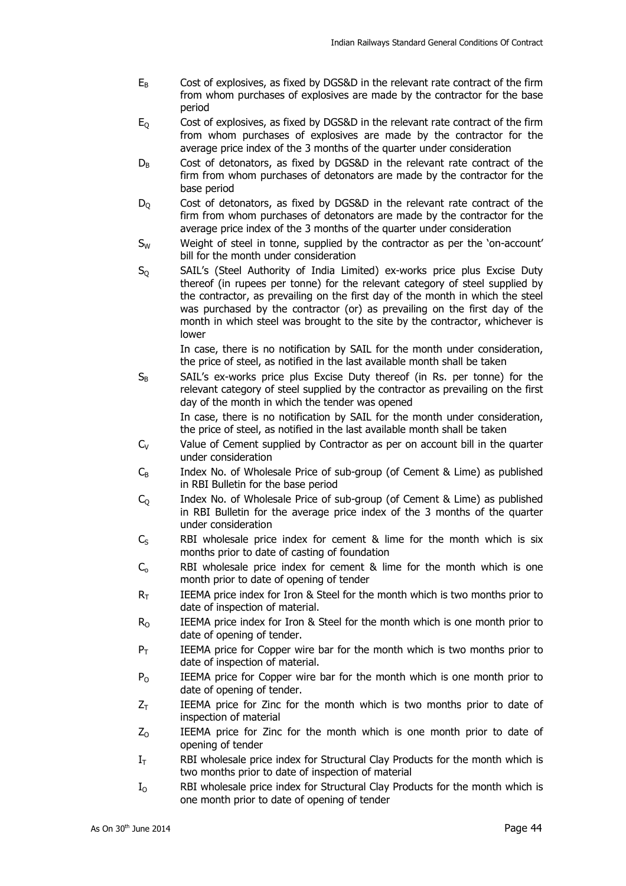$E_B$ Cost of explosives, as fixed by DGS&D in the relevant rate contract of the firm from whom purchases of explosives are made by the contractor for the base period

$E_Q$ Cost of explosives, as fixed by DGS&D in the relevant rate contract of the firm from whom purchases of explosives are made by the contractor for the average price index of the 3 months of the quarter under consideration

$D_B$ Cost of detonators, as fixed by DGS&D in the relevant rate contract of the firm from whom purchases of detonators are made by the contractor for the base period

$D_Q$ Cost of detonators, as fixed by DGS&D in the relevant rate contract of the firm from whom purchases of detonators are made by the contractor for the average price index of the 3 months of the quarter under consideration

$S_W$ Weight of steel in tonne, supplied by the contractor as per the 'on-account' bill for the month under consideration

$S_Q$ SAIL's (Steel Authority of India Limited) ex-works price plus Excise Duty thereof (in rupees per tonne) for the relevant category of steel supplied by the contractor, as prevailing on the first day of the month in which the steel was purchased by the contractor (or) as prevailing on the first day of the month in which steel was brought to the site by the contractor, whichever is lower

In case, there is no notification by SAIL for the month under consideration, the price of steel, as notified in the last available month shall be taken

$S_B$ SAIL's ex-works price plus Excise Duty thereof (in Rs. per tonne) for the relevant category of steel supplied by the contractor as prevailing on the first day of the month in which the tender was opened

In case, there is no notification by SAIL for the month under consideration, the price of steel, as notified in the last available month shall be taken

$C_V$ Value of Cement supplied by Contractor as per on account bill in the quarter under consideration

$C_B$ Index No. of Wholesale Price of sub-group (of Cement & Lime) as published in RBI Bulletin for the base period

$C_Q$ Index No. of Wholesale Price of sub-group (of Cement & Lime) as published in RBI Bulletin for the average price index of the 3 months of the quarter under consideration

$C_S$ RBI wholesale price index for cement & lime for the month which is six months prior to date of casting of foundation

$C_o$ RBI wholesale price index for cement & lime for the month which is one month prior to date of opening of tender

$R_T$ IEEMA price index for Iron & Steel for the month which is two months prior to date of inspection of material.

$R_O$ IEEMA price index for Iron & Steel for the month which is one month prior to date of opening of tender.

$P_T$ IEEMA price for Copper wire bar for the month which is two months prior to date of inspection of material.

$P_O$ IEEMA price for Copper wire bar for the month which is one month prior to date of opening of tender.

$Z_T$ IEEMA price for Zinc for the month which is two months prior to date of inspection of material

$Z_O$ IEEMA price for Zinc for the month which is one month prior to date of opening of tender

$I_T$ RBI wholesale price index for Structural Clay Products for the month which is two months prior to date of inspection of material

$I_O$ RBI wholesale price index for Structural Clay Products for the month which is one month prior to date of opening of tender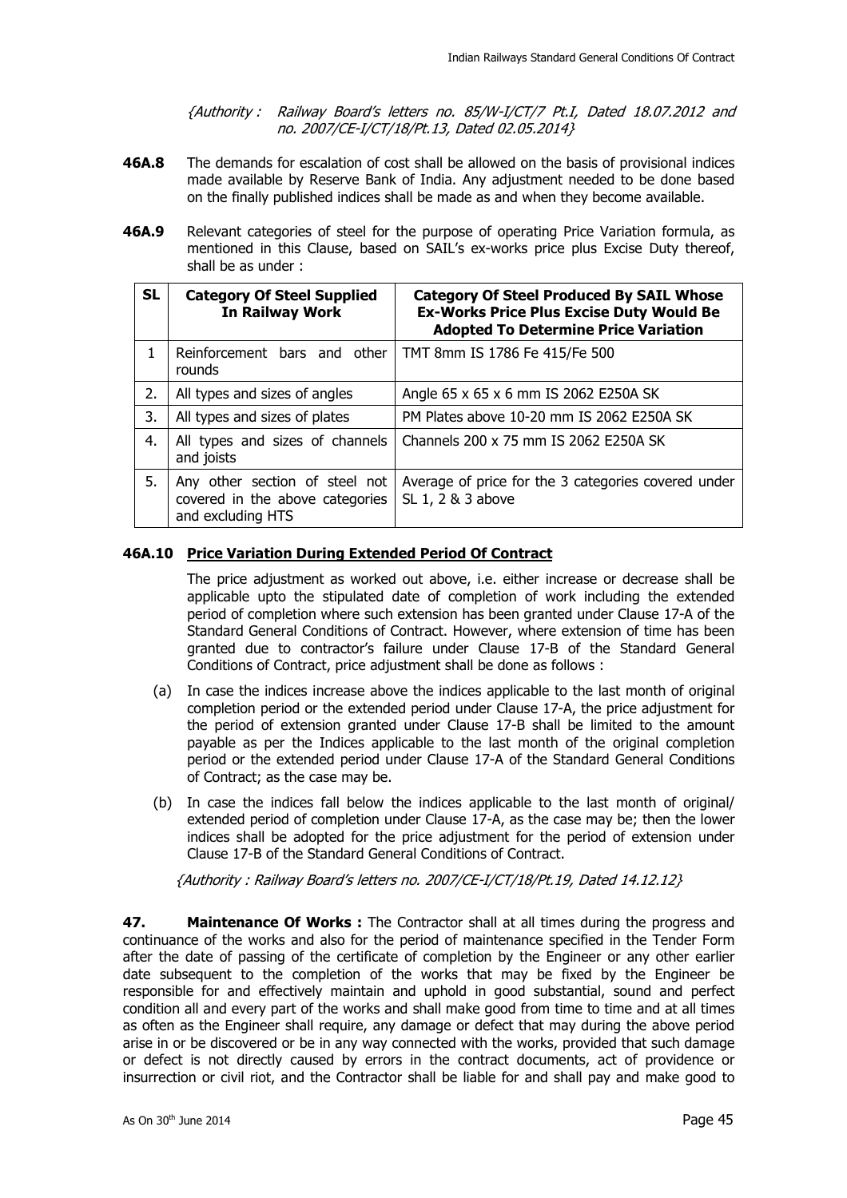*{Authority : Railway Board's letters no. 85/W-I/CT/7 Pt.I, Dated 18.07.2012 and no. 2007/CE-I/CT/18/Pt.13, Dated 02.05.2014}*

**46A.8** The demands for escalation of cost shall be allowed on the basis of provisional indices made available by Reserve Bank of India. Any adjustment needed to be done based on the finally published indices shall be made as and when they become available.

**46A.9** Relevant categories of steel for the purpose of operating Price Variation formula, as mentioned in this Clause, based on SAIL's ex-works price plus Excise Duty thereof, shall be as under :

| SL | Category Of Steel Supplied In Railway Work | Category Of Steel Produced By SAIL Whose Ex-Works Price Plus Excise Duty Would Be Adopted To Determine Price Variation |
|---|---|---|
| 1 | Reinforcement bars and other rounds | TMT 8mm IS 1786 Fe 415/Fe 500 |
| 2. | All types and sizes of angles | Angle 65 x 65 x 6 mm IS 2062 E250A SK |
| 3. | All types and sizes of plates | PM Plates above 10-20 mm IS 2062 E250A SK |
| 4. | All types and sizes of channels and joists | Channels 200 x 75 mm IS 2062 E250A SK |
| 5. | Any other section of steel not covered in the above categories and excluding HTS | Average of price for the 3 categories covered under SL 1, 2 & 3 above |

**46A.10 <u>Price Variation During Extended Period Of Contract</u>**

The price adjustment as worked out above, i.e. either increase or decrease shall be applicable upto the stipulated date of completion of work including the extended period of completion where such extension has been granted under Clause 17-A of the Standard General Conditions of Contract. However, where extension of time has been granted due to contractor's failure under Clause 17-B of the Standard General Conditions of Contract, price adjustment shall be done as follows :

(a) In case the indices increase above the indices applicable to the last month of original completion period or the extended period under Clause 17-A, the price adjustment for the period of extension granted under Clause 17-B shall be limited to the amount payable as per the Indices applicable to the last month of the original completion period or the extended period under Clause 17-A of the Standard General Conditions of Contract; as the case may be.

(b) In case the indices fall below the indices applicable to the last month of original/ extended period of completion under Clause 17-A, as the case may be; then the lower indices shall be adopted for the price adjustment for the period of extension under Clause 17-B of the Standard General Conditions of Contract.

*{Authority : Railway Board's letters no. 2007/CE-I/CT/18/Pt.19, Dated 14.12.12}*

**47. Maintenance Of Works :** The Contractor shall at all times during the progress and continuance of the works and also for the period of maintenance specified in the Tender Form after the date of passing of the certificate of completion by the Engineer or any other earlier date subsequent to the completion of the works that may be fixed by the Engineer be responsible for and effectively maintain and uphold in good substantial, sound and perfect condition all and every part of the works and shall make good from time to time and at all times as often as the Engineer shall require, any damage or defect that may during the above period arise in or be discovered or be in any way connected with the works, provided that such damage or defect is not directly caused by errors in the contract documents, act of providence or insurrection or civil riot, and the Contractor shall be liable for and shall pay and make good to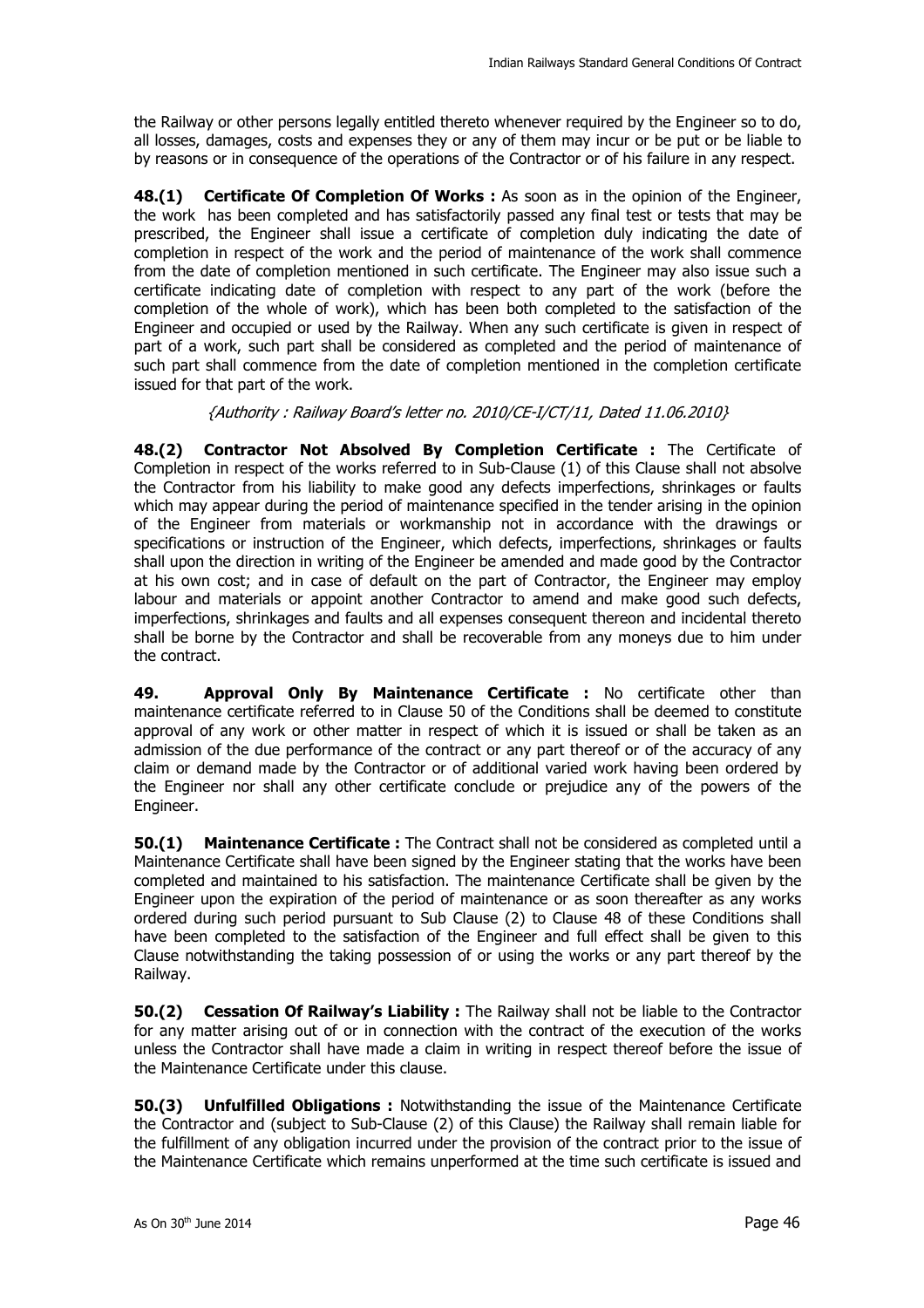the Railway or other persons legally entitled thereto whenever required by the Engineer so to do, all losses, damages, costs and expenses they or any of them may incur or be put or be liable to by reasons or in consequence of the operations of the Contractor or of his failure in any respect.

**48.(1) Certificate Of Completion Of Works :** As soon as in the opinion of the Engineer, the work has been completed and has satisfactorily passed any final test or tests that may be prescribed, the Engineer shall issue a certificate of completion duly indicating the date of completion in respect of the work and the period of maintenance of the work shall commence from the date of completion mentioned in such certificate. The Engineer may also issue such a certificate indicating date of completion with respect to any part of the work (before the completion of the whole of work), which has been both completed to the satisfaction of the Engineer and occupied or used by the Railway. When any such certificate is given in respect of part of a work, such part shall be considered as completed and the period of maintenance of such part shall commence from the date of completion mentioned in the completion certificate issued for that part of the work.

*{Authority : Railway Board's letter no. 2010/CE-I/CT/11, Dated 11.06.2010}*

**48.(2) Contractor Not Absolved By Completion Certificate :** The Certificate of Completion in respect of the works referred to in Sub-Clause (1) of this Clause shall not absolve the Contractor from his liability to make good any defects imperfections, shrinkages or faults which may appear during the period of maintenance specified in the tender arising in the opinion of the Engineer from materials or workmanship not in accordance with the drawings or specifications or instruction of the Engineer, which defects, imperfections, shrinkages or faults shall upon the direction in writing of the Engineer be amended and made good by the Contractor at his own cost; and in case of default on the part of Contractor, the Engineer may employ labour and materials or appoint another Contractor to amend and make good such defects, imperfections, shrinkages and faults and all expenses consequent thereon and incidental thereto shall be borne by the Contractor and shall be recoverable from any moneys due to him under the contract.

**49. Approval Only By Maintenance Certificate :** No certificate other than maintenance certificate referred to in Clause 50 of the Conditions shall be deemed to constitute approval of any work or other matter in respect of which it is issued or shall be taken as an admission of the due performance of the contract or any part thereof or of the accuracy of any claim or demand made by the Contractor or of additional varied work having been ordered by the Engineer nor shall any other certificate conclude or prejudice any of the powers of the Engineer.

**50.(1) Maintenance Certificate :** The Contract shall not be considered as completed until a Maintenance Certificate shall have been signed by the Engineer stating that the works have been completed and maintained to his satisfaction. The maintenance Certificate shall be given by the Engineer upon the expiration of the period of maintenance or as soon thereafter as any works ordered during such period pursuant to Sub Clause (2) to Clause 48 of these Conditions shall have been completed to the satisfaction of the Engineer and full effect shall be given to this Clause notwithstanding the taking possession of or using the works or any part thereof by the Railway.

**50.(2) Cessation Of Railway's Liability :** The Railway shall not be liable to the Contractor for any matter arising out of or in connection with the contract of the execution of the works unless the Contractor shall have made a claim in writing in respect thereof before the issue of the Maintenance Certificate under this clause.

**50.(3) Unfulfilled Obligations :** Notwithstanding the issue of the Maintenance Certificate the Contractor and (subject to Sub-Clause (2) of this Clause) the Railway shall remain liable for the fulfillment of any obligation incurred under the provision of the contract prior to the issue of the Maintenance Certificate which remains unperformed at the time such certificate is issued and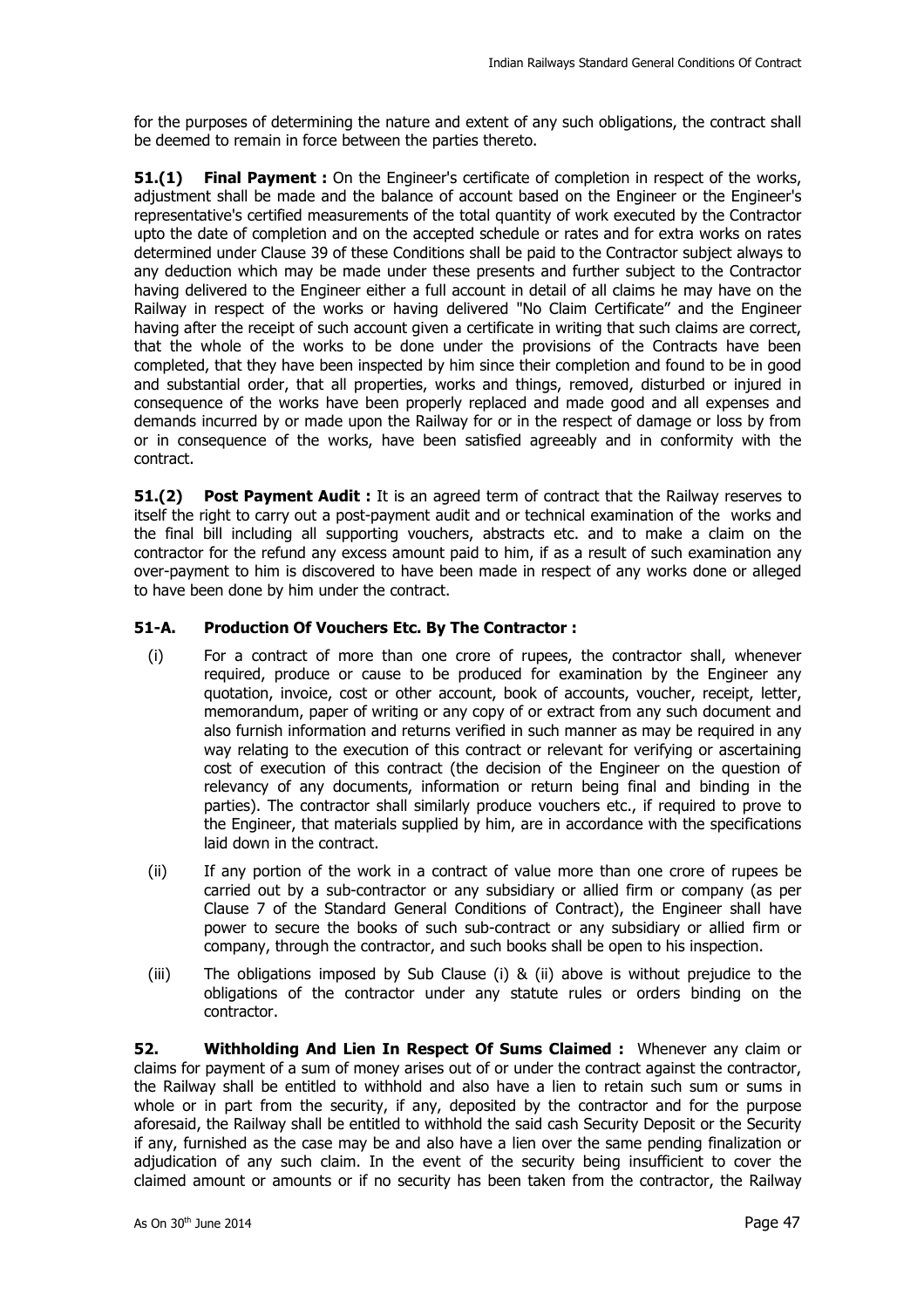for the purposes of determining the nature and extent of any such obligations, the contract shall be deemed to remain in force between the parties thereto.

**51.(1) Final Payment :** On the Engineer's certificate of completion in respect of the works, adjustment shall be made and the balance of account based on the Engineer or the Engineer's representative's certified measurements of the total quantity of work executed by the Contractor upto the date of completion and on the accepted schedule or rates and for extra works on rates determined under Clause 39 of these Conditions shall be paid to the Contractor subject always to any deduction which may be made under these presents and further subject to the Contractor having delivered to the Engineer either a full account in detail of all claims he may have on the Railway in respect of the works or having delivered "No Claim Certificate" and the Engineer having after the receipt of such account given a certificate in writing that such claims are correct, that the whole of the works to be done under the provisions of the Contracts have been completed, that they have been inspected by him since their completion and found to be in good and substantial order, that all properties, works and things, removed, disturbed or injured in consequence of the works have been properly replaced and made good and all expenses and demands incurred by or made upon the Railway for or in the respect of damage or loss by from or in consequence of the works, have been satisfied agreeably and in conformity with the contract.

**51.(2) Post Payment Audit :** It is an agreed term of contract that the Railway reserves to itself the right to carry out a post-payment audit and or technical examination of the works and the final bill including all supporting vouchers, abstracts etc. and to make a claim on the contractor for the refund any excess amount paid to him, if as a result of such examination any over-payment to him is discovered to have been made in respect of any works done or alleged to have been done by him under the contract.

**51-A. Production Of Vouchers Etc. By The Contractor :**

(i) For a contract of more than one crore of rupees, the contractor shall, whenever required, produce or cause to be produced for examination by the Engineer any quotation, invoice, cost or other account, book of accounts, voucher, receipt, letter, memorandum, paper of writing or any copy of or extract from any such document and also furnish information and returns verified in such manner as may be required in any way relating to the execution of this contract or relevant for verifying or ascertaining cost of execution of this contract (the decision of the Engineer on the question of relevancy of any documents, information or return being final and binding in the parties). The contractor shall similarly produce vouchers etc., if required to prove to the Engineer, that materials supplied by him, are in accordance with the specifications laid down in the contract.

(ii) If any portion of the work in a contract of value more than one crore of rupees be carried out by a sub-contractor or any subsidiary or allied firm or company (as per Clause 7 of the Standard General Conditions of Contract), the Engineer shall have power to secure the books of such sub-contract or any subsidiary or allied firm or company, through the contractor, and such books shall be open to his inspection.

(iii) The obligations imposed by Sub Clause (i) & (ii) above is without prejudice to the obligations of the contractor under any statute rules or orders binding on the contractor.

**52. Withholding And Lien In Respect Of Sums Claimed :** Whenever any claim or claims for payment of a sum of money arises out of or under the contract against the contractor, the Railway shall be entitled to withhold and also have a lien to retain such sum or sums in whole or in part from the security, if any, deposited by the contractor and for the purpose aforesaid, the Railway shall be entitled to withhold the said cash Security Deposit or the Security if any, furnished as the case may be and also have a lien over the same pending finalization or adjudication of any such claim. In the event of the security being insufficient to cover the claimed amount or amounts or if no security has been taken from the contractor, the Railway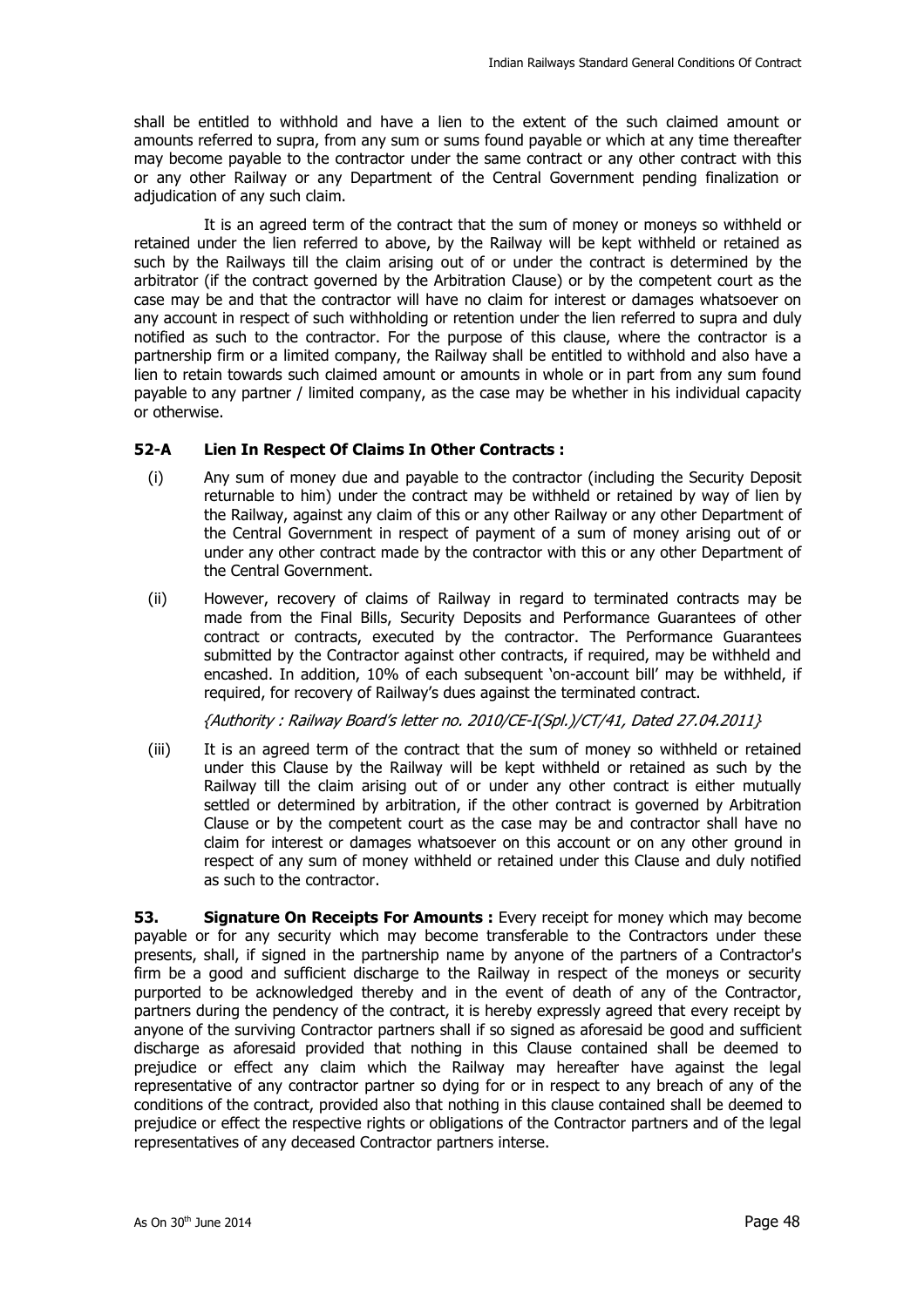shall be entitled to withhold and have a lien to the extent of the such claimed amount or amounts referred to supra, from any sum or sums found payable or which at any time thereafter may become payable to the contractor under the same contract or any other contract with this or any other Railway or any Department of the Central Government pending finalization or adjudication of any such claim.

It is an agreed term of the contract that the sum of money or moneys so withheld or retained under the lien referred to above, by the Railway will be kept withheld or retained as such by the Railways till the claim arising out of or under the contract is determined by the arbitrator (if the contract governed by the Arbitration Clause) or by the competent court as the case may be and that the contractor will have no claim for interest or damages whatsoever on any account in respect of such withholding or retention under the lien referred to supra and duly notified as such to the contractor. For the purpose of this clause, where the contractor is a partnership firm or a limited company, the Railway shall be entitled to withhold and also have a lien to retain towards such claimed amount or amounts in whole or in part from any sum found payable to any partner / limited company, as the case may be whether in his individual capacity or otherwise.

### 52-A Lien In Respect Of Claims In Other Contracts :

(i) Any sum of money due and payable to the contractor (including the Security Deposit returnable to him) under the contract may be withheld or retained by way of lien by the Railway, against any claim of this or any other Railway or any other Department of the Central Government in respect of payment of a sum of money arising out of or under any other contract made by the contractor with this or any other Department of the Central Government.

(ii) However, recovery of claims of Railway in regard to terminated contracts may be made from the Final Bills, Security Deposits and Performance Guarantees of other contract or contracts, executed by the contractor. The Performance Guarantees submitted by the Contractor against other contracts, if required, may be withheld and encashed. In addition, 10% of each subsequent 'on-account bill' may be withheld, if required, for recovery of Railway's dues against the terminated contract.

*{Authority : Railway Board's letter no. 2010/CE-I(Spl.)/CT/41, Dated 27.04.2011}*

(iii) It is an agreed term of the contract that the sum of money so withheld or retained under this Clause by the Railway will be kept withheld or retained as such by the Railway till the claim arising out of or under any other contract is either mutually settled or determined by arbitration, if the other contract is governed by Arbitration Clause or by the competent court as the case may be and contractor shall have no claim for interest or damages whatsoever on this account or on any other ground in respect of any sum of money withheld or retained under this Clause and duly notified as such to the contractor.

**53. Signature On Receipts For Amounts :** Every receipt for money which may become payable or for any security which may become transferable to the Contractors under these presents, shall, if signed in the partnership name by anyone of the partners of a Contractor's firm be a good and sufficient discharge to the Railway in respect of the moneys or security purported to be acknowledged thereby and in the event of death of any of the Contractor, partners during the pendency of the contract, it is hereby expressly agreed that every receipt by anyone of the surviving Contractor partners shall if so signed as aforesaid be good and sufficient discharge as aforesaid provided that nothing in this Clause contained shall be deemed to prejudice or effect any claim which the Railway may hereafter have against the legal representative of any contractor partner so dying for or in respect to any breach of any of the conditions of the contract, provided also that nothing in this clause contained shall be deemed to prejudice or effect the respective rights or obligations of the Contractor partners and of the legal representatives of any deceased Contractor partners interse.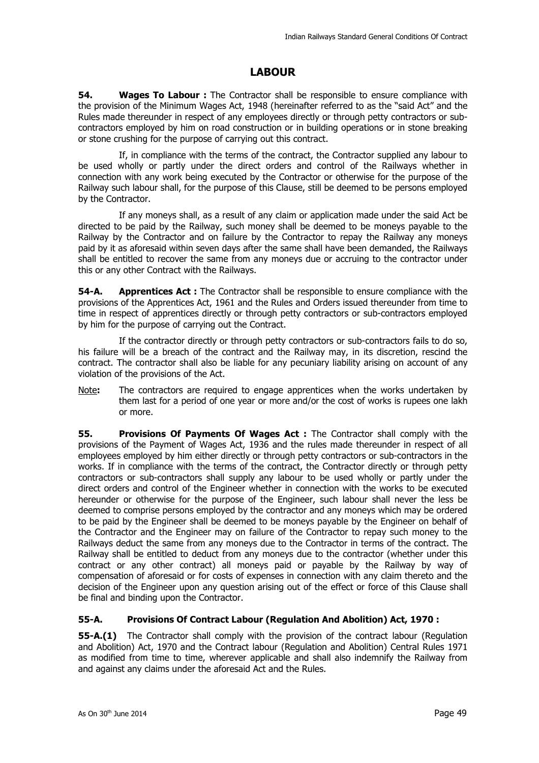## LABOUR

**54. Wages To Labour :** The Contractor shall be responsible to ensure compliance with the provision of the Minimum Wages Act, 1948 (hereinafter referred to as the "said Act" and the Rules made thereunder in respect of any employees directly or through petty contractors or sub-contractors employed by him on road construction or in building operations or in stone breaking or stone crushing for the purpose of carrying out this contract.

If, in compliance with the terms of the contract, the Contractor supplied any labour to be used wholly or partly under the direct orders and control of the Railways whether in connection with any work being executed by the Contractor or otherwise for the purpose of the Railway such labour shall, for the purpose of this Clause, still be deemed to be persons employed by the Contractor.

If any moneys shall, as a result of any claim or application made under the said Act be directed to be paid by the Railway, such money shall be deemed to be moneys payable to the Railway by the Contractor and on failure by the Contractor to repay the Railway any moneys paid by it as aforesaid within seven days after the same shall have been demanded, the Railways shall be entitled to recover the same from any moneys due or accruing to the contractor under this or any other Contract with the Railways.

**54-A. Apprentices Act :** The Contractor shall be responsible to ensure compliance with the provisions of the Apprentices Act, 1961 and the Rules and Orders issued thereunder from time to time in respect of apprentices directly or through petty contractors or sub-contractors employed by him for the purpose of carrying out the Contract.

If the contractor directly or through petty contractors or sub-contractors fails to do so, his failure will be a breach of the contract and the Railway may, in its discretion, rescind the contract. The contractor shall also be liable for any pecuniary liability arising on account of any violation of the provisions of the Act.

Note**:** The contractors are required to engage apprentices when the works undertaken by them last for a period of one year or more and/or the cost of works is rupees one lakh or more.

**55. Provisions Of Payments Of Wages Act :** The Contractor shall comply with the provisions of the Payment of Wages Act, 1936 and the rules made thereunder in respect of all employees employed by him either directly or through petty contractors or sub-contractors in the works. If in compliance with the terms of the contract, the Contractor directly or through petty contractors or sub-contractors shall supply any labour to be used wholly or partly under the direct orders and control of the Engineer whether in connection with the works to be executed hereunder or otherwise for the purpose of the Engineer, such labour shall never the less be deemed to comprise persons employed by the contractor and any moneys which may be ordered to be paid by the Engineer shall be deemed to be moneys payable by the Engineer on behalf of the Contractor and the Engineer may on failure of the Contractor to repay such money to the Railways deduct the same from any moneys due to the Contractor in terms of the contract. The Railway shall be entitled to deduct from any moneys due to the contractor (whether under this contract or any other contract) all moneys paid or payable by the Railway by way of compensation of aforesaid or for costs of expenses in connection with any claim thereto and the decision of the Engineer upon any question arising out of the effect or force of this Clause shall be final and binding upon the Contractor.

### 55-A. Provisions Of Contract Labour (Regulation And Abolition) Act, 1970 :

**55-A.(1)** The Contractor shall comply with the provision of the contract labour (Regulation and Abolition) Act, 1970 and the Contract labour (Regulation and Abolition) Central Rules 1971 as modified from time to time, wherever applicable and shall also indemnify the Railway from and against any claims under the aforesaid Act and the Rules.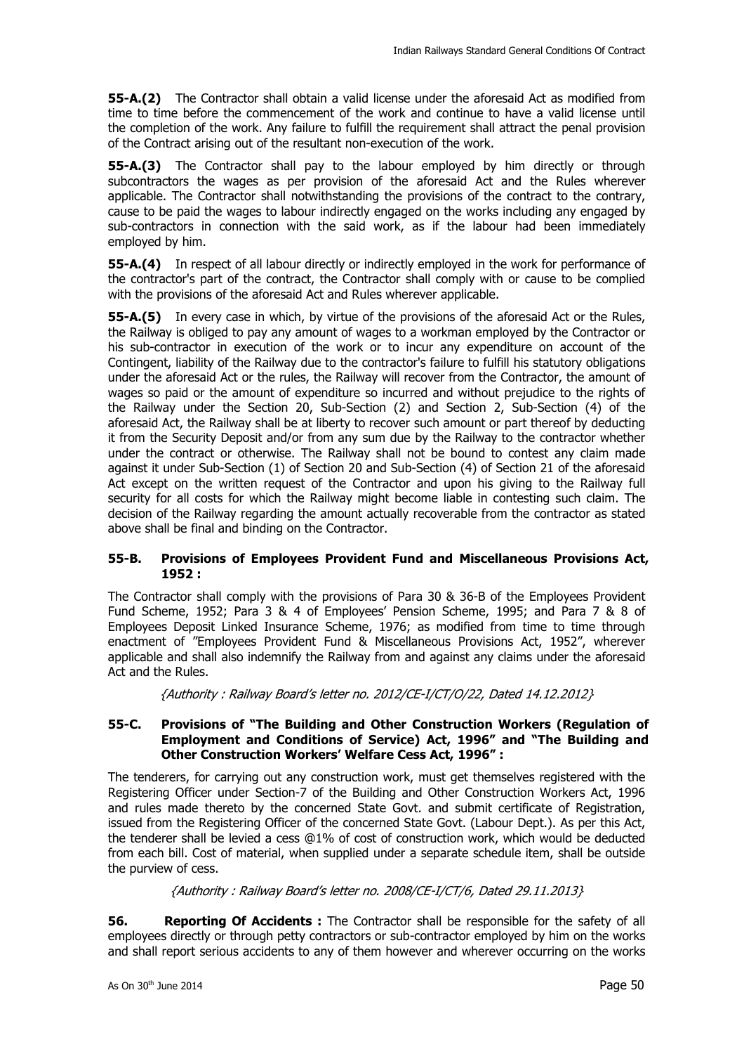**55-A.(2)** The Contractor shall obtain a valid license under the aforesaid Act as modified from time to time before the commencement of the work and continue to have a valid license until the completion of the work. Any failure to fulfill the requirement shall attract the penal provision of the Contract arising out of the resultant non-execution of the work.

**55-A.(3)** The Contractor shall pay to the labour employed by him directly or through subcontractors the wages as per provision of the aforesaid Act and the Rules wherever applicable. The Contractor shall notwithstanding the provisions of the contract to the contrary, cause to be paid the wages to labour indirectly engaged on the works including any engaged by sub-contractors in connection with the said work, as if the labour had been immediately employed by him.

**55-A.(4)** In respect of all labour directly or indirectly employed in the work for performance of the contractor's part of the contract, the Contractor shall comply with or cause to be complied with the provisions of the aforesaid Act and Rules wherever applicable.

**55-A.(5)** In every case in which, by virtue of the provisions of the aforesaid Act or the Rules, the Railway is obliged to pay any amount of wages to a workman employed by the Contractor or his sub-contractor in execution of the work or to incur any expenditure on account of the Contingent, liability of the Railway due to the contractor's failure to fulfill his statutory obligations under the aforesaid Act or the rules, the Railway will recover from the Contractor, the amount of wages so paid or the amount of expenditure so incurred and without prejudice to the rights of the Railway under the Section 20, Sub-Section (2) and Section 2, Sub-Section (4) of the aforesaid Act, the Railway shall be at liberty to recover such amount or part thereof by deducting it from the Security Deposit and/or from any sum due by the Railway to the contractor whether under the contract or otherwise. The Railway shall not be bound to contest any claim made against it under Sub-Section (1) of Section 20 and Sub-Section (4) of Section 21 of the aforesaid Act except on the written request of the Contractor and upon his giving to the Railway full security for all costs for which the Railway might become liable in contesting such claim. The decision of the Railway regarding the amount actually recoverable from the contractor as stated above shall be final and binding on the Contractor.

### 55-B. Provisions of Employees Provident Fund and Miscellaneous Provisions Act, 1952 :

The Contractor shall comply with the provisions of Para 30 & 36-B of the Employees Provident Fund Scheme, 1952; Para 3 & 4 of Employees' Pension Scheme, 1995; and Para 7 & 8 of Employees Deposit Linked Insurance Scheme, 1976; as modified from time to time through enactment of "Employees Provident Fund & Miscellaneous Provisions Act, 1952", wherever applicable and shall also indemnify the Railway from and against any claims under the aforesaid Act and the Rules.

*{Authority : Railway Board's letter no. 2012/CE-I/CT/O/22, Dated 14.12.2012}*

### 55-C. Provisions of "The Building and Other Construction Workers (Regulation of Employment and Conditions of Service) Act, 1996" and "The Building and Other Construction Workers' Welfare Cess Act, 1996" :

The tenderers, for carrying out any construction work, must get themselves registered with the Registering Officer under Section-7 of the Building and Other Construction Workers Act, 1996 and rules made thereto by the concerned State Govt. and submit certificate of Registration, issued from the Registering Officer of the concerned State Govt. (Labour Dept.). As per this Act, the tenderer shall be levied a cess @1% of cost of construction work, which would be deducted from each bill. Cost of material, when supplied under a separate schedule item, shall be outside the purview of cess.

*{Authority : Railway Board's letter no. 2008/CE-I/CT/6, Dated 29.11.2013}*

**56. Reporting Of Accidents :** The Contractor shall be responsible for the safety of all employees directly or through petty contractors or sub-contractor employed by him on the works and shall report serious accidents to any of them however and wherever occurring on the works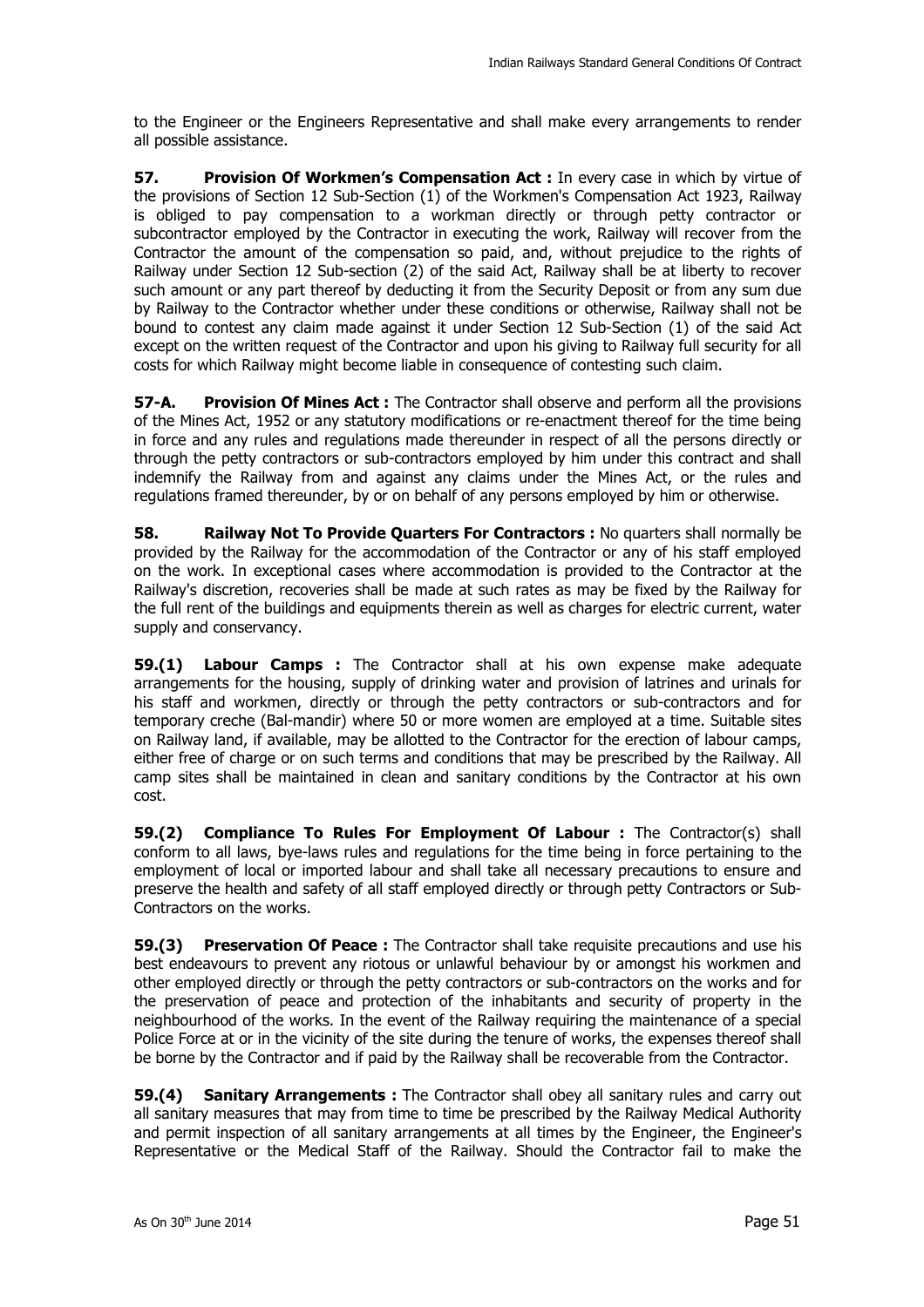to the Engineer or the Engineers Representative and shall make every arrangements to render all possible assistance.

**57. Provision Of Workmen's Compensation Act :** In every case in which by virtue of the provisions of Section 12 Sub-Section (1) of the Workmen's Compensation Act 1923, Railway is obliged to pay compensation to a workman directly or through petty contractor or subcontractor employed by the Contractor in executing the work, Railway will recover from the Contractor the amount of the compensation so paid, and, without prejudice to the rights of Railway under Section 12 Sub-section (2) of the said Act, Railway shall be at liberty to recover such amount or any part thereof by deducting it from the Security Deposit or from any sum due by Railway to the Contractor whether under these conditions or otherwise, Railway shall not be bound to contest any claim made against it under Section 12 Sub-Section (1) of the said Act except on the written request of the Contractor and upon his giving to Railway full security for all costs for which Railway might become liable in consequence of contesting such claim.

**57-A. Provision Of Mines Act :** The Contractor shall observe and perform all the provisions of the Mines Act, 1952 or any statutory modifications or re-enactment thereof for the time being in force and any rules and regulations made thereunder in respect of all the persons directly or through the petty contractors or sub-contractors employed by him under this contract and shall indemnify the Railway from and against any claims under the Mines Act, or the rules and regulations framed thereunder, by or on behalf of any persons employed by him or otherwise.

**58. Railway Not To Provide Quarters For Contractors :** No quarters shall normally be provided by the Railway for the accommodation of the Contractor or any of his staff employed on the work. In exceptional cases where accommodation is provided to the Contractor at the Railway's discretion, recoveries shall be made at such rates as may be fixed by the Railway for the full rent of the buildings and equipments therein as well as charges for electric current, water supply and conservancy.

**59.(1) Labour Camps :** The Contractor shall at his own expense make adequate arrangements for the housing, supply of drinking water and provision of latrines and urinals for his staff and workmen, directly or through the petty contractors or sub-contractors and for temporary creche (Bal-mandir) where 50 or more women are employed at a time. Suitable sites on Railway land, if available, may be allotted to the Contractor for the erection of labour camps, either free of charge or on such terms and conditions that may be prescribed by the Railway. All camp sites shall be maintained in clean and sanitary conditions by the Contractor at his own cost.

**59.(2) Compliance To Rules For Employment Of Labour :** The Contractor(s) shall conform to all laws, bye-laws rules and regulations for the time being in force pertaining to the employment of local or imported labour and shall take all necessary precautions to ensure and preserve the health and safety of all staff employed directly or through petty Contractors or Sub-Contractors on the works.

**59.(3) Preservation Of Peace :** The Contractor shall take requisite precautions and use his best endeavours to prevent any riotous or unlawful behaviour by or amongst his workmen and other employed directly or through the petty contractors or sub-contractors on the works and for the preservation of peace and protection of the inhabitants and security of property in the neighbourhood of the works. In the event of the Railway requiring the maintenance of a special Police Force at or in the vicinity of the site during the tenure of works, the expenses thereof shall be borne by the Contractor and if paid by the Railway shall be recoverable from the Contractor.

**59.(4) Sanitary Arrangements :** The Contractor shall obey all sanitary rules and carry out all sanitary measures that may from time to time be prescribed by the Railway Medical Authority and permit inspection of all sanitary arrangements at all times by the Engineer, the Engineer's Representative or the Medical Staff of the Railway. Should the Contractor fail to make the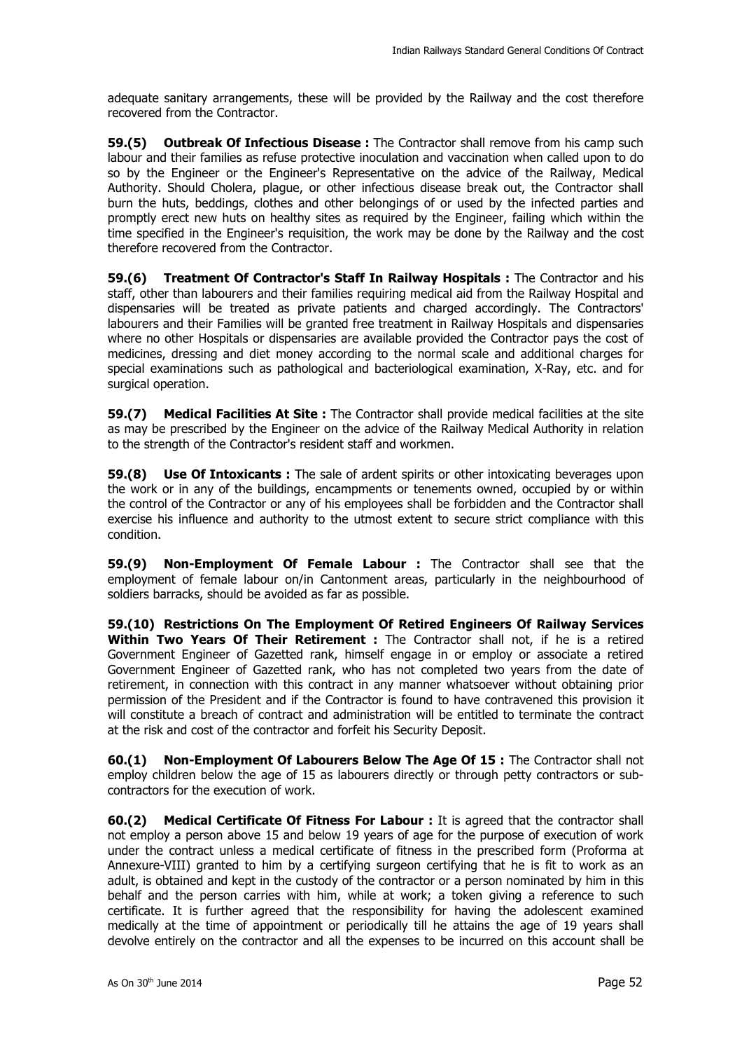adequate sanitary arrangements, these will be provided by the Railway and the cost therefore recovered from the Contractor.

**59.(5) Outbreak Of Infectious Disease :** The Contractor shall remove from his camp such labour and their families as refuse protective inoculation and vaccination when called upon to do so by the Engineer or the Engineer's Representative on the advice of the Railway, Medical Authority. Should Cholera, plague, or other infectious disease break out, the Contractor shall burn the huts, beddings, clothes and other belongings of or used by the infected parties and promptly erect new huts on healthy sites as required by the Engineer, failing which within the time specified in the Engineer's requisition, the work may be done by the Railway and the cost therefore recovered from the Contractor.

**59.(6) Treatment Of Contractor's Staff In Railway Hospitals :** The Contractor and his staff, other than labourers and their families requiring medical aid from the Railway Hospital and dispensaries will be treated as private patients and charged accordingly. The Contractors' labourers and their Families will be granted free treatment in Railway Hospitals and dispensaries where no other Hospitals or dispensaries are available provided the Contractor pays the cost of medicines, dressing and diet money according to the normal scale and additional charges for special examinations such as pathological and bacteriological examination, X-Ray, etc. and for surgical operation.

**59.(7) Medical Facilities At Site :** The Contractor shall provide medical facilities at the site as may be prescribed by the Engineer on the advice of the Railway Medical Authority in relation to the strength of the Contractor's resident staff and workmen.

**59.(8) Use Of Intoxicants :** The sale of ardent spirits or other intoxicating beverages upon the work or in any of the buildings, encampments or tenements owned, occupied by or within the control of the Contractor or any of his employees shall be forbidden and the Contractor shall exercise his influence and authority to the utmost extent to secure strict compliance with this condition.

**59.(9) Non-Employment Of Female Labour :** The Contractor shall see that the employment of female labour on/in Cantonment areas, particularly in the neighbourhood of soldiers barracks, should be avoided as far as possible.

**59.(10) Restrictions On The Employment Of Retired Engineers Of Railway Services Within Two Years Of Their Retirement :** The Contractor shall not, if he is a retired Government Engineer of Gazetted rank, himself engage in or employ or associate a retired Government Engineer of Gazetted rank, who has not completed two years from the date of retirement, in connection with this contract in any manner whatsoever without obtaining prior permission of the President and if the Contractor is found to have contravened this provision it will constitute a breach of contract and administration will be entitled to terminate the contract at the risk and cost of the contractor and forfeit his Security Deposit.

**60.(1) Non-Employment Of Labourers Below The Age Of 15 :** The Contractor shall not employ children below the age of 15 as labourers directly or through petty contractors or sub-contractors for the execution of work.

**60.(2) Medical Certificate Of Fitness For Labour :** It is agreed that the contractor shall not employ a person above 15 and below 19 years of age for the purpose of execution of work under the contract unless a medical certificate of fitness in the prescribed form (Proforma at Annexure-VIII) granted to him by a certifying surgeon certifying that he is fit to work as an adult, is obtained and kept in the custody of the contractor or a person nominated by him in this behalf and the person carries with him, while at work; a token giving a reference to such certificate. It is further agreed that the responsibility for having the adolescent examined medically at the time of appointment or periodically till he attains the age of 19 years shall devolve entirely on the contractor and all the expenses to be incurred on this account shall be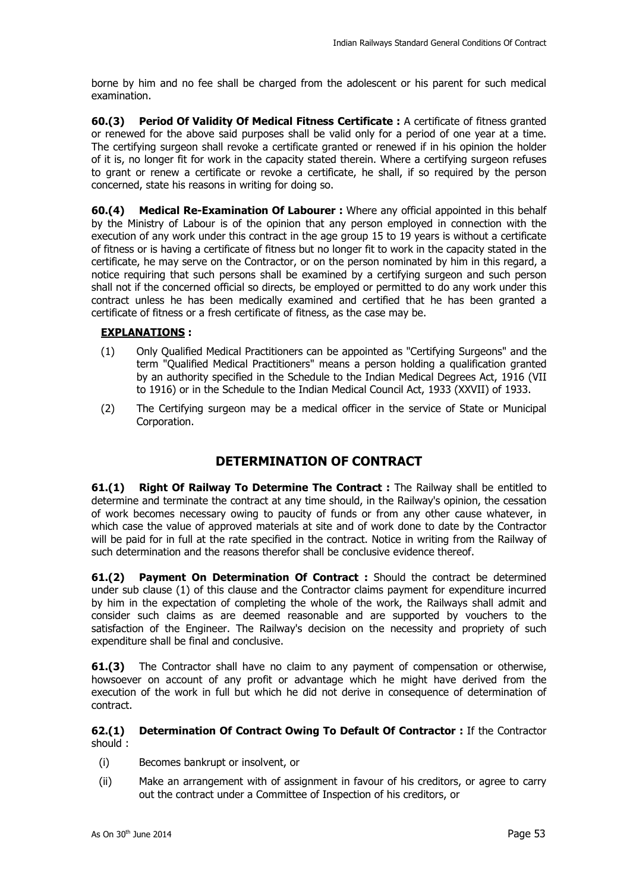borne by him and no fee shall be charged from the adolescent or his parent for such medical examination.

**60.(3) Period Of Validity Of Medical Fitness Certificate :** A certificate of fitness granted or renewed for the above said purposes shall be valid only for a period of one year at a time. The certifying surgeon shall revoke a certificate granted or renewed if in his opinion the holder of it is, no longer fit for work in the capacity stated therein. Where a certifying surgeon refuses to grant or renew a certificate or revoke a certificate, he shall, if so required by the person concerned, state his reasons in writing for doing so.

**60.(4) Medical Re-Examination Of Labourer :** Where any official appointed in this behalf by the Ministry of Labour is of the opinion that any person employed in connection with the execution of any work under this contract in the age group 15 to 19 years is without a certificate of fitness or is having a certificate of fitness but no longer fit to work in the capacity stated in the certificate, he may serve on the Contractor, or on the person nominated by him in this regard, a notice requiring that such persons shall be examined by a certifying surgeon and such person shall not if the concerned official so directs, be employed or permitted to do any work under this contract unless he has been medically examined and certified that he has been granted a certificate of fitness or a fresh certificate of fitness, as the case may be.

**EXPLANATIONS :**

(1) Only Qualified Medical Practitioners can be appointed as "Certifying Surgeons" and the term "Qualified Medical Practitioners" means a person holding a qualification granted by an authority specified in the Schedule to the Indian Medical Degrees Act, 1916 (VII to 1916) or in the Schedule to the Indian Medical Council Act, 1933 (XXVII) of 1933.

(2) The Certifying surgeon may be a medical officer in the service of State or Municipal Corporation.

## DETERMINATION OF CONTRACT

**61.(1) Right Of Railway To Determine The Contract :** The Railway shall be entitled to determine and terminate the contract at any time should, in the Railway's opinion, the cessation of work becomes necessary owing to paucity of funds or from any other cause whatever, in which case the value of approved materials at site and of work done to date by the Contractor will be paid for in full at the rate specified in the contract. Notice in writing from the Railway of such determination and the reasons therefor shall be conclusive evidence thereof.

**61.(2) Payment On Determination Of Contract :** Should the contract be determined under sub clause (1) of this clause and the Contractor claims payment for expenditure incurred by him in the expectation of completing the whole of the work, the Railways shall admit and consider such claims as are deemed reasonable and are supported by vouchers to the satisfaction of the Engineer. The Railway's decision on the necessity and propriety of such expenditure shall be final and conclusive.

**61.(3)** The Contractor shall have no claim to any payment of compensation or otherwise, howsoever on account of any profit or advantage which he might have derived from the execution of the work in full but which he did not derive in consequence of determination of contract.

**62.(1) Determination Of Contract Owing To Default Of Contractor :** If the Contractor should :

(i) Becomes bankrupt or insolvent, or

(ii) Make an arrangement with of assignment in favour of his creditors, or agree to carry out the contract under a Committee of Inspection of his creditors, or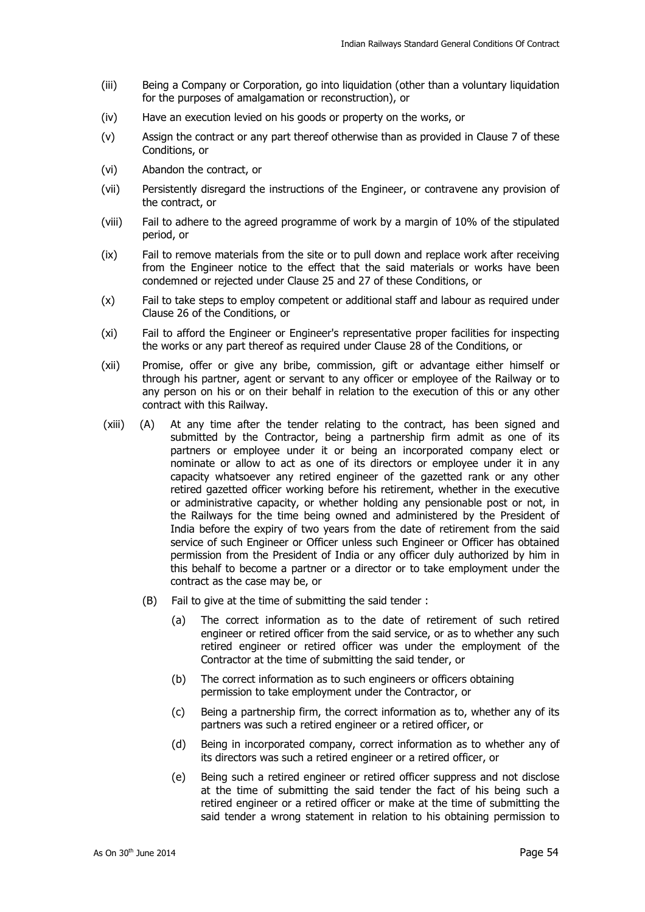- (iii) Being a Company or Corporation, go into liquidation (other than a voluntary liquidation for the purposes of amalgamation or reconstruction), or
- (iv) Have an execution levied on his goods or property on the works, or
- (v) Assign the contract or any part thereof otherwise than as provided in Clause 7 of these Conditions, or
- (vi) Abandon the contract, or
- (vii) Persistently disregard the instructions of the Engineer, or contravene any provision of the contract, or
- (viii) Fail to adhere to the agreed programme of work by a margin of 10% of the stipulated period, or
- (ix) Fail to remove materials from the site or to pull down and replace work after receiving from the Engineer notice to the effect that the said materials or works have been condemned or rejected under Clause 25 and 27 of these Conditions, or
- (x) Fail to take steps to employ competent or additional staff and labour as required under Clause 26 of the Conditions, or
- (xi) Fail to afford the Engineer or Engineer's representative proper facilities for inspecting the works or any part thereof as required under Clause 28 of the Conditions, or
- (xii) Promise, offer or give any bribe, commission, gift or advantage either himself or through his partner, agent or servant to any officer or employee of the Railway or to any person on his or on their behalf in relation to the execution of this or any other contract with this Railway.
- (xiii) (A) At any time after the tender relating to the contract, has been signed and submitted by the Contractor, being a partnership firm admit as one of its partners or employee under it or being an incorporated company elect or nominate or allow to act as one of its directors or employee under it in any capacity whatsoever any retired engineer of the gazetted rank or any other retired gazetted officer working before his retirement, whether in the executive or administrative capacity, or whether holding any pensionable post or not, in the Railways for the time being owned and administered by the President of India before the expiry of two years from the date of retirement from the said service of such Engineer or Officer unless such Engineer or Officer has obtained permission from the President of India or any officer duly authorized by him in this behalf to become a partner or a director or to take employment under the contract as the case may be, or

  (B) Fail to give at the time of submitting the said tender :

  - (a) The correct information as to the date of retirement of such retired engineer or retired officer from the said service, or as to whether any such retired engineer or retired officer was under the employment of the Contractor at the time of submitting the said tender, or
  - (b) The correct information as to such engineers or officers obtaining permission to take employment under the Contractor, or
  - (c) Being a partnership firm, the correct information as to, whether any of its partners was such a retired engineer or a retired officer, or
  - (d) Being in incorporated company, correct information as to whether any of its directors was such a retired engineer or a retired officer, or
  - (e) Being such a retired engineer or retired officer suppress and not disclose at the time of submitting the said tender the fact of his being such a retired engineer or a retired officer or make at the time of submitting the said tender a wrong statement in relation to his obtaining permission to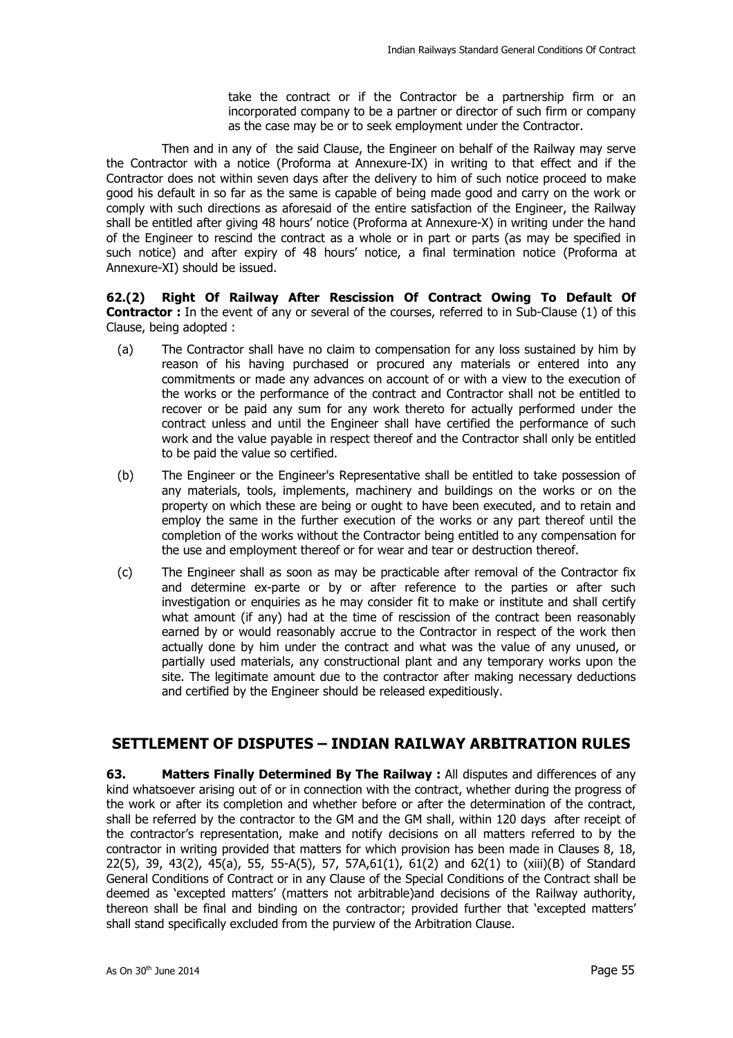take the contract or if the Contractor be a partnership firm or an incorporated company to be a partner or director of such firm or company as the case may be or to seek employment under the Contractor.

Then and in any of the said Clause, the Engineer on behalf of the Railway may serve the Contractor with a notice (Proforma at Annexure-IX) in writing to that effect and if the Contractor does not within seven days after the delivery to him of such notice proceed to make good his default in so far as the same is capable of being made good and carry on the work or comply with such directions as aforesaid of the entire satisfaction of the Engineer, the Railway shall be entitled after giving 48 hours' notice (Proforma at Annexure-X) in writing under the hand of the Engineer to rescind the contract as a whole or in part or parts (as may be specified in such notice) and after expiry of 48 hours' notice, a final termination notice (Proforma at Annexure-XI) should be issued.

**62.(2) Right Of Railway After Rescission Of Contract Owing To Default Of Contractor :** In the event of any or several of the courses, referred to in Sub-Clause (1) of this Clause, being adopted :

(a) The Contractor shall have no claim to compensation for any loss sustained by him by reason of his having purchased or procured any materials or entered into any commitments or made any advances on account of or with a view to the execution of the works or the performance of the contract and Contractor shall not be entitled to recover or be paid any sum for any work thereto for actually performed under the contract unless and until the Engineer shall have certified the performance of such work and the value payable in respect thereof and the Contractor shall only be entitled to be paid the value so certified.

(b) The Engineer or the Engineer's Representative shall be entitled to take possession of any materials, tools, implements, machinery and buildings on the works or on the property on which these are being or ought to have been executed, and to retain and employ the same in the further execution of the works or any part thereof until the completion of the works without the Contractor being entitled to any compensation for the use and employment thereof or for wear and tear or destruction thereof.

(c) The Engineer shall as soon as may be practicable after removal of the Contractor fix and determine ex-parte or by or after reference to the parties or after such investigation or enquiries as he may consider fit to make or institute and shall certify what amount (if any) had at the time of rescission of the contract been reasonably earned by or would reasonably accrue to the Contractor in respect of the work then actually done by him under the contract and what was the value of any unused, or partially used materials, any constructional plant and any temporary works upon the site. The legitimate amount due to the contractor after making necessary deductions and certified by the Engineer should be released expeditiously.

## SETTLEMENT OF DISPUTES – INDIAN RAILWAY ARBITRATION RULES

**63. Matters Finally Determined By The Railway :** All disputes and differences of any kind whatsoever arising out of or in connection with the contract, whether during the progress of the work or after its completion and whether before or after the determination of the contract, shall be referred by the contractor to the GM and the GM shall, within 120 days after receipt of the contractor's representation, make and notify decisions on all matters referred to by the contractor in writing provided that matters for which provision has been made in Clauses 8, 18, 22(5), 39, 43(2), 45(a), 55, 55-A(5), 57, 57A,61(1), 61(2) and 62(1) to (xiii)(B) of Standard General Conditions of Contract or in any Clause of the Special Conditions of the Contract shall be deemed as 'excepted matters' (matters not arbitrable)and decisions of the Railway authority, thereon shall be final and binding on the contractor; provided further that 'excepted matters' shall stand specifically excluded from the purview of the Arbitration Clause.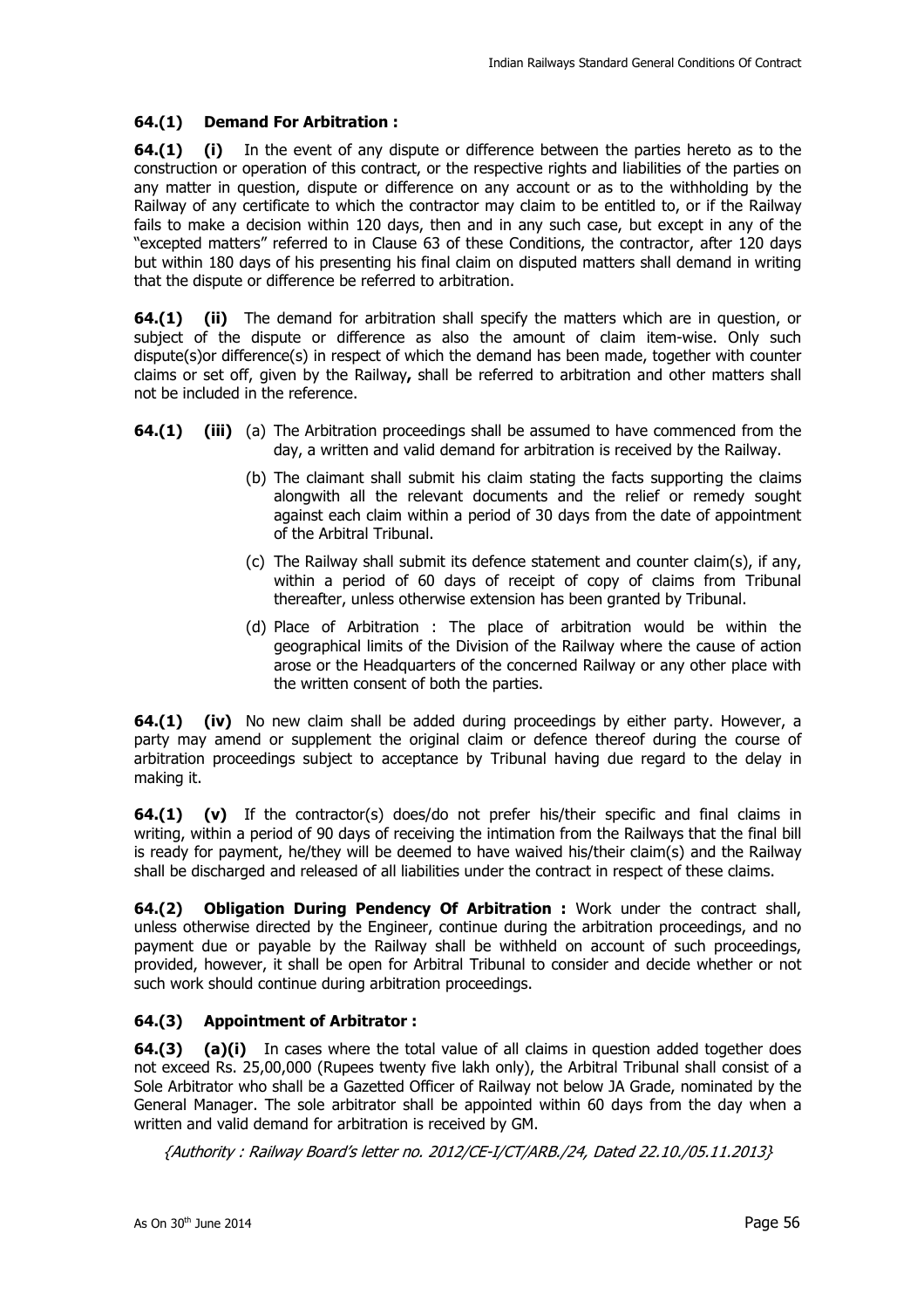**64.(1) Demand For Arbitration :**

**64.(1) (i)** In the event of any dispute or difference between the parties hereto as to the construction or operation of this contract, or the respective rights and liabilities of the parties on any matter in question, dispute or difference on any account or as to the withholding by the Railway of any certificate to which the contractor may claim to be entitled to, or if the Railway fails to make a decision within 120 days, then and in any such case, but except in any of the "excepted matters" referred to in Clause 63 of these Conditions, the contractor, after 120 days but within 180 days of his presenting his final claim on disputed matters shall demand in writing that the dispute or difference be referred to arbitration.

**64.(1) (ii)** The demand for arbitration shall specify the matters which are in question, or subject of the dispute or difference as also the amount of claim item-wise. Only such dispute(s)or difference(s) in respect of which the demand has been made, together with counter claims or set off, given by the Railway**,** shall be referred to arbitration and other matters shall not be included in the reference.

**64.(1) (iii)** (a) The Arbitration proceedings shall be assumed to have commenced from the day, a written and valid demand for arbitration is received by the Railway.

(b) The claimant shall submit his claim stating the facts supporting the claims alongwith all the relevant documents and the relief or remedy sought against each claim within a period of 30 days from the date of appointment of the Arbitral Tribunal.

(c) The Railway shall submit its defence statement and counter claim(s), if any, within a period of 60 days of receipt of copy of claims from Tribunal thereafter, unless otherwise extension has been granted by Tribunal.

(d) Place of Arbitration : The place of arbitration would be within the geographical limits of the Division of the Railway where the cause of action arose or the Headquarters of the concerned Railway or any other place with the written consent of both the parties.

**64.(1) (iv)** No new claim shall be added during proceedings by either party. However, a party may amend or supplement the original claim or defence thereof during the course of arbitration proceedings subject to acceptance by Tribunal having due regard to the delay in making it.

**64.(1) (v)** If the contractor(s) does/do not prefer his/their specific and final claims in writing, within a period of 90 days of receiving the intimation from the Railways that the final bill is ready for payment, he/they will be deemed to have waived his/their claim(s) and the Railway shall be discharged and released of all liabilities under the contract in respect of these claims.

**64.(2) Obligation During Pendency Of Arbitration :** Work under the contract shall, unless otherwise directed by the Engineer, continue during the arbitration proceedings, and no payment due or payable by the Railway shall be withheld on account of such proceedings, provided, however, it shall be open for Arbitral Tribunal to consider and decide whether or not such work should continue during arbitration proceedings.

**64.(3) Appointment of Arbitrator :**

**64.(3) (a)(i)** In cases where the total value of all claims in question added together does not exceed Rs. 25,00,000 (Rupees twenty five lakh only), the Arbitral Tribunal shall consist of a Sole Arbitrator who shall be a Gazetted Officer of Railway not below JA Grade, nominated by the General Manager. The sole arbitrator shall be appointed within 60 days from the day when a written and valid demand for arbitration is received by GM.

*{Authority : Railway Board's letter no. 2012/CE-I/CT/ARB./24, Dated 22.10./05.11.2013}*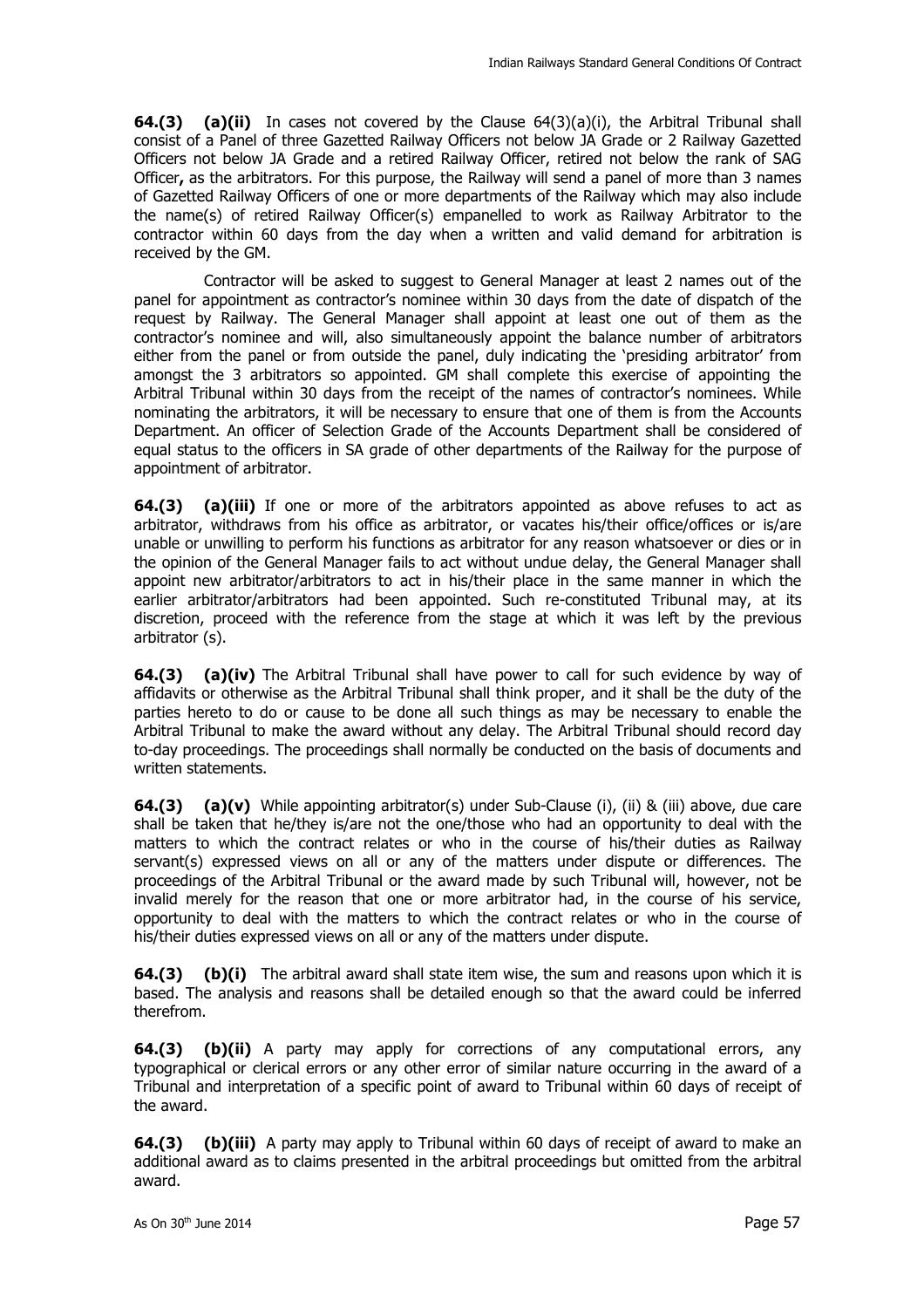**64.(3) (a)(ii)** In cases not covered by the Clause 64(3)(a)(i), the Arbitral Tribunal shall consist of a Panel of three Gazetted Railway Officers not below JA Grade or 2 Railway Gazetted Officers not below JA Grade and a retired Railway Officer, retired not below the rank of SAG Officer**,** as the arbitrators. For this purpose, the Railway will send a panel of more than 3 names of Gazetted Railway Officers of one or more departments of the Railway which may also include the name(s) of retired Railway Officer(s) empanelled to work as Railway Arbitrator to the contractor within 60 days from the day when a written and valid demand for arbitration is received by the GM.

Contractor will be asked to suggest to General Manager at least 2 names out of the panel for appointment as contractor's nominee within 30 days from the date of dispatch of the request by Railway. The General Manager shall appoint at least one out of them as the contractor's nominee and will, also simultaneously appoint the balance number of arbitrators either from the panel or from outside the panel, duly indicating the 'presiding arbitrator' from amongst the 3 arbitrators so appointed. GM shall complete this exercise of appointing the Arbitral Tribunal within 30 days from the receipt of the names of contractor's nominees. While nominating the arbitrators, it will be necessary to ensure that one of them is from the Accounts Department. An officer of Selection Grade of the Accounts Department shall be considered of equal status to the officers in SA grade of other departments of the Railway for the purpose of appointment of arbitrator.

**64.(3) (a)(iii)** If one or more of the arbitrators appointed as above refuses to act as arbitrator, withdraws from his office as arbitrator, or vacates his/their office/offices or is/are unable or unwilling to perform his functions as arbitrator for any reason whatsoever or dies or in the opinion of the General Manager fails to act without undue delay, the General Manager shall appoint new arbitrator/arbitrators to act in his/their place in the same manner in which the earlier arbitrator/arbitrators had been appointed. Such re-constituted Tribunal may, at its discretion, proceed with the reference from the stage at which it was left by the previous arbitrator (s).

**64.(3) (a)(iv)** The Arbitral Tribunal shall have power to call for such evidence by way of affidavits or otherwise as the Arbitral Tribunal shall think proper, and it shall be the duty of the parties hereto to do or cause to be done all such things as may be necessary to enable the Arbitral Tribunal to make the award without any delay. The Arbitral Tribunal should record day to-day proceedings. The proceedings shall normally be conducted on the basis of documents and written statements.

**64.(3) (a)(v)** While appointing arbitrator(s) under Sub-Clause (i), (ii) & (iii) above, due care shall be taken that he/they is/are not the one/those who had an opportunity to deal with the matters to which the contract relates or who in the course of his/their duties as Railway servant(s) expressed views on all or any of the matters under dispute or differences. The proceedings of the Arbitral Tribunal or the award made by such Tribunal will, however, not be invalid merely for the reason that one or more arbitrator had, in the course of his service, opportunity to deal with the matters to which the contract relates or who in the course of his/their duties expressed views on all or any of the matters under dispute.

**64.(3) (b)(i)** The arbitral award shall state item wise, the sum and reasons upon which it is based. The analysis and reasons shall be detailed enough so that the award could be inferred therefrom.

**64.(3) (b)(ii)** A party may apply for corrections of any computational errors, any typographical or clerical errors or any other error of similar nature occurring in the award of a Tribunal and interpretation of a specific point of award to Tribunal within 60 days of receipt of the award.

**64.(3) (b)(iii)** A party may apply to Tribunal within 60 days of receipt of award to make an additional award as to claims presented in the arbitral proceedings but omitted from the arbitral award.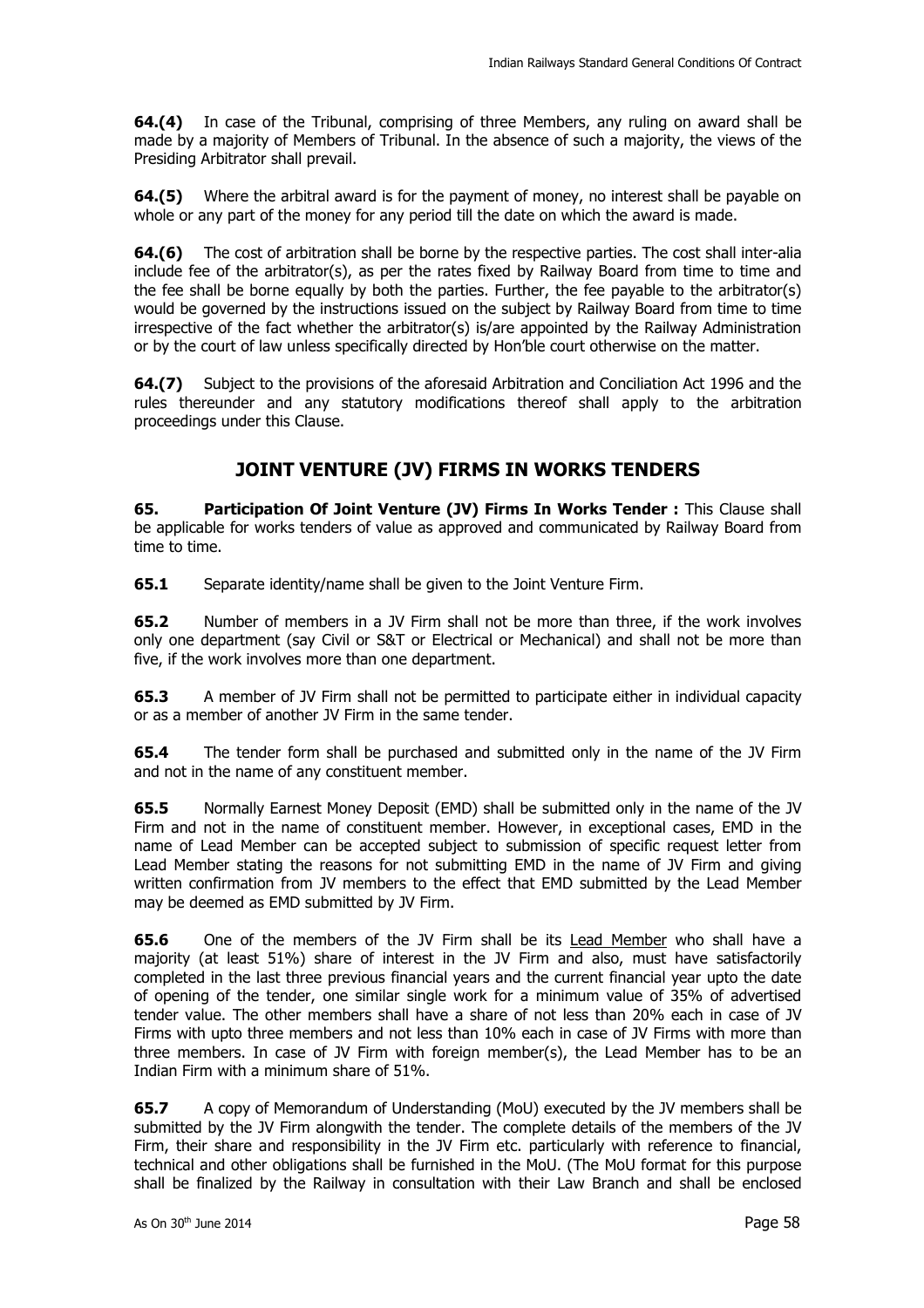**64.(4)** In case of the Tribunal, comprising of three Members, any ruling on award shall be made by a majority of Members of Tribunal. In the absence of such a majority, the views of the Presiding Arbitrator shall prevail.

**64.(5)** Where the arbitral award is for the payment of money, no interest shall be payable on whole or any part of the money for any period till the date on which the award is made.

**64.(6)** The cost of arbitration shall be borne by the respective parties. The cost shall inter-alia include fee of the arbitrator(s), as per the rates fixed by Railway Board from time to time and the fee shall be borne equally by both the parties. Further, the fee payable to the arbitrator(s) would be governed by the instructions issued on the subject by Railway Board from time to time irrespective of the fact whether the arbitrator(s) is/are appointed by the Railway Administration or by the court of law unless specifically directed by Hon'ble court otherwise on the matter.

**64.(7)** Subject to the provisions of the aforesaid Arbitration and Conciliation Act 1996 and the rules thereunder and any statutory modifications thereof shall apply to the arbitration proceedings under this Clause.

## JOINT VENTURE (JV) FIRMS IN WORKS TENDERS

**65. Participation Of Joint Venture (JV) Firms In Works Tender :** This Clause shall be applicable for works tenders of value as approved and communicated by Railway Board from time to time.

**65.1** Separate identity/name shall be given to the Joint Venture Firm.

**65.2** Number of members in a JV Firm shall not be more than three, if the work involves only one department (say Civil or S&T or Electrical or Mechanical) and shall not be more than five, if the work involves more than one department.

**65.3** A member of JV Firm shall not be permitted to participate either in individual capacity or as a member of another JV Firm in the same tender.

**65.4** The tender form shall be purchased and submitted only in the name of the JV Firm and not in the name of any constituent member.

**65.5** Normally Earnest Money Deposit (EMD) shall be submitted only in the name of the JV Firm and not in the name of constituent member. However, in exceptional cases, EMD in the name of Lead Member can be accepted subject to submission of specific request letter from Lead Member stating the reasons for not submitting EMD in the name of JV Firm and giving written confirmation from JV members to the effect that EMD submitted by the Lead Member may be deemed as EMD submitted by JV Firm.

**65.6** One of the members of the JV Firm shall be its Lead Member who shall have a majority (at least 51%) share of interest in the JV Firm and also, must have satisfactorily completed in the last three previous financial years and the current financial year upto the date of opening of the tender, one similar single work for a minimum value of 35% of advertised tender value. The other members shall have a share of not less than 20% each in case of JV Firms with upto three members and not less than 10% each in case of JV Firms with more than three members. In case of JV Firm with foreign member(s), the Lead Member has to be an Indian Firm with a minimum share of 51%.

**65.7** A copy of Memorandum of Understanding (MoU) executed by the JV members shall be submitted by the JV Firm alongwith the tender. The complete details of the members of the JV Firm, their share and responsibility in the JV Firm etc. particularly with reference to financial, technical and other obligations shall be furnished in the MoU. (The MoU format for this purpose shall be finalized by the Railway in consultation with their Law Branch and shall be enclosed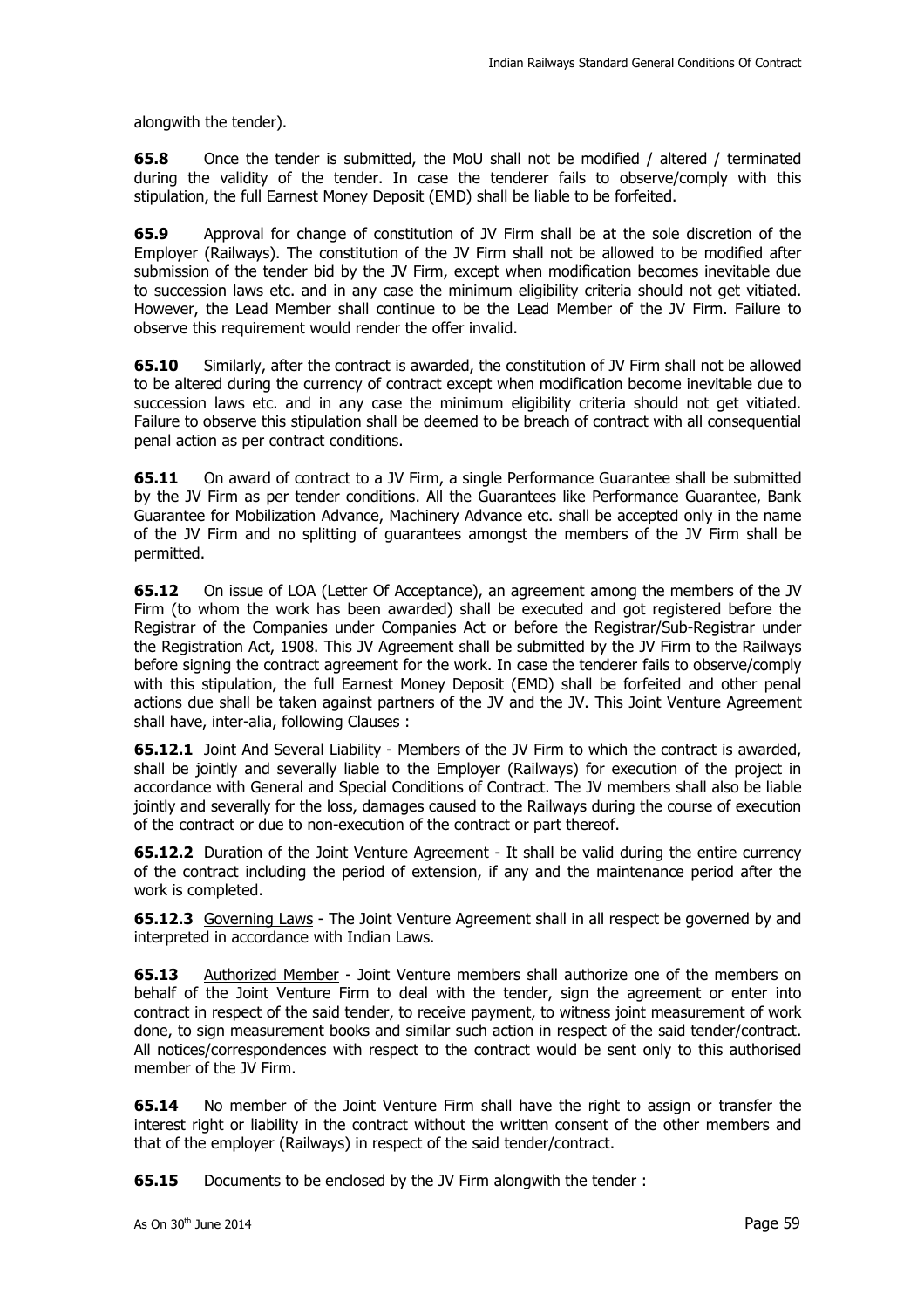alongwith the tender).

**65.8** Once the tender is submitted, the MoU shall not be modified / altered / terminated during the validity of the tender. In case the tenderer fails to observe/comply with this stipulation, the full Earnest Money Deposit (EMD) shall be liable to be forfeited.

**65.9** Approval for change of constitution of JV Firm shall be at the sole discretion of the Employer (Railways). The constitution of the JV Firm shall not be allowed to be modified after submission of the tender bid by the JV Firm, except when modification becomes inevitable due to succession laws etc. and in any case the minimum eligibility criteria should not get vitiated. However, the Lead Member shall continue to be the Lead Member of the JV Firm. Failure to observe this requirement would render the offer invalid.

**65.10** Similarly, after the contract is awarded, the constitution of JV Firm shall not be allowed to be altered during the currency of contract except when modification become inevitable due to succession laws etc. and in any case the minimum eligibility criteria should not get vitiated. Failure to observe this stipulation shall be deemed to be breach of contract with all consequential penal action as per contract conditions.

**65.11** On award of contract to a JV Firm, a single Performance Guarantee shall be submitted by the JV Firm as per tender conditions. All the Guarantees like Performance Guarantee, Bank Guarantee for Mobilization Advance, Machinery Advance etc. shall be accepted only in the name of the JV Firm and no splitting of guarantees amongst the members of the JV Firm shall be permitted.

**65.12** On issue of LOA (Letter Of Acceptance), an agreement among the members of the JV Firm (to whom the work has been awarded) shall be executed and got registered before the Registrar of the Companies under Companies Act or before the Registrar/Sub-Registrar under the Registration Act, 1908. This JV Agreement shall be submitted by the JV Firm to the Railways before signing the contract agreement for the work. In case the tenderer fails to observe/comply with this stipulation, the full Earnest Money Deposit (EMD) shall be forfeited and other penal actions due shall be taken against partners of the JV and the JV. This Joint Venture Agreement shall have, inter-alia, following Clauses :

**65.12.1** Joint And Several Liability - Members of the JV Firm to which the contract is awarded, shall be jointly and severally liable to the Employer (Railways) for execution of the project in accordance with General and Special Conditions of Contract. The JV members shall also be liable jointly and severally for the loss, damages caused to the Railways during the course of execution of the contract or due to non-execution of the contract or part thereof.

**65.12.2** Duration of the Joint Venture Agreement - It shall be valid during the entire currency of the contract including the period of extension, if any and the maintenance period after the work is completed.

**65.12.3** Governing Laws - The Joint Venture Agreement shall in all respect be governed by and interpreted in accordance with Indian Laws.

**65.13** Authorized Member - Joint Venture members shall authorize one of the members on behalf of the Joint Venture Firm to deal with the tender, sign the agreement or enter into contract in respect of the said tender, to receive payment, to witness joint measurement of work done, to sign measurement books and similar such action in respect of the said tender/contract. All notices/correspondences with respect to the contract would be sent only to this authorised member of the JV Firm.

**65.14** No member of the Joint Venture Firm shall have the right to assign or transfer the interest right or liability in the contract without the written consent of the other members and that of the employer (Railways) in respect of the said tender/contract.

**65.15** Documents to be enclosed by the JV Firm alongwith the tender :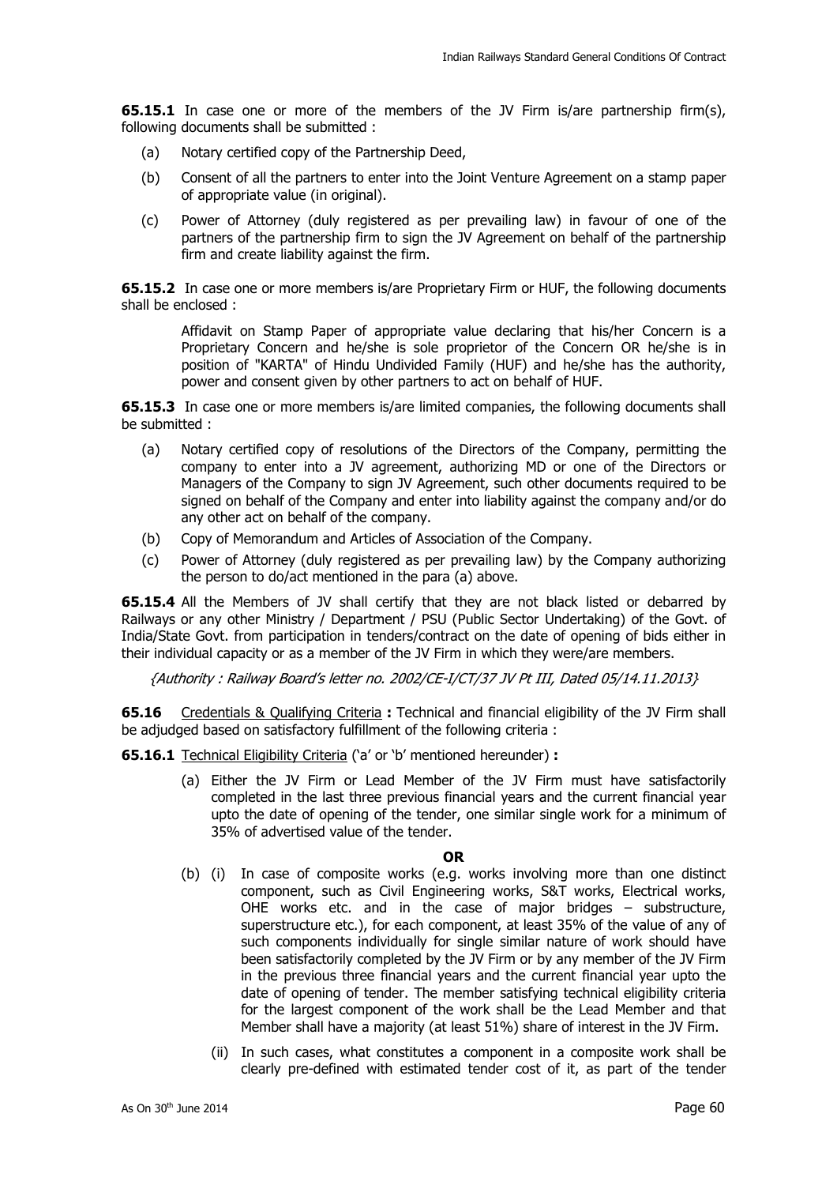**65.15.1** In case one or more of the members of the JV Firm is/are partnership firm(s), following documents shall be submitted :

(a) Notary certified copy of the Partnership Deed,

(b) Consent of all the partners to enter into the Joint Venture Agreement on a stamp paper of appropriate value (in original).

(c) Power of Attorney (duly registered as per prevailing law) in favour of one of the partners of the partnership firm to sign the JV Agreement on behalf of the partnership firm and create liability against the firm.

**65.15.2** In case one or more members is/are Proprietary Firm or HUF, the following documents shall be enclosed :

Affidavit on Stamp Paper of appropriate value declaring that his/her Concern is a Proprietary Concern and he/she is sole proprietor of the Concern OR he/she is in position of "KARTA" of Hindu Undivided Family (HUF) and he/she has the authority, power and consent given by other partners to act on behalf of HUF.

**65.15.3** In case one or more members is/are limited companies, the following documents shall be submitted :

(a) Notary certified copy of resolutions of the Directors of the Company, permitting the company to enter into a JV agreement, authorizing MD or one of the Directors or Managers of the Company to sign JV Agreement, such other documents required to be signed on behalf of the Company and enter into liability against the company and/or do any other act on behalf of the company.

(b) Copy of Memorandum and Articles of Association of the Company.

(c) Power of Attorney (duly registered as per prevailing law) by the Company authorizing the person to do/act mentioned in the para (a) above.

**65.15.4** All the Members of JV shall certify that they are not black listed or debarred by Railways or any other Ministry / Department / PSU (Public Sector Undertaking) of the Govt. of India/State Govt. from participation in tenders/contract on the date of opening of bids either in their individual capacity or as a member of the JV Firm in which they were/are members.

*{Authority : Railway Board's letter no. 2002/CE-I/CT/37 JV Pt III, Dated 05/14.11.2013}*

**65.16** Credentials & Qualifying Criteria **:** Technical and financial eligibility of the JV Firm shall be adjudged based on satisfactory fulfillment of the following criteria :

**65.16.1** Technical Eligibility Criteria ('a' or 'b' mentioned hereunder) **:**

(a) Either the JV Firm or Lead Member of the JV Firm must have satisfactorily completed in the last three previous financial years and the current financial year upto the date of opening of the tender, one similar single work for a minimum of 35% of advertised value of the tender.

**OR**

(b) (i) In case of composite works (e.g. works involving more than one distinct component, such as Civil Engineering works, S&T works, Electrical works, OHE works etc. and in the case of major bridges – substructure, superstructure etc.), for each component, at least 35% of the value of any of such components individually for single similar nature of work should have been satisfactorily completed by the JV Firm or by any member of the JV Firm in the previous three financial years and the current financial year upto the date of opening of tender. The member satisfying technical eligibility criteria for the largest component of the work shall be the Lead Member and that Member shall have a majority (at least 51%) share of interest in the JV Firm.

(ii) In such cases, what constitutes a component in a composite work shall be clearly pre-defined with estimated tender cost of it, as part of the tender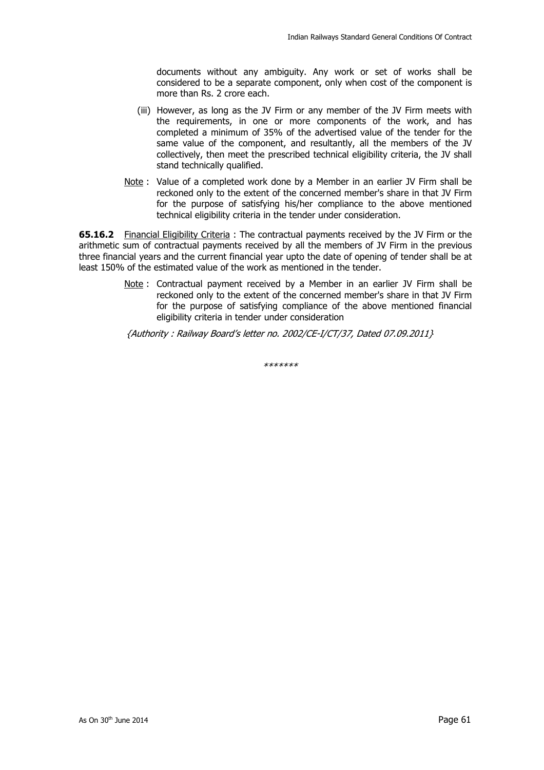documents without any ambiguity. Any work or set of works shall be considered to be a separate component, only when cost of the component is more than Rs. 2 crore each.

(iii) However, as long as the JV Firm or any member of the JV Firm meets with the requirements, in one or more components of the work, and has completed a minimum of 35% of the advertised value of the tender for the same value of the component, and resultantly, all the members of the JV collectively, then meet the prescribed technical eligibility criteria, the JV shall stand technically qualified.

Note : Value of a completed work done by a Member in an earlier JV Firm shall be reckoned only to the extent of the concerned member's share in that JV Firm for the purpose of satisfying his/her compliance to the above mentioned technical eligibility criteria in the tender under consideration.

**65.16.2** Financial Eligibility Criteria : The contractual payments received by the JV Firm or the arithmetic sum of contractual payments received by all the members of JV Firm in the previous three financial years and the current financial year upto the date of opening of tender shall be at least 150% of the estimated value of the work as mentioned in the tender.

Note : Contractual payment received by a Member in an earlier JV Firm shall be reckoned only to the extent of the concerned member's share in that JV Firm for the purpose of satisfying compliance of the above mentioned financial eligibility criteria in tender under consideration

*{Authority : Railway Board's letter no. 2002/CE-I/CT/37, Dated 07.09.2011}*

*******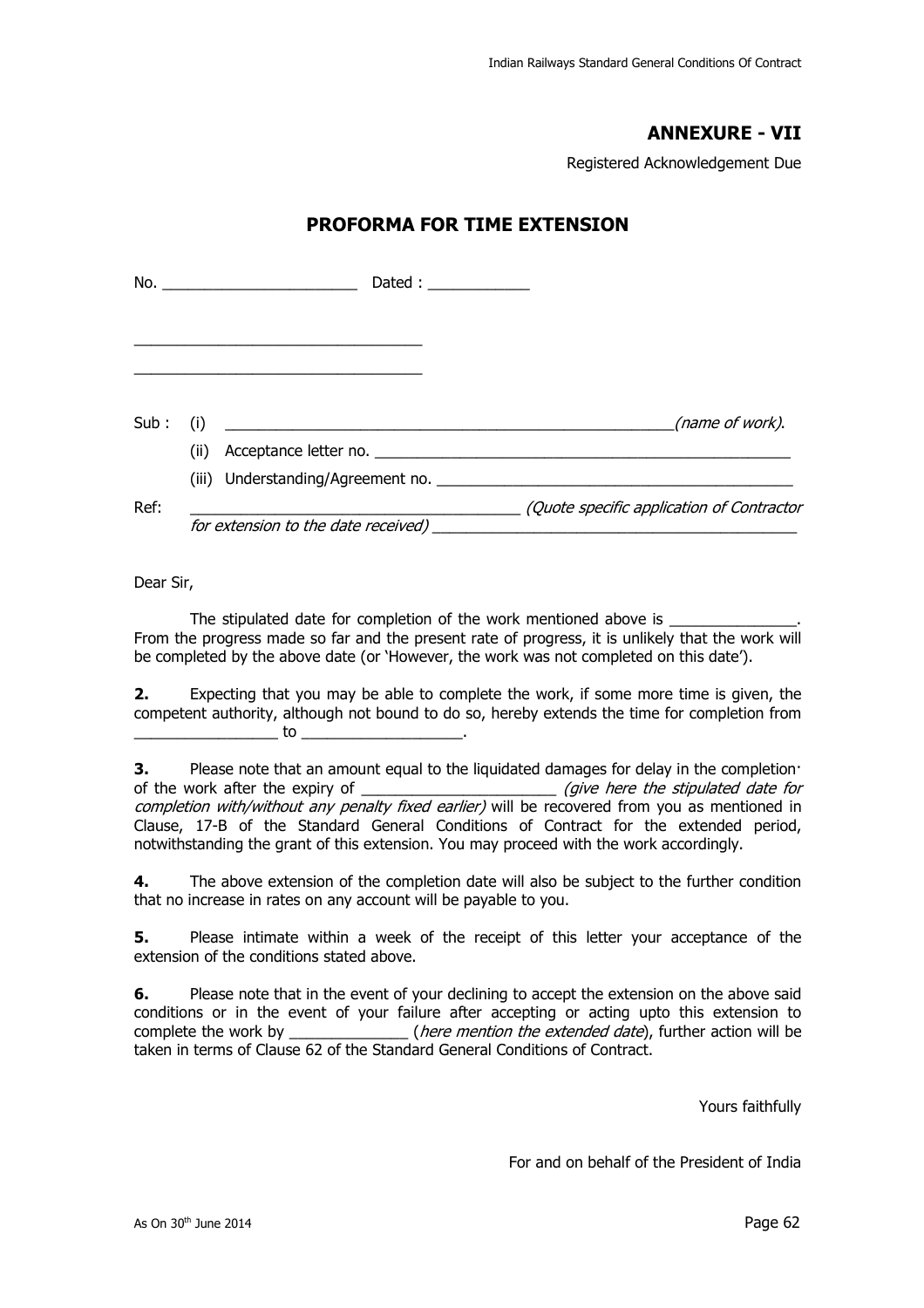## ANNEXURE - VII

Registered Acknowledgement Due

## PROFORMA FOR TIME EXTENSION

No. ______________________ Dated : ____________

_________________________________

_________________________________

Sub : (i) _____________________________________________________*(name of work)*.

(ii) Acceptance letter no. ________________________________________________

(iii) Understanding/Agreement no. _________________________________________

Ref: _____________________________________ *(Quote specific application of Contractor for extension to the date received)* __________________________________________

Dear Sir,

The stipulated date for completion of the work mentioned above is _______________. From the progress made so far and the present rate of progress, it is unlikely that the work will be completed by the above date (or 'However, the work was not completed on this date').

**2.** Expecting that you may be able to complete the work, if some more time is given, the competent authority, although not bound to do so, hereby extends the time for completion from ________________ to __________________.

**3.** Please note that an amount equal to the liquidated damages for delay in the completion· of the work after the expiry of ______________________ *(give here the stipulated date for completion with/without any penalty fixed earlier)* will be recovered from you as mentioned in Clause, 17-B of the Standard General Conditions of Contract for the extended period, notwithstanding the grant of this extension. You may proceed with the work accordingly.

**4.** The above extension of the completion date will also be subject to the further condition that no increase in rates on any account will be payable to you.

**5.** Please intimate within a week of the receipt of this letter your acceptance of the extension of the conditions stated above.

**6.** Please note that in the event of your declining to accept the extension on the above said conditions or in the event of your failure after accepting or acting upto this extension to complete the work by ______________ (*here mention the extended date*), further action will be taken in terms of Clause 62 of the Standard General Conditions of Contract.

Yours faithfully

For and on behalf of the President of India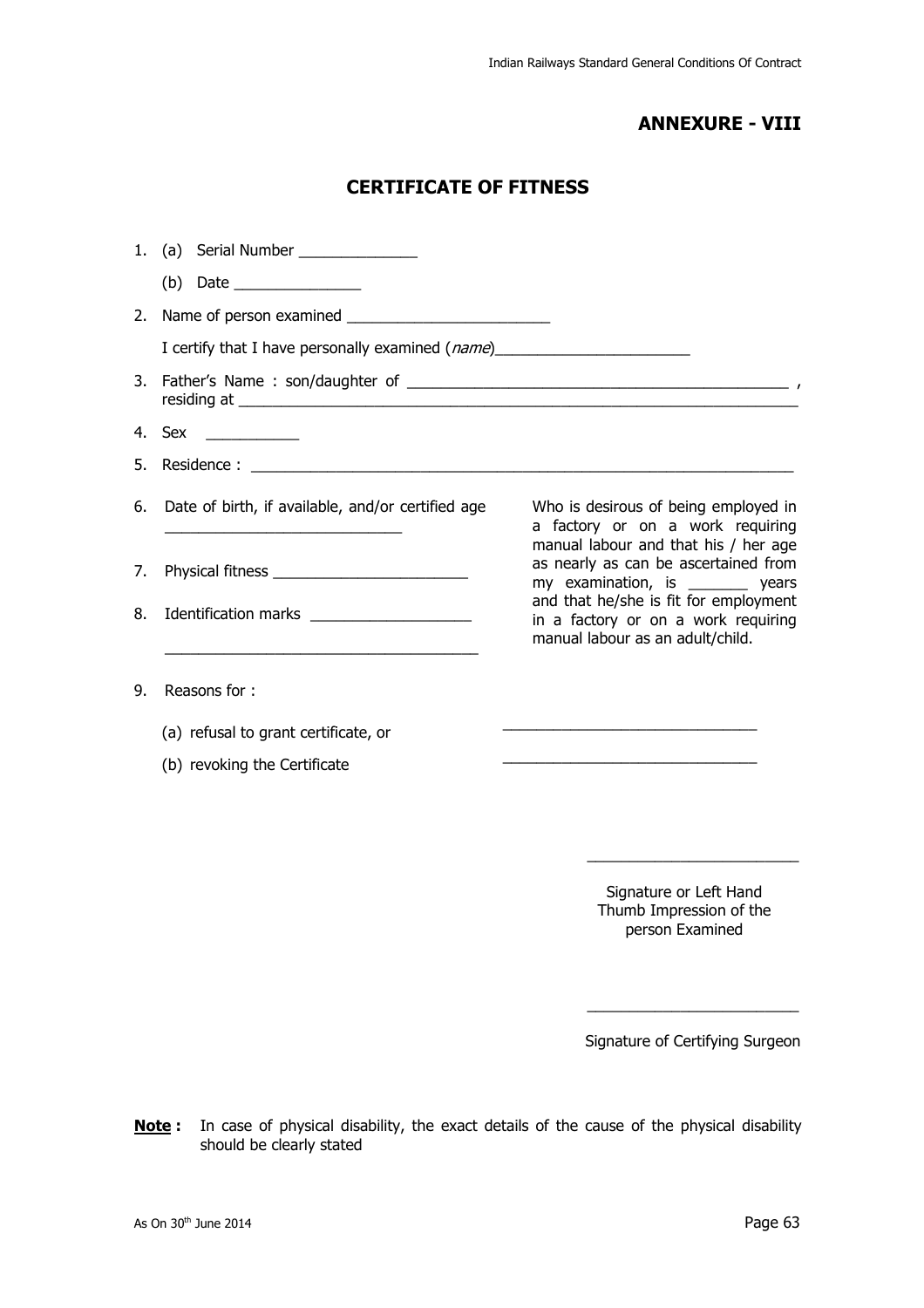## ANNEXURE - VIII

# CERTIFICATE OF FITNESS

1. (a) Serial Number ______________

   (b) Date ________________

2. Name of person examined _________________________

   I certify that I have personally examined (*name*)________________________

3. Father's Name : son/daughter of _______________________________________________ , residing at ______________________________________________________________________

4. Sex ___________

5. Residence : _________________________________________________________________

6. Date of birth, if available, and/or certified age ____________________________

7. Physical fitness ________________________

8. Identification marks ___________________ _____________________________________

Who is desirous of being employed in a factory or on a work requiring manual labour and that his / her age as nearly as can be ascertained from my examination, is _______ years and that he/she is fit for employment in a factory or on a work requiring manual labour as an adult/child.

9. Reasons for :

   (a) refusal to grant certificate, or ______________________________

   (b) revoking the Certificate ______________________________

_________________________

Signature or Left Hand Thumb Impression of the person Examined

_________________________

Signature of Certifying Surgeon

**Note :** In case of physical disability, the exact details of the cause of the physical disability should be clearly stated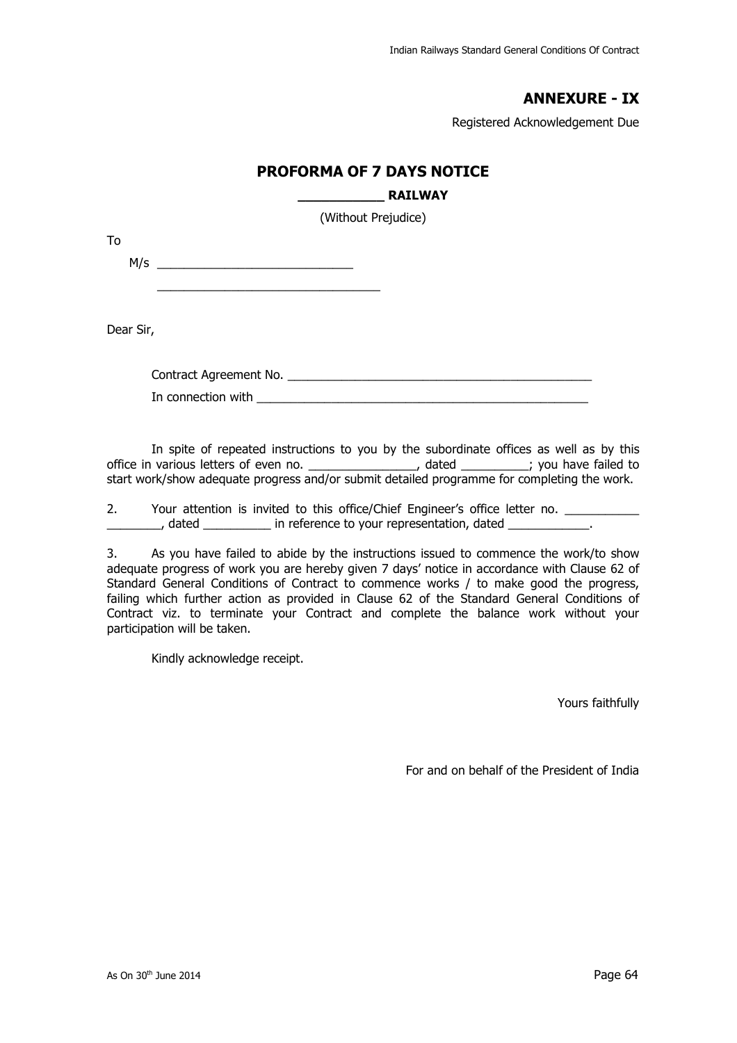## ANNEXURE - IX

Registered Acknowledgement Due

# PROFORMA OF 7 DAYS NOTICE

**__________ RAILWAY**

(Without Prejudice)

To

M/s ___________________________

_______________________________

Dear Sir,

Contract Agreement No. _____________________________________________

In connection with __________________________________________________

In spite of repeated instructions to you by the subordinate offices as well as by this office in various letters of even no. ________________, dated __________; you have failed to start work/show adequate progress and/or submit detailed programme for completing the work.

2. Your attention is invited to this office/Chief Engineer's office letter no. ___________ ________, dated __________ in reference to your representation, dated ____________.

3. As you have failed to abide by the instructions issued to commence the work/to show adequate progress of work you are hereby given 7 days' notice in accordance with Clause 62 of Standard General Conditions of Contract to commence works / to make good the progress, failing which further action as provided in Clause 62 of the Standard General Conditions of Contract viz. to terminate your Contract and complete the balance work without your participation will be taken.

Kindly acknowledge receipt.

Yours faithfully

For and on behalf of the President of India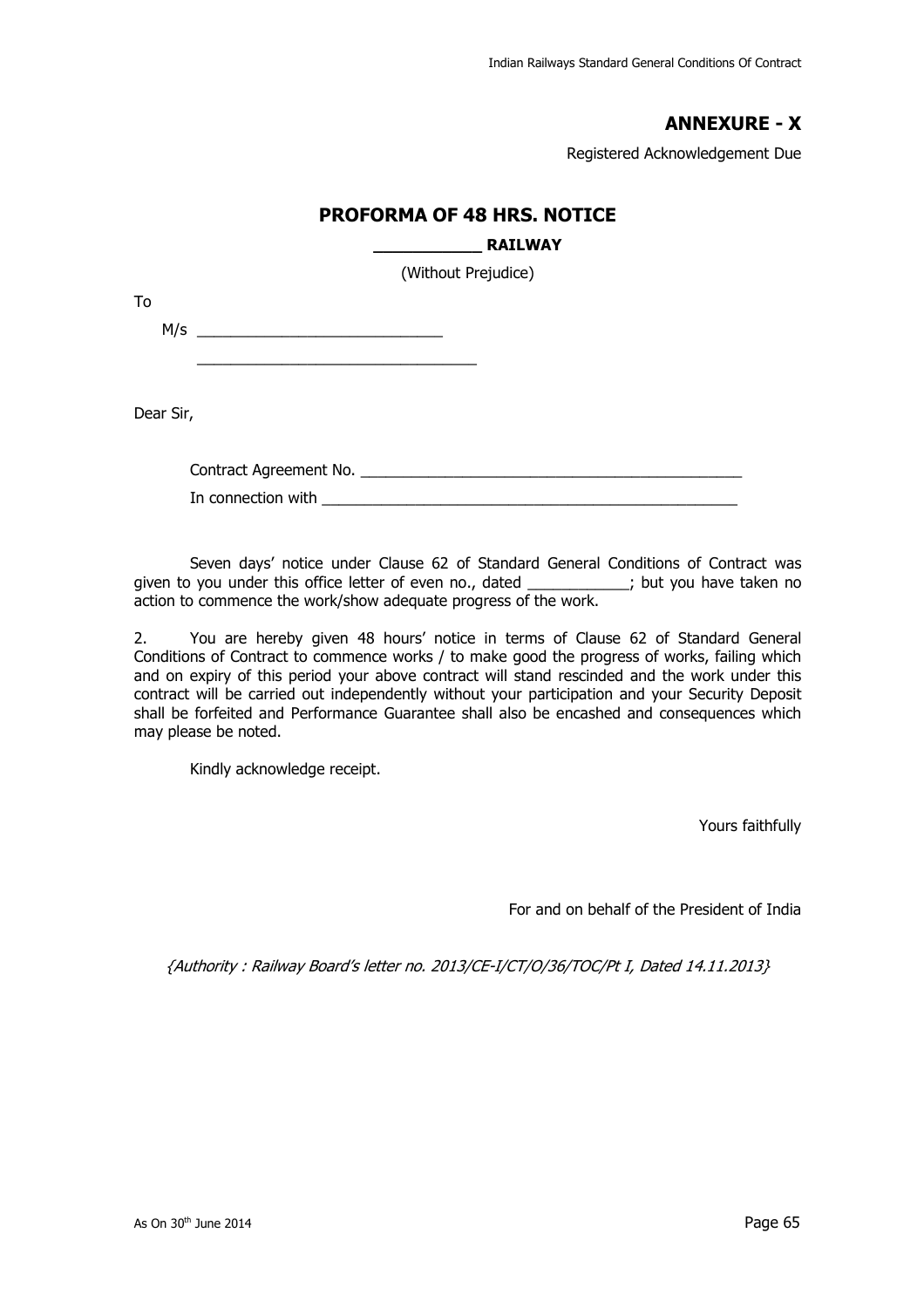## ANNEXURE - X

Registered Acknowledgement Due

# PROFORMA OF 48 HRS. NOTICE

**___________ RAILWAY**

(Without Prejudice)

To

M/s ____________________________

________________________________

Dear Sir,

Contract Agreement No. ______________________________________________

In connection with ___________________________________________________

Seven days' notice under Clause 62 of Standard General Conditions of Contract was given to you under this office letter of even no., dated ____________; but you have taken no action to commence the work/show adequate progress of the work.

2. You are hereby given 48 hours' notice in terms of Clause 62 of Standard General Conditions of Contract to commence works / to make good the progress of works, failing which and on expiry of this period your above contract will stand rescinded and the work under this contract will be carried out independently without your participation and your Security Deposit shall be forfeited and Performance Guarantee shall also be encashed and consequences which may please be noted.

Kindly acknowledge receipt.

Yours faithfully

For and on behalf of the President of India

*{Authority : Railway Board's letter no. 2013/CE-I/CT/O/36/TOC/Pt I, Dated 14.11.2013}*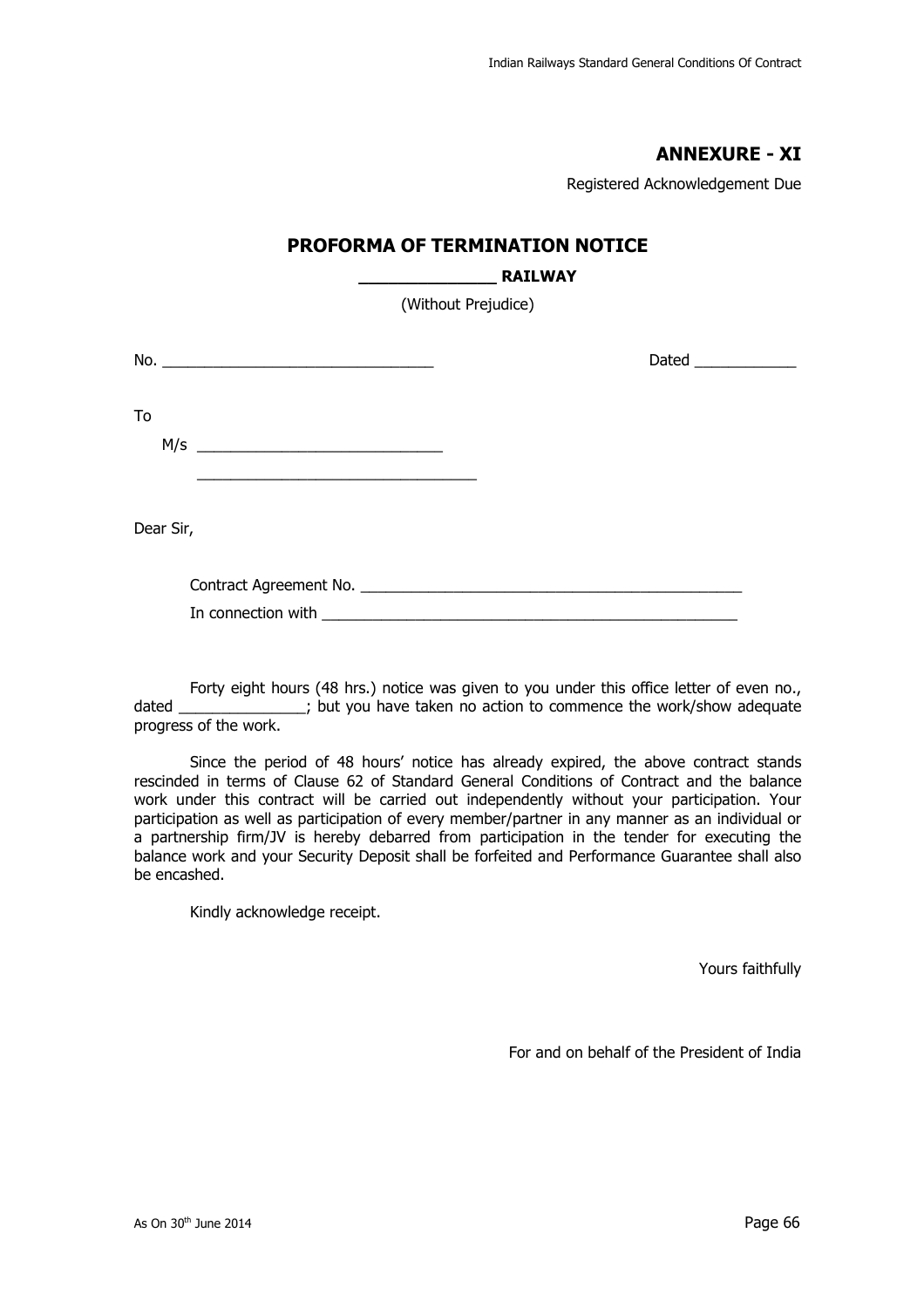## ANNEXURE - XI

Registered Acknowledgement Due

# PROFORMA OF TERMINATION NOTICE

**______________ RAILWAY**

(Without Prejudice)

No. ________________________________ Dated ____________

To

M/s _____________________________

_________________________________

Dear Sir,

Contract Agreement No. ______________________________________________

In connection with __________________________________________________

Forty eight hours (48 hrs.) notice was given to you under this office letter of even no., dated _______________; but you have taken no action to commence the work/show adequate progress of the work.

Since the period of 48 hours' notice has already expired, the above contract stands rescinded in terms of Clause 62 of Standard General Conditions of Contract and the balance work under this contract will be carried out independently without your participation. Your participation as well as participation of every member/partner in any manner as an individual or a partnership firm/JV is hereby debarred from participation in the tender for executing the balance work and your Security Deposit shall be forfeited and Performance Guarantee shall also be encashed.

Kindly acknowledge receipt.

Yours faithfully

For and on behalf of the President of India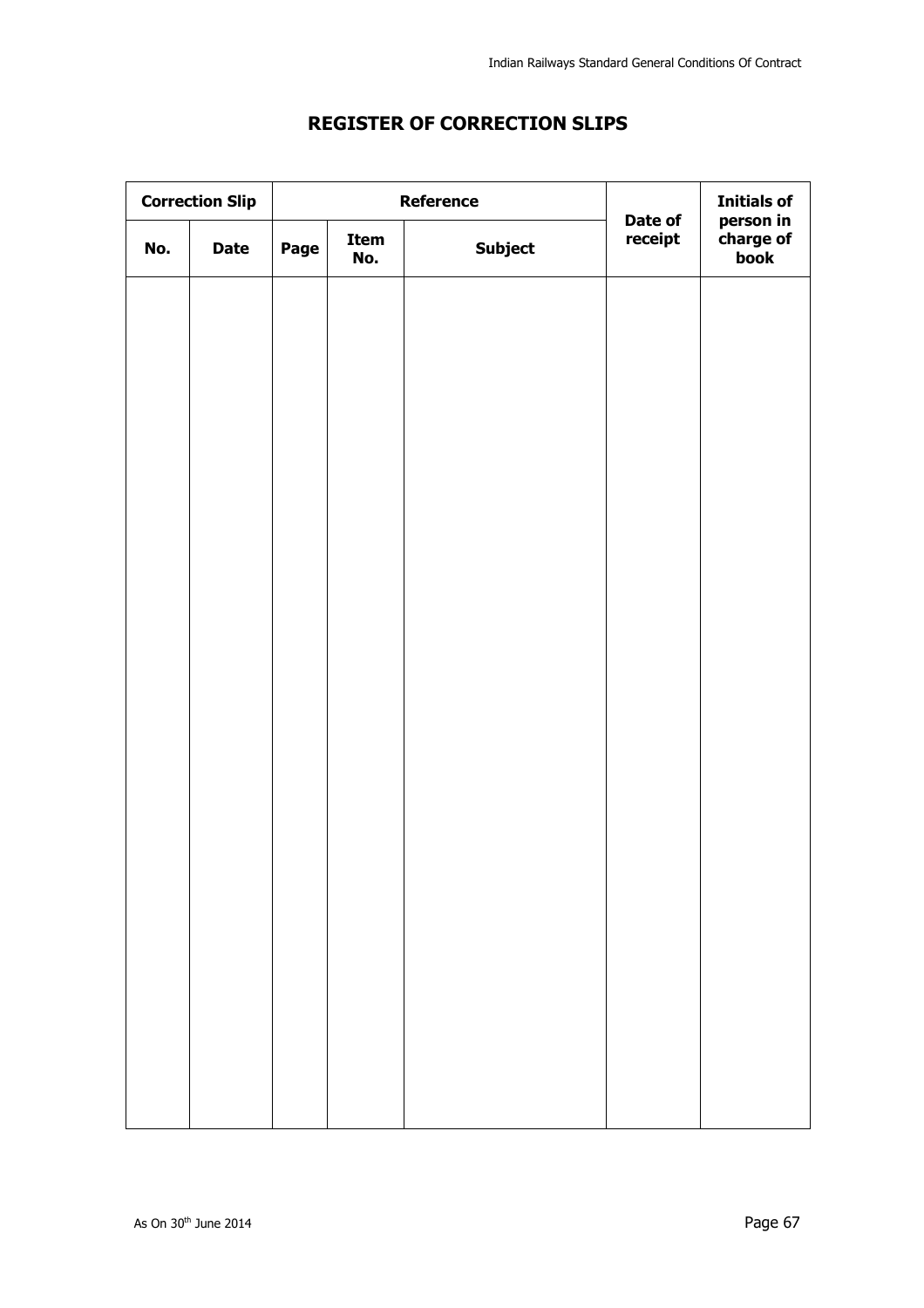# REGISTER OF CORRECTION SLIPS

| Correction Slip | | Reference | | | Date of receipt | Initials of person in charge of book |
|---|---|---|---|---|---|---|
| No. | Date | Page | Item No. | Subject | | |
| | | | | | | |